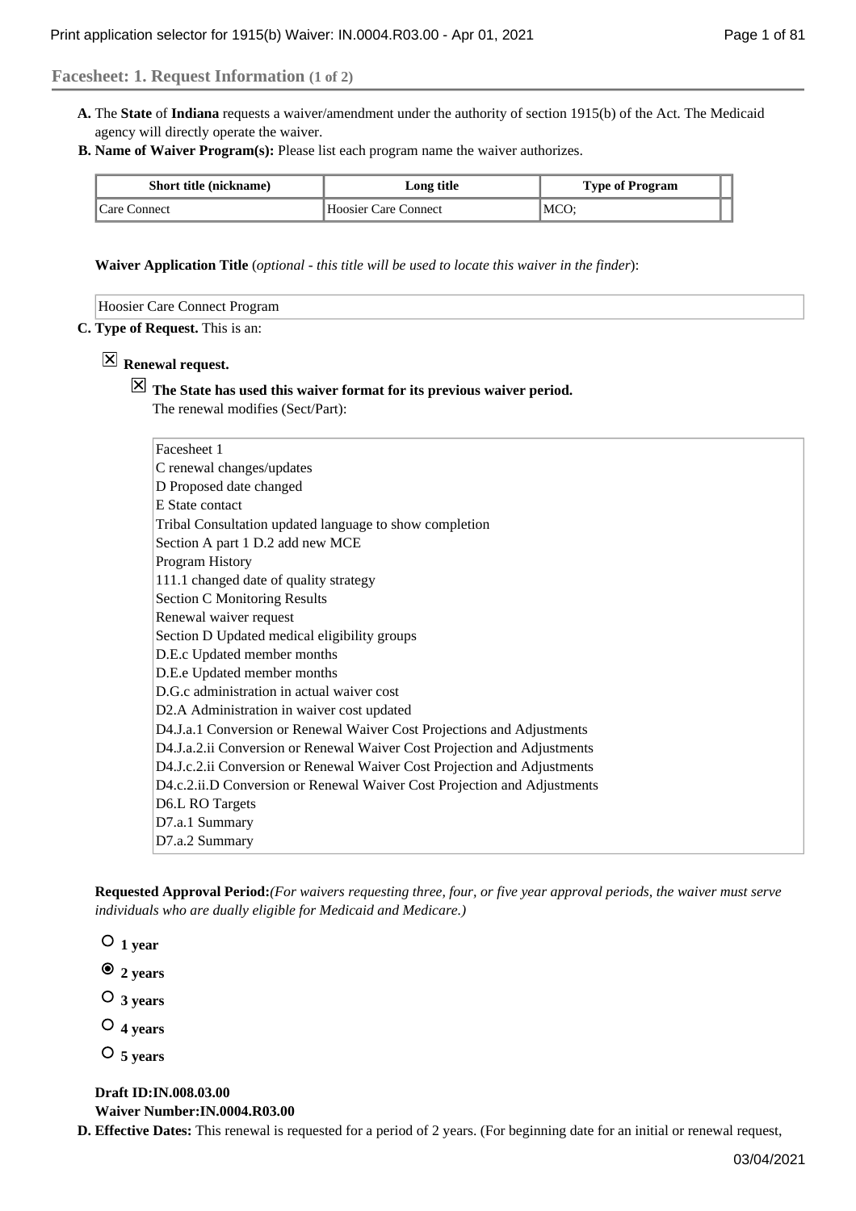## Facesheet: 1. Request Information (1 of 2)

**A.** The **State** of **Indiana** requests a waiver/amendment under the authority of section 1915(b) of the Act. The Medicaid agency will directly operate the waiver.

**B. Name of Waiver Program(s):** Please list each program name the waiver authorizes.

| Short title (nickname) | Long title | Type of Program |
|---|---|---|
| Care Connect | Hoosier Care Connect | MCO; |

**Waiver Application Title** (*optional - this title will be used to locate this waiver in the finder*):

Hoosier Care Connect Program

**C. Type of Request.** This is an:

☒ **Renewal request.**

☒ **The State has used this waiver format for its previous waiver period.**
The renewal modifies (Sect/Part):

Facesheet 1
C renewal changes/updates
D Proposed date changed
E State contact
Tribal Consultation updated language to show completion
Section A part 1 D.2 add new MCE
Program History
111.1 changed date of quality strategy
Section C Monitoring Results
Renewal waiver request
Section D Updated medical eligibility groups
D.E.c Updated member months
D.E.e Updated member months
D.G.c administration in actual waiver cost
D2.A Administration in waiver cost updated
D4.J.a.1 Conversion or Renewal Waiver Cost Projections and Adjustments
D4.J.a.2.ii Conversion or Renewal Waiver Cost Projection and Adjustments
D4.J.c.2.ii Conversion or Renewal Waiver Cost Projection and Adjustments
D4.c.2.ii.D Conversion or Renewal Waiver Cost Projection and Adjustments
D6.L RO Targets
D7.a.1 Summary
D7.a.2 Summary

**Requested Approval Period:***(For waivers requesting three, four, or five year approval periods, the waiver must serve individuals who are dually eligible for Medicaid and Medicare.)*

- ○ **1 year**
- ◉ **2 years**
- ○ **3 years**
- ○ **4 years**
- ○ **5 years**

**Draft ID:IN.008.03.00**
**Waiver Number:IN.0004.R03.00**

**D. Effective Dates:** This renewal is requested for a period of 2 years. (For beginning date for an initial or renewal request,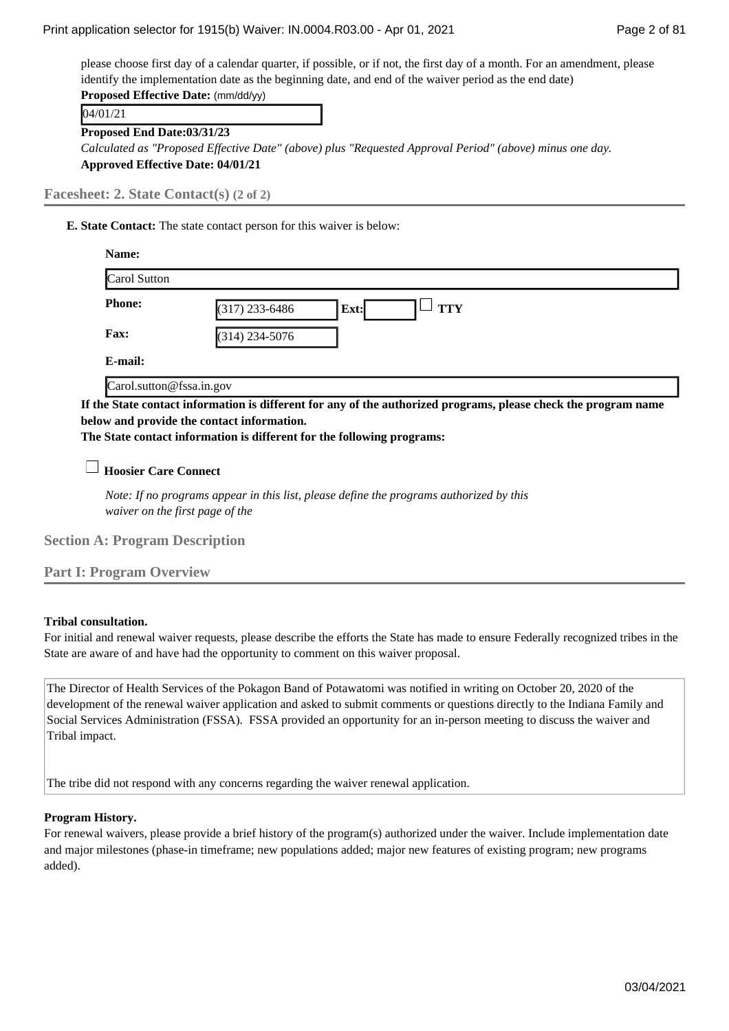please choose first day of a calendar quarter, if possible, or if not, the first day of a month. For an amendment, please identify the implementation date as the beginning date, and end of the waiver period as the end date)

**Proposed Effective Date:** (mm/dd/yy)

04/01/21

**Proposed End Date:03/31/23**

*Calculated as "Proposed Effective Date" (above) plus "Requested Approval Period" (above) minus one day.*

**Approved Effective Date: 04/01/21**

## Facesheet: 2. State Contact(s) (2 of 2)

**E. State Contact:** The state contact person for this waiver is below:

**Name:**

Carol Sutton

**Phone:** (317) 233-6486 **Ext:** ☐ **TTY**

**Fax:** (314) 234-5076

**E-mail:**

Carol.sutton@fssa.in.gov

**If the State contact information is different for any of the authorized programs, please check the program name below and provide the contact information.**

**The State contact information is different for the following programs:**

☐ **Hoosier Care Connect**

*Note: If no programs appear in this list, please define the programs authorized by this waiver on the first page of the*

## Section A: Program Description

## Part I: Program Overview

**Tribal consultation.**

For initial and renewal waiver requests, please describe the efforts the State has made to ensure Federally recognized tribes in the State are aware of and have had the opportunity to comment on this waiver proposal.

The Director of Health Services of the Pokagon Band of Potawatomi was notified in writing on October 20, 2020 of the development of the renewal waiver application and asked to submit comments or questions directly to the Indiana Family and Social Services Administration (FSSA). FSSA provided an opportunity for an in-person meeting to discuss the waiver and Tribal impact.

The tribe did not respond with any concerns regarding the waiver renewal application.

**Program History.**

For renewal waivers, please provide a brief history of the program(s) authorized under the waiver. Include implementation date and major milestones (phase-in timeframe; new populations added; major new features of existing program; new programs added).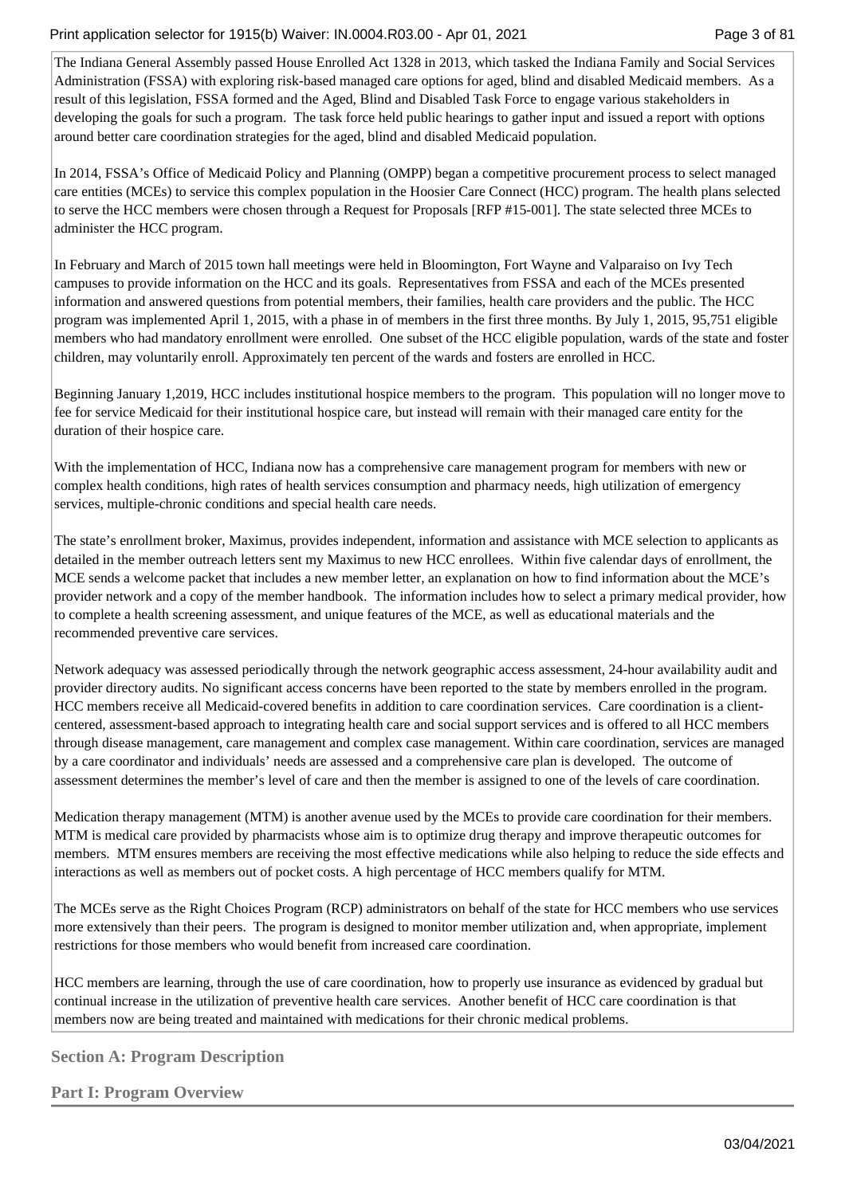The Indiana General Assembly passed House Enrolled Act 1328 in 2013, which tasked the Indiana Family and Social Services Administration (FSSA) with exploring risk-based managed care options for aged, blind and disabled Medicaid members. As a result of this legislation, FSSA formed and the Aged, Blind and Disabled Task Force to engage various stakeholders in developing the goals for such a program. The task force held public hearings to gather input and issued a report with options around better care coordination strategies for the aged, blind and disabled Medicaid population.

In 2014, FSSA's Office of Medicaid Policy and Planning (OMPP) began a competitive procurement process to select managed care entities (MCEs) to service this complex population in the Hoosier Care Connect (HCC) program. The health plans selected to serve the HCC members were chosen through a Request for Proposals [RFP #15-001]. The state selected three MCEs to administer the HCC program.

In February and March of 2015 town hall meetings were held in Bloomington, Fort Wayne and Valparaiso on Ivy Tech campuses to provide information on the HCC and its goals. Representatives from FSSA and each of the MCEs presented information and answered questions from potential members, their families, health care providers and the public. The HCC program was implemented April 1, 2015, with a phase in of members in the first three months. By July 1, 2015, 95,751 eligible members who had mandatory enrollment were enrolled. One subset of the HCC eligible population, wards of the state and foster children, may voluntarily enroll. Approximately ten percent of the wards and fosters are enrolled in HCC.

Beginning January 1,2019, HCC includes institutional hospice members to the program. This population will no longer move to fee for service Medicaid for their institutional hospice care, but instead will remain with their managed care entity for the duration of their hospice care.

With the implementation of HCC, Indiana now has a comprehensive care management program for members with new or complex health conditions, high rates of health services consumption and pharmacy needs, high utilization of emergency services, multiple-chronic conditions and special health care needs.

The state's enrollment broker, Maximus, provides independent, information and assistance with MCE selection to applicants as detailed in the member outreach letters sent my Maximus to new HCC enrollees. Within five calendar days of enrollment, the MCE sends a welcome packet that includes a new member letter, an explanation on how to find information about the MCE's provider network and a copy of the member handbook. The information includes how to select a primary medical provider, how to complete a health screening assessment, and unique features of the MCE, as well as educational materials and the recommended preventive care services.

Network adequacy was assessed periodically through the network geographic access assessment, 24-hour availability audit and provider directory audits. No significant access concerns have been reported to the state by members enrolled in the program. HCC members receive all Medicaid-covered benefits in addition to care coordination services. Care coordination is a client-centered, assessment-based approach to integrating health care and social support services and is offered to all HCC members through disease management, care management and complex case management. Within care coordination, services are managed by a care coordinator and individuals' needs are assessed and a comprehensive care plan is developed. The outcome of assessment determines the member's level of care and then the member is assigned to one of the levels of care coordination.

Medication therapy management (MTM) is another avenue used by the MCEs to provide care coordination for their members. MTM is medical care provided by pharmacists whose aim is to optimize drug therapy and improve therapeutic outcomes for members. MTM ensures members are receiving the most effective medications while also helping to reduce the side effects and interactions as well as members out of pocket costs. A high percentage of HCC members qualify for MTM.

The MCEs serve as the Right Choices Program (RCP) administrators on behalf of the state for HCC members who use services more extensively than their peers. The program is designed to monitor member utilization and, when appropriate, implement restrictions for those members who would benefit from increased care coordination.

HCC members are learning, through the use of care coordination, how to properly use insurance as evidenced by gradual but continual increase in the utilization of preventive health care services. Another benefit of HCC care coordination is that members now are being treated and maintained with medications for their chronic medical problems.

## Section A: Program Description

### Part I: Program Overview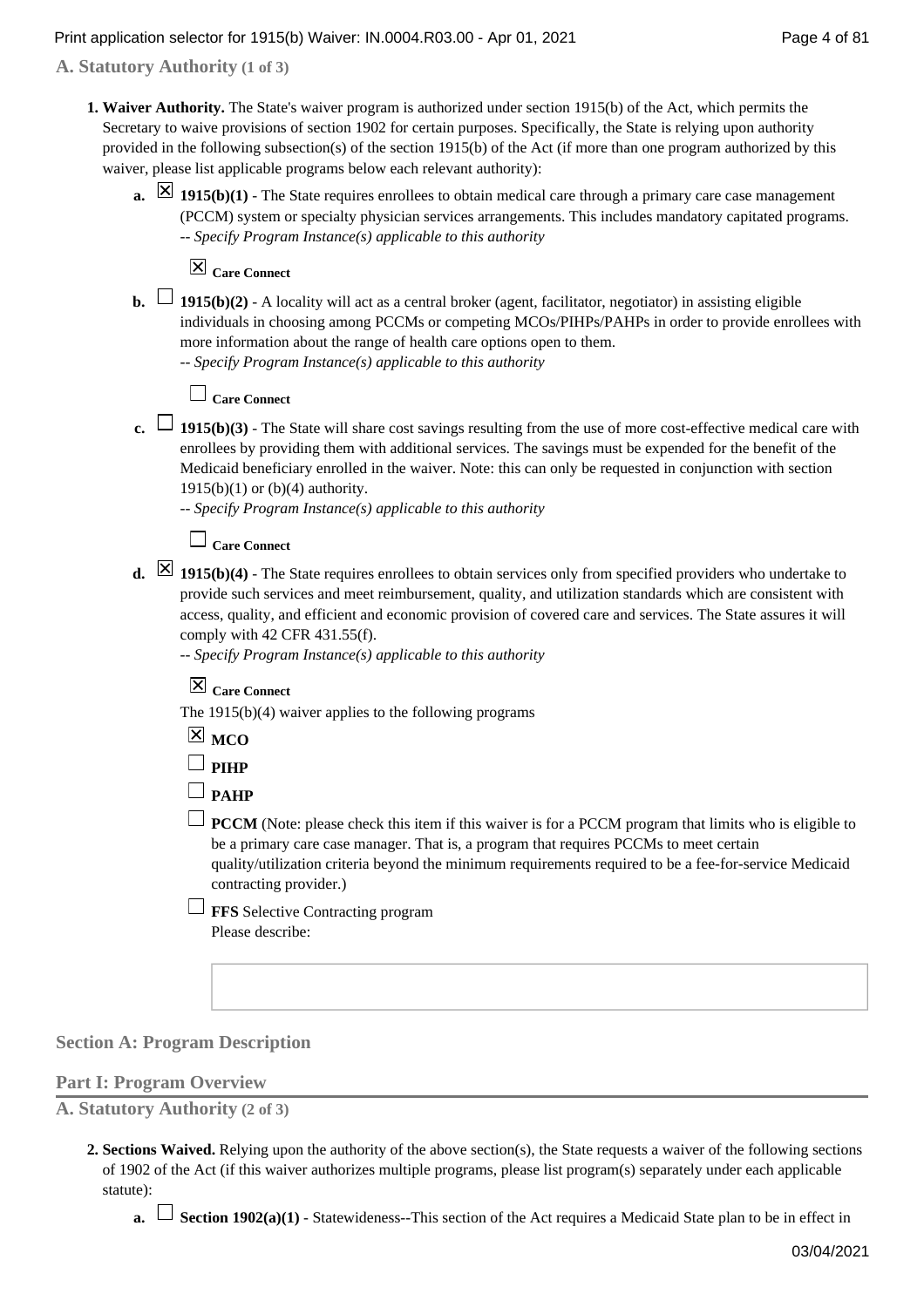## A. Statutory Authority (1 of 3)

1. **Waiver Authority.** The State's waiver program is authorized under section 1915(b) of the Act, which permits the Secretary to waive provisions of section 1902 for certain purposes. Specifically, the State is relying upon authority provided in the following subsection(s) of the section 1915(b) of the Act (if more than one program authorized by this waiver, please list applicable programs below each relevant authority):

   a. ☒ **1915(b)(1)** - The State requires enrollees to obtain medical care through a primary care case management (PCCM) system or specialty physician services arrangements. This includes mandatory capitated programs.
   -- *Specify Program Instance(s) applicable to this authority*

      ☒ **Care Connect**

   b. ☐ **1915(b)(2)** - A locality will act as a central broker (agent, facilitator, negotiator) in assisting eligible individuals in choosing among PCCMs or competing MCOs/PIHPs/PAHPs in order to provide enrollees with more information about the range of health care options open to them.
   -- *Specify Program Instance(s) applicable to this authority*

      ☐ **Care Connect**

   c. ☐ **1915(b)(3)** - The State will share cost savings resulting from the use of more cost-effective medical care with enrollees by providing them with additional services. The savings must be expended for the benefit of the Medicaid beneficiary enrolled in the waiver. Note: this can only be requested in conjunction with section 1915(b)(1) or (b)(4) authority.
   -- *Specify Program Instance(s) applicable to this authority*

      ☐ **Care Connect**

   d. ☒ **1915(b)(4)** - The State requires enrollees to obtain services only from specified providers who undertake to provide such services and meet reimbursement, quality, and utilization standards which are consistent with access, quality, and efficient and economic provision of covered care and services. The State assures it will comply with 42 CFR 431.55(f).
   -- *Specify Program Instance(s) applicable to this authority*

      ☒ **Care Connect**

      The 1915(b)(4) waiver applies to the following programs

      ☒ **MCO**

      ☐ **PIHP**

      ☐ **PAHP**

      ☐ **PCCM** (Note: please check this item if this waiver is for a PCCM program that limits who is eligible to be a primary care case manager. That is, a program that requires PCCMs to meet certain quality/utilization criteria beyond the minimum requirements required to be a fee-for-service Medicaid contracting provider.)

      ☐ **FFS** Selective Contracting program
      Please describe:

## Section A: Program Description

### Part I: Program Overview

## A. Statutory Authority (2 of 3)

2. **Sections Waived.** Relying upon the authority of the above section(s), the State requests a waiver of the following sections of 1902 of the Act (if this waiver authorizes multiple programs, please list program(s) separately under each applicable statute):

   a. ☐ **Section 1902(a)(1)** - Statewideness--This section of the Act requires a Medicaid State plan to be in effect in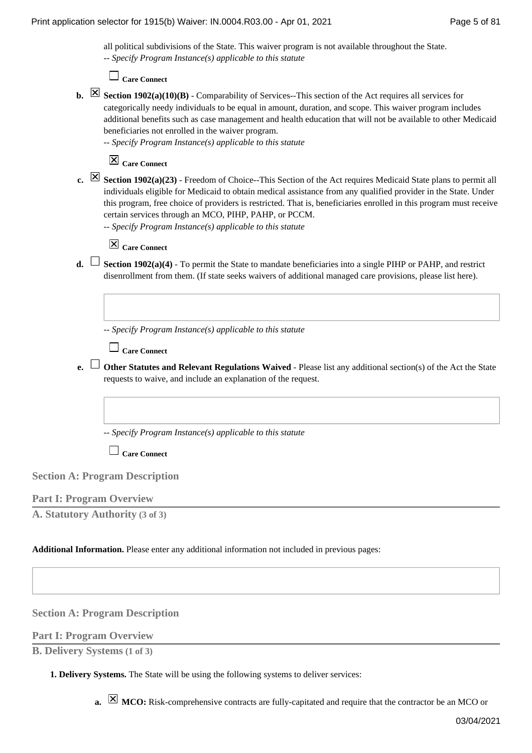all political subdivisions of the State. This waiver program is not available throughout the State.
-- *Specify Program Instance(s) applicable to this statute*

☐ **Care Connect**

**b.** ☒ **Section 1902(a)(10)(B)** - Comparability of Services--This section of the Act requires all services for categorically needy individuals to be equal in amount, duration, and scope. This waiver program includes additional benefits such as case management and health education that will not be available to other Medicaid beneficiaries not enrolled in the waiver program.
-- *Specify Program Instance(s) applicable to this statute*

☒ **Care Connect**

**c.** ☒ **Section 1902(a)(23)** - Freedom of Choice--This Section of the Act requires Medicaid State plans to permit all individuals eligible for Medicaid to obtain medical assistance from any qualified provider in the State. Under this program, free choice of providers is restricted. That is, beneficiaries enrolled in this program must receive certain services through an MCO, PIHP, PAHP, or PCCM.
-- *Specify Program Instance(s) applicable to this statute*

☒ **Care Connect**

**d.** ☐ **Section 1902(a)(4)** - To permit the State to mandate beneficiaries into a single PIHP or PAHP, and restrict disenrollment from them. (If state seeks waivers of additional managed care provisions, please list here).

-- *Specify Program Instance(s) applicable to this statute*

☐ **Care Connect**

**e.** ☐ **Other Statutes and Relevant Regulations Waived** - Please list any additional section(s) of the Act the State requests to waive, and include an explanation of the request.

-- *Specify Program Instance(s) applicable to this statute*

☐ **Care Connect**

## Section A: Program Description

### Part I: Program Overview

#### A. Statutory Authority (3 of 3)

**Additional Information.** Please enter any additional information not included in previous pages:

## Section A: Program Description

### Part I: Program Overview

#### B. Delivery Systems (1 of 3)

**1. Delivery Systems.** The State will be using the following systems to deliver services:

**a.** ☒ **MCO:** Risk-comprehensive contracts are fully-capitated and require that the contractor be an MCO or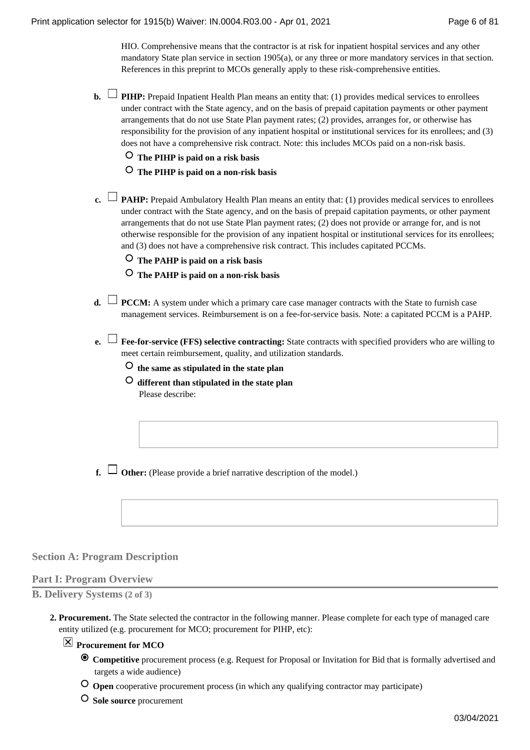HIO. Comprehensive means that the contractor is at risk for inpatient hospital services and any other mandatory State plan service in section 1905(a), or any three or more mandatory services in that section. References in this preprint to MCOs generally apply to these risk-comprehensive entities.

**b.** ☐ **PIHP:** Prepaid Inpatient Health Plan means an entity that: (1) provides medical services to enrollees under contract with the State agency, and on the basis of prepaid capitation payments or other payment arrangements that do not use State Plan payment rates; (2) provides, arranges for, or otherwise has responsibility for the provision of any inpatient hospital or institutional services for its enrollees; and (3) does not have a comprehensive risk contract. Note: this includes MCOs paid on a non-risk basis.

- ○ **The PIHP is paid on a risk basis**
- ○ **The PIHP is paid on a non-risk basis**

**c.** ☐ **PAHP:** Prepaid Ambulatory Health Plan means an entity that: (1) provides medical services to enrollees under contract with the State agency, and on the basis of prepaid capitation payments, or other payment arrangements that do not use State Plan payment rates; (2) does not provide or arrange for, and is not otherwise responsible for the provision of any inpatient hospital or institutional services for its enrollees; and (3) does not have a comprehensive risk contract. This includes capitated PCCMs.

- ○ **The PAHP is paid on a risk basis**
- ○ **The PAHP is paid on a non-risk basis**

**d.** ☐ **PCCM:** A system under which a primary care case manager contracts with the State to furnish case management services. Reimbursement is on a fee-for-service basis. Note: a capitated PCCM is a PAHP.

**e.** ☐ **Fee-for-service (FFS) selective contracting:** State contracts with specified providers who are willing to meet certain reimbursement, quality, and utilization standards.

- ○ **the same as stipulated in the state plan**
- ○ **different than stipulated in the state plan**

  Please describe:

**f.** ☐ **Other:** (Please provide a brief narrative description of the model.)

## Section A: Program Description

### Part I: Program Overview

### B. Delivery Systems (2 of 3)

**2. Procurement.** The State selected the contractor in the following manner. Please complete for each type of managed care entity utilized (e.g. procurement for MCO; procurement for PIHP, etc):

☒ **Procurement for MCO**

- ◉ **Competitive** procurement process (e.g. Request for Proposal or Invitation for Bid that is formally advertised and targets a wide audience)
- ○ **Open** cooperative procurement process (in which any qualifying contractor may participate)
- ○ **Sole source** procurement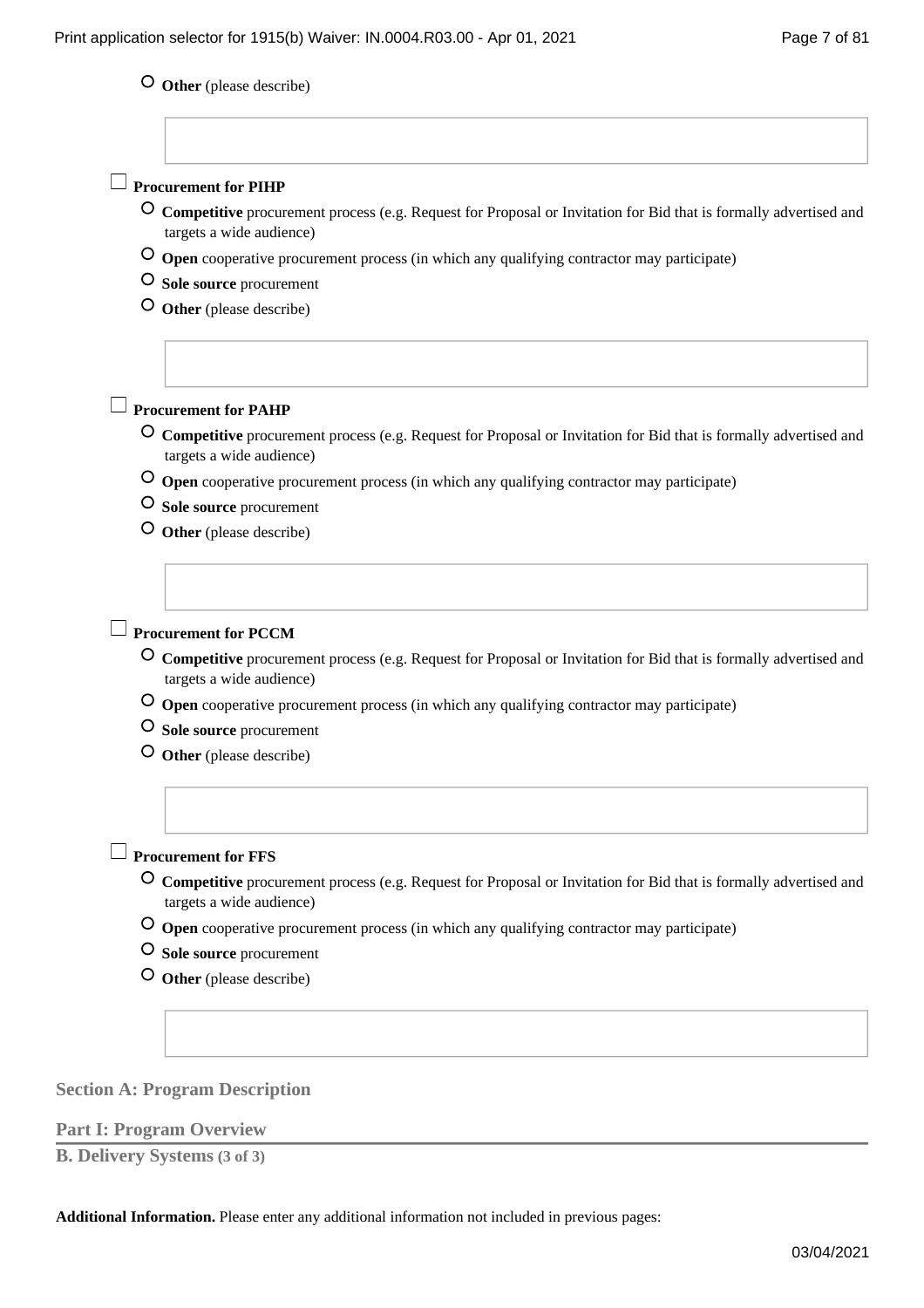- ○ **Other** (please describe)

☐ **Procurement for PIHP**

- ○ **Competitive** procurement process (e.g. Request for Proposal or Invitation for Bid that is formally advertised and targets a wide audience)
- ○ **Open** cooperative procurement process (in which any qualifying contractor may participate)
- ○ **Sole source** procurement
- ○ **Other** (please describe)

☐ **Procurement for PAHP**

- ○ **Competitive** procurement process (e.g. Request for Proposal or Invitation for Bid that is formally advertised and targets a wide audience)
- ○ **Open** cooperative procurement process (in which any qualifying contractor may participate)
- ○ **Sole source** procurement
- ○ **Other** (please describe)

☐ **Procurement for PCCM**

- ○ **Competitive** procurement process (e.g. Request for Proposal or Invitation for Bid that is formally advertised and targets a wide audience)
- ○ **Open** cooperative procurement process (in which any qualifying contractor may participate)
- ○ **Sole source** procurement
- ○ **Other** (please describe)

☐ **Procurement for FFS**

- ○ **Competitive** procurement process (e.g. Request for Proposal or Invitation for Bid that is formally advertised and targets a wide audience)
- ○ **Open** cooperative procurement process (in which any qualifying contractor may participate)
- ○ **Sole source** procurement
- ○ **Other** (please describe)

## Section A: Program Description

### Part I: Program Overview

#### B. Delivery Systems (3 of 3)

**Additional Information.** Please enter any additional information not included in previous pages: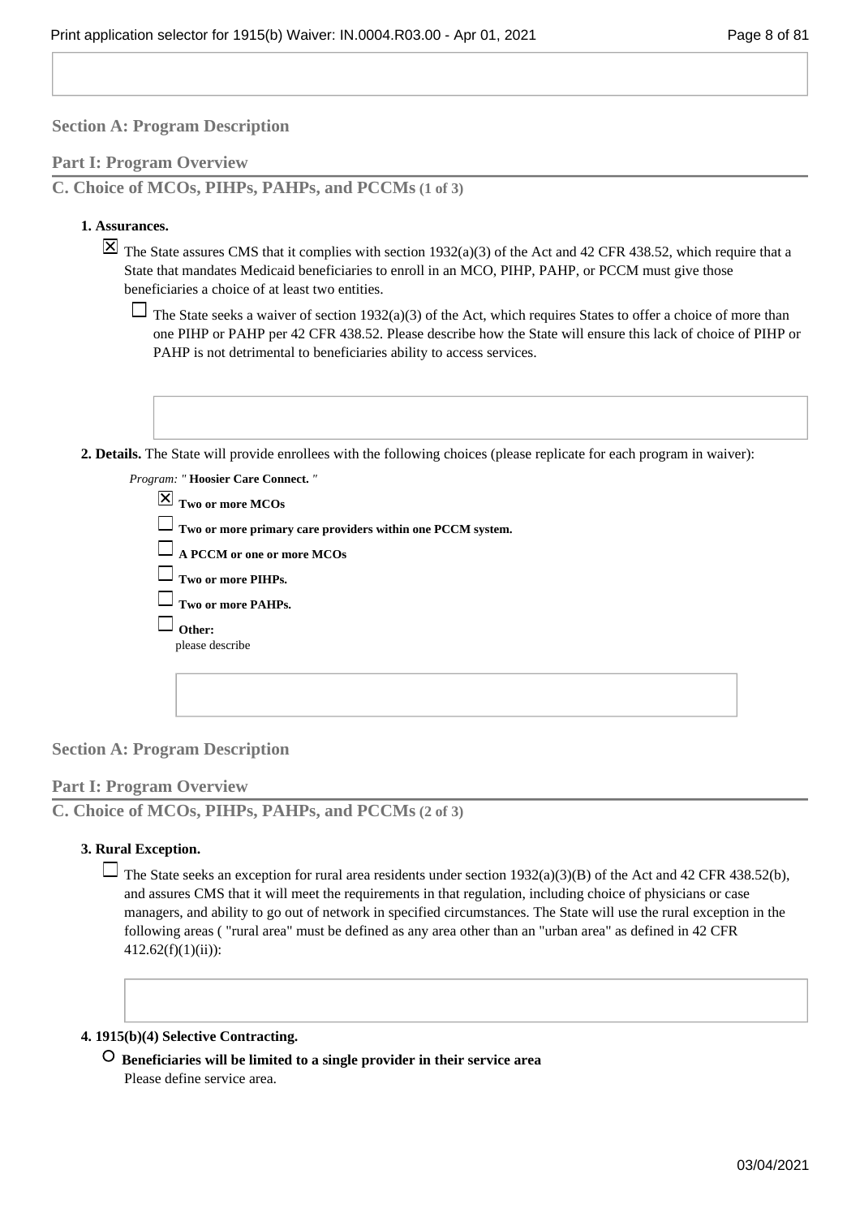## Section A: Program Description

### Part I: Program Overview

### C. Choice of MCOs, PIHPs, PAHPs, and PCCMs (1 of 3)

**1. Assurances.**

☒ The State assures CMS that it complies with section 1932(a)(3) of the Act and 42 CFR 438.52, which require that a State that mandates Medicaid beneficiaries to enroll in an MCO, PIHP, PAHP, or PCCM must give those beneficiaries a choice of at least two entities.

☐ The State seeks a waiver of section 1932(a)(3) of the Act, which requires States to offer a choice of more than one PIHP or PAHP per 42 CFR 438.52. Please describe how the State will ensure this lack of choice of PIHP or PAHP is not detrimental to beneficiaries ability to access services.

**2. Details.** The State will provide enrollees with the following choices (please replicate for each program in waiver):

*Program: "* **Hoosier Care Connect.** *"*

☒ **Two or more MCOs**

☐ **Two or more primary care providers within one PCCM system.**

☐ **A PCCM or one or more MCOs**

☐ **Two or more PIHPs.**

☐ **Two or more PAHPs.**

☐ **Other:**
please describe

## Section A: Program Description

### Part I: Program Overview

### C. Choice of MCOs, PIHPs, PAHPs, and PCCMs (2 of 3)

**3. Rural Exception.**

☐ The State seeks an exception for rural area residents under section 1932(a)(3)(B) of the Act and 42 CFR 438.52(b), and assures CMS that it will meet the requirements in that regulation, including choice of physicians or case managers, and ability to go out of network in specified circumstances. The State will use the rural exception in the following areas ( "rural area" must be defined as any area other than an "urban area" as defined in 42 CFR 412.62(f)(1)(ii)):

**4. 1915(b)(4) Selective Contracting.**

○ **Beneficiaries will be limited to a single provider in their service area**
Please define service area.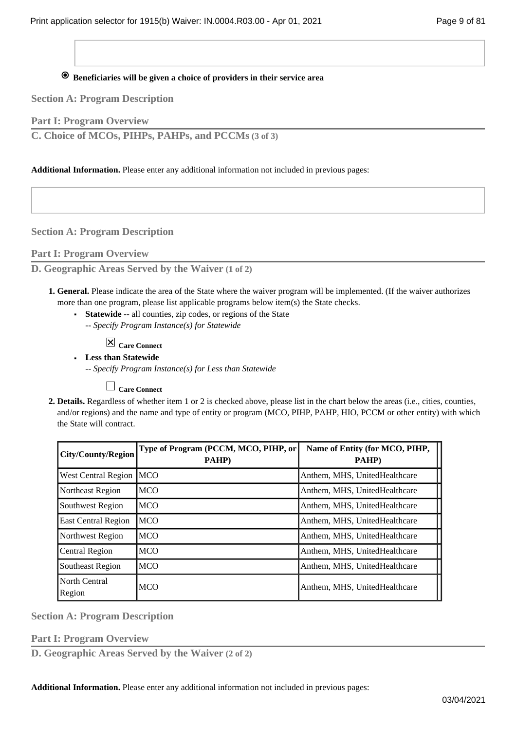◉ **Beneficiaries will be given a choice of providers in their service area**

## Section A: Program Description

### Part I: Program Overview

### C. Choice of MCOs, PIHPs, PAHPs, and PCCMs (3 of 3)

**Additional Information.** Please enter any additional information not included in previous pages:

## Section A: Program Description

### Part I: Program Overview

### D. Geographic Areas Served by the Waiver (1 of 2)

1. **General.** Please indicate the area of the State where the waiver program will be implemented. (If the waiver authorizes more than one program, please list applicable programs below item(s) the State checks.
   - **Statewide** -- all counties, zip codes, or regions of the State
     -- *Specify Program Instance(s) for Statewide*

     ☒ **Care Connect**
   - **Less than Statewide**
     -- *Specify Program Instance(s) for Less than Statewide*

     ☐ **Care Connect**
2. **Details.** Regardless of whether item 1 or 2 is checked above, please list in the chart below the areas (i.e., cities, counties, and/or regions) and the name and type of entity or program (MCO, PIHP, PAHP, HIO, PCCM or other entity) with which the State will contract.

| City/County/Region | Type of Program (PCCM, MCO, PIHP, or PAHP) | Name of Entity (for MCO, PIHP, PAHP) |
|---|---|---|
| West Central Region | MCO | Anthem, MHS, UnitedHealthcare |
| Northeast Region | MCO | Anthem, MHS, UnitedHealthcare |
| Southwest Region | MCO | Anthem, MHS, UnitedHealthcare |
| East Central Region | MCO | Anthem, MHS, UnitedHealthcare |
| Northwest Region | MCO | Anthem, MHS, UnitedHealthcare |
| Central Region | MCO | Anthem, MHS, UnitedHealthcare |
| Southeast Region | MCO | Anthem, MHS, UnitedHealthcare |
| North Central Region | MCO | Anthem, MHS, UnitedHealthcare |

## Section A: Program Description

### Part I: Program Overview

### D. Geographic Areas Served by the Waiver (2 of 2)

**Additional Information.** Please enter any additional information not included in previous pages: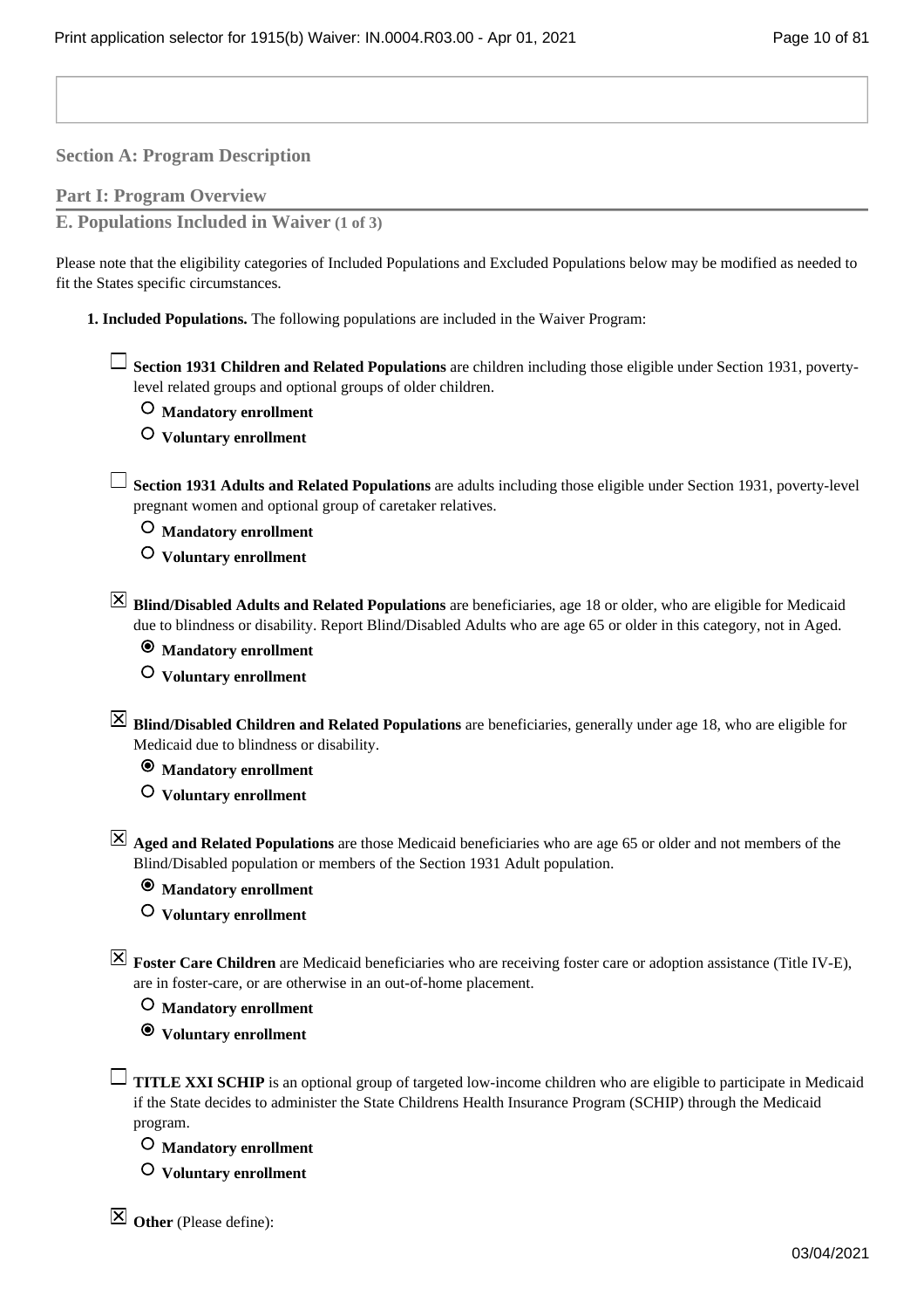## Section A: Program Description

### Part I: Program Overview

### E. Populations Included in Waiver (1 of 3)

Please note that the eligibility categories of Included Populations and Excluded Populations below may be modified as needed to fit the States specific circumstances.

**1. Included Populations.** The following populations are included in the Waiver Program:

☐ **Section 1931 Children and Related Populations** are children including those eligible under Section 1931, poverty-level related groups and optional groups of older children.

- ○ **Mandatory enrollment**
- ○ **Voluntary enrollment**

☐ **Section 1931 Adults and Related Populations** are adults including those eligible under Section 1931, poverty-level pregnant women and optional group of caretaker relatives.

- ○ **Mandatory enrollment**
- ○ **Voluntary enrollment**

☒ **Blind/Disabled Adults and Related Populations** are beneficiaries, age 18 or older, who are eligible for Medicaid due to blindness or disability. Report Blind/Disabled Adults who are age 65 or older in this category, not in Aged.

- ◉ **Mandatory enrollment**
- ○ **Voluntary enrollment**

☒ **Blind/Disabled Children and Related Populations** are beneficiaries, generally under age 18, who are eligible for Medicaid due to blindness or disability.

- ◉ **Mandatory enrollment**
- ○ **Voluntary enrollment**

☒ **Aged and Related Populations** are those Medicaid beneficiaries who are age 65 or older and not members of the Blind/Disabled population or members of the Section 1931 Adult population.

- ◉ **Mandatory enrollment**
- ○ **Voluntary enrollment**

☒ **Foster Care Children** are Medicaid beneficiaries who are receiving foster care or adoption assistance (Title IV-E), are in foster-care, or are otherwise in an out-of-home placement.

- ○ **Mandatory enrollment**
- ◉ **Voluntary enrollment**

☐ **TITLE XXI SCHIP** is an optional group of targeted low-income children who are eligible to participate in Medicaid if the State decides to administer the State Childrens Health Insurance Program (SCHIP) through the Medicaid program.

- ○ **Mandatory enrollment**
- ○ **Voluntary enrollment**

☒ **Other** (Please define):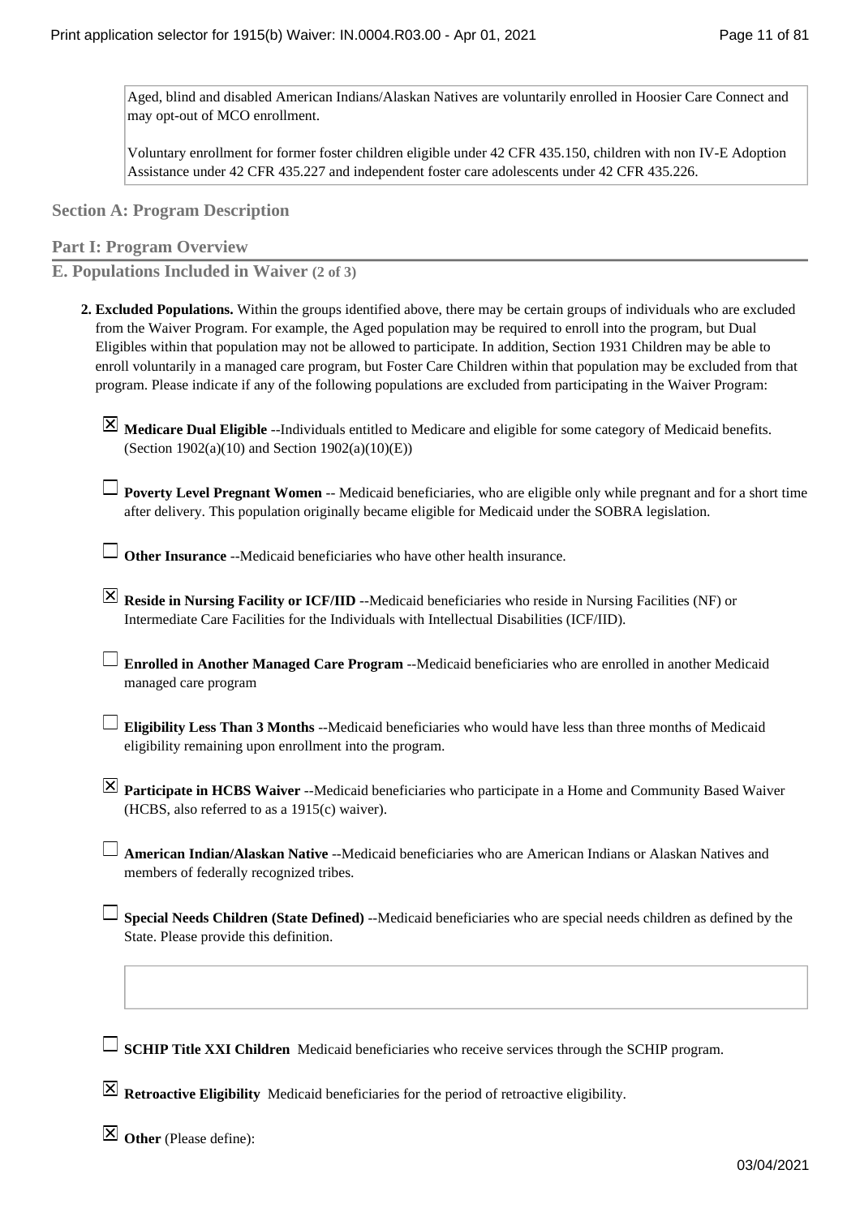Aged, blind and disabled American Indians/Alaskan Natives are voluntarily enrolled in Hoosier Care Connect and may opt-out of MCO enrollment.

Voluntary enrollment for former foster children eligible under 42 CFR 435.150, children with non IV-E Adoption Assistance under 42 CFR 435.227 and independent foster care adolescents under 42 CFR 435.226.

## Section A: Program Description

### Part I: Program Overview

### E. Populations Included in Waiver (2 of 3)

2. **Excluded Populations.** Within the groups identified above, there may be certain groups of individuals who are excluded from the Waiver Program. For example, the Aged population may be required to enroll into the program, but Dual Eligibles within that population may not be allowed to participate. In addition, Section 1931 Children may be able to enroll voluntarily in a managed care program, but Foster Care Children within that population may be excluded from that program. Please indicate if any of the following populations are excluded from participating in the Waiver Program:

   - [x] **Medicare Dual Eligible** --Individuals entitled to Medicare and eligible for some category of Medicaid benefits. (Section 1902(a)(10) and Section 1902(a)(10)(E))

   - [ ] **Poverty Level Pregnant Women** -- Medicaid beneficiaries, who are eligible only while pregnant and for a short time after delivery. This population originally became eligible for Medicaid under the SOBRA legislation.

   - [ ] **Other Insurance** --Medicaid beneficiaries who have other health insurance.

   - [x] **Reside in Nursing Facility or ICF/IID** --Medicaid beneficiaries who reside in Nursing Facilities (NF) or Intermediate Care Facilities for the Individuals with Intellectual Disabilities (ICF/IID).

   - [ ] **Enrolled in Another Managed Care Program** --Medicaid beneficiaries who are enrolled in another Medicaid managed care program

   - [ ] **Eligibility Less Than 3 Months** --Medicaid beneficiaries who would have less than three months of Medicaid eligibility remaining upon enrollment into the program.

   - [x] **Participate in HCBS Waiver** --Medicaid beneficiaries who participate in a Home and Community Based Waiver (HCBS, also referred to as a 1915(c) waiver).

   - [ ] **American Indian/Alaskan Native** --Medicaid beneficiaries who are American Indians or Alaskan Natives and members of federally recognized tribes.

   - [ ] **Special Needs Children (State Defined)** --Medicaid beneficiaries who are special needs children as defined by the State. Please provide this definition.

   - [ ] **SCHIP Title XXI Children** Medicaid beneficiaries who receive services through the SCHIP program.

   - [x] **Retroactive Eligibility** Medicaid beneficiaries for the period of retroactive eligibility.

   - [x] **Other** (Please define):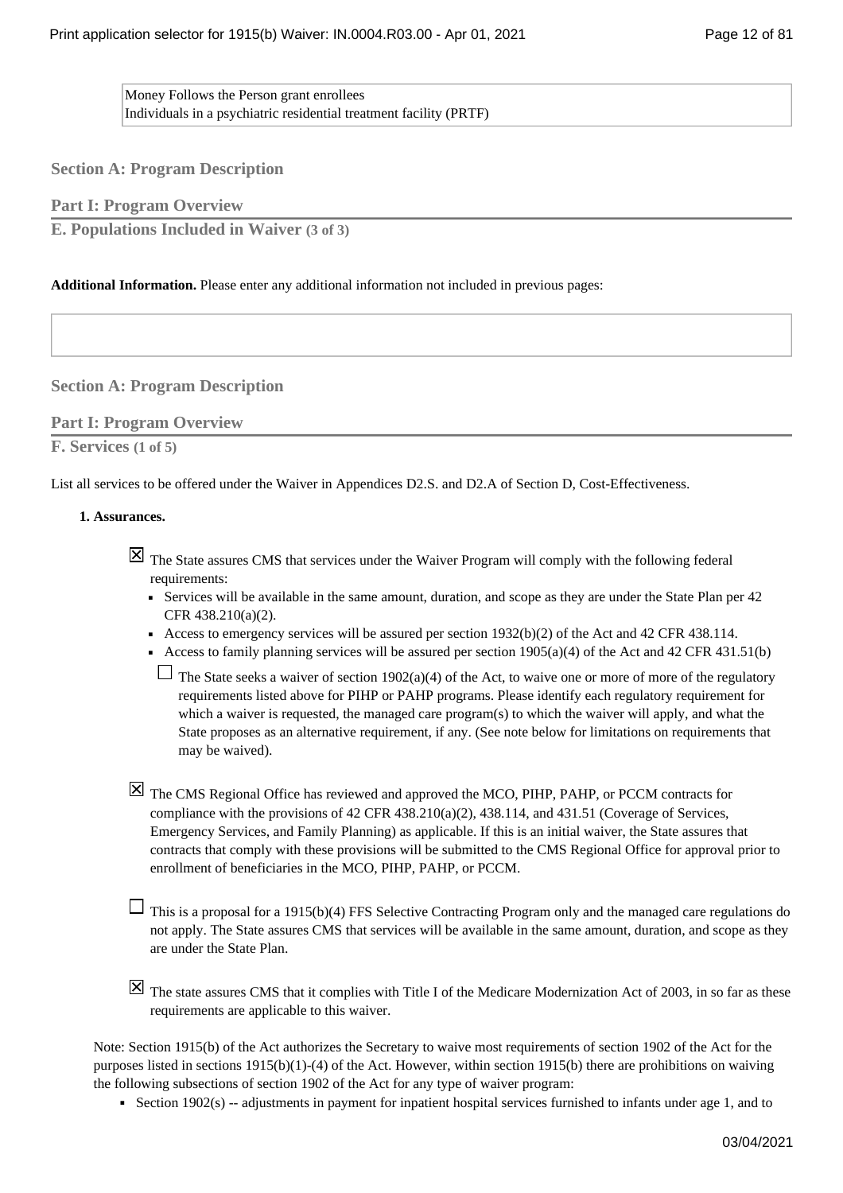Money Follows the Person grant enrollees
Individuals in a psychiatric residential treatment facility (PRTF)

## Section A: Program Description

### Part I: Program Overview

#### E. Populations Included in Waiver (3 of 3)

**Additional Information.** Please enter any additional information not included in previous pages:

## Section A: Program Description

### Part I: Program Overview

#### F. Services (1 of 5)

List all services to be offered under the Waiver in Appendices D2.S. and D2.A of Section D, Cost-Effectiveness.

**1. Assurances.**

☒ The State assures CMS that services under the Waiver Program will comply with the following federal requirements:

- Services will be available in the same amount, duration, and scope as they are under the State Plan per 42 CFR 438.210(a)(2).
- Access to emergency services will be assured per section 1932(b)(2) of the Act and 42 CFR 438.114.
- Access to family planning services will be assured per section 1905(a)(4) of the Act and 42 CFR 431.51(b)

☐ The State seeks a waiver of section 1902(a)(4) of the Act, to waive one or more of more of the regulatory requirements listed above for PIHP or PAHP programs. Please identify each regulatory requirement for which a waiver is requested, the managed care program(s) to which the waiver will apply, and what the State proposes as an alternative requirement, if any. (See note below for limitations on requirements that may be waived).

☒ The CMS Regional Office has reviewed and approved the MCO, PIHP, PAHP, or PCCM contracts for compliance with the provisions of 42 CFR 438.210(a)(2), 438.114, and 431.51 (Coverage of Services, Emergency Services, and Family Planning) as applicable. If this is an initial waiver, the State assures that contracts that comply with these provisions will be submitted to the CMS Regional Office for approval prior to enrollment of beneficiaries in the MCO, PIHP, PAHP, or PCCM.

☐ This is a proposal for a 1915(b)(4) FFS Selective Contracting Program only and the managed care regulations do not apply. The State assures CMS that services will be available in the same amount, duration, and scope as they are under the State Plan.

☒ The state assures CMS that it complies with Title I of the Medicare Modernization Act of 2003, in so far as these requirements are applicable to this waiver.

Note: Section 1915(b) of the Act authorizes the Secretary to waive most requirements of section 1902 of the Act for the purposes listed in sections 1915(b)(1)-(4) of the Act. However, within section 1915(b) there are prohibitions on waiving the following subsections of section 1902 of the Act for any type of waiver program:

- Section 1902(s) -- adjustments in payment for inpatient hospital services furnished to infants under age 1, and to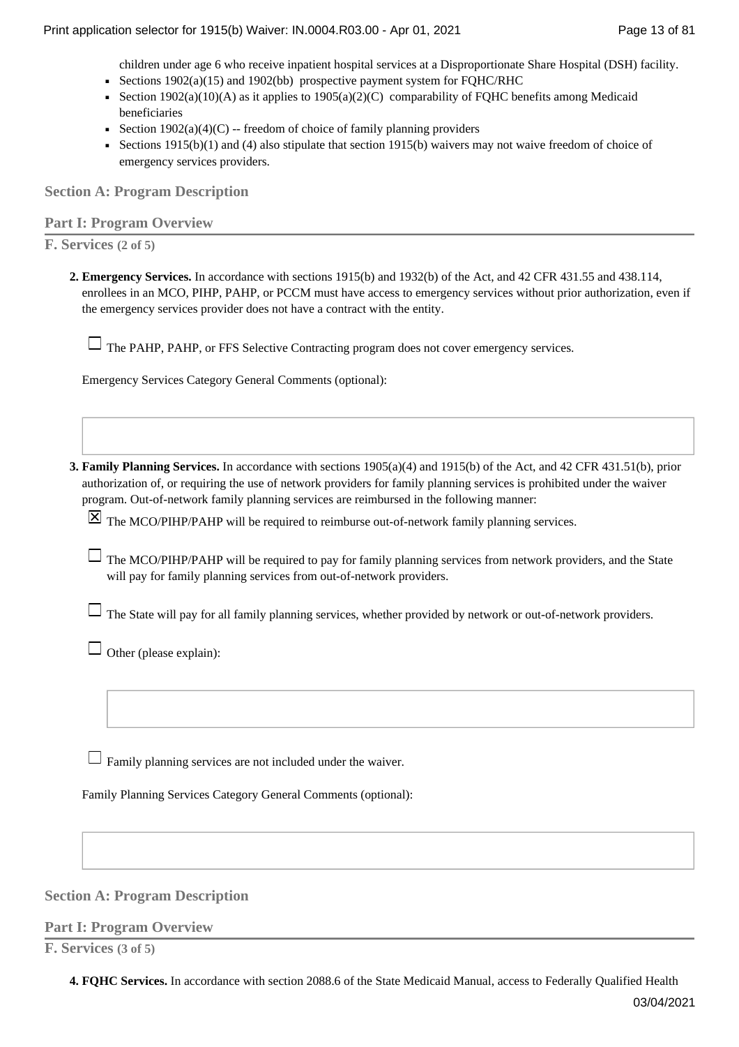children under age 6 who receive inpatient hospital services at a Disproportionate Share Hospital (DSH) facility.

- Sections 1902(a)(15) and 1902(bb) prospective payment system for FQHC/RHC
- Section 1902(a)(10)(A) as it applies to 1905(a)(2)(C) comparability of FQHC benefits among Medicaid beneficiaries
- Section 1902(a)(4)(C) -- freedom of choice of family planning providers
- Sections 1915(b)(1) and (4) also stipulate that section 1915(b) waivers may not waive freedom of choice of emergency services providers.

## Section A: Program Description

### Part I: Program Overview

#### F. Services (2 of 5)

**2. Emergency Services.** In accordance with sections 1915(b) and 1932(b) of the Act, and 42 CFR 431.55 and 438.114, enrollees in an MCO, PIHP, PAHP, or PCCM must have access to emergency services without prior authorization, even if the emergency services provider does not have a contract with the entity.

☐ The PAHP, PAHP, or FFS Selective Contracting program does not cover emergency services.

Emergency Services Category General Comments (optional):

**3. Family Planning Services.** In accordance with sections 1905(a)(4) and 1915(b) of the Act, and 42 CFR 431.51(b), prior authorization of, or requiring the use of network providers for family planning services is prohibited under the waiver program. Out-of-network family planning services are reimbursed in the following manner:

☒ The MCO/PIHP/PAHP will be required to reimburse out-of-network family planning services.

☐ The MCO/PIHP/PAHP will be required to pay for family planning services from network providers, and the State will pay for family planning services from out-of-network providers.

☐ The State will pay for all family planning services, whether provided by network or out-of-network providers.

☐ Other (please explain):

☐ Family planning services are not included under the waiver.

Family Planning Services Category General Comments (optional):

## Section A: Program Description

### Part I: Program Overview

#### F. Services (3 of 5)

**4. FQHC Services.** In accordance with section 2088.6 of the State Medicaid Manual, access to Federally Qualified Health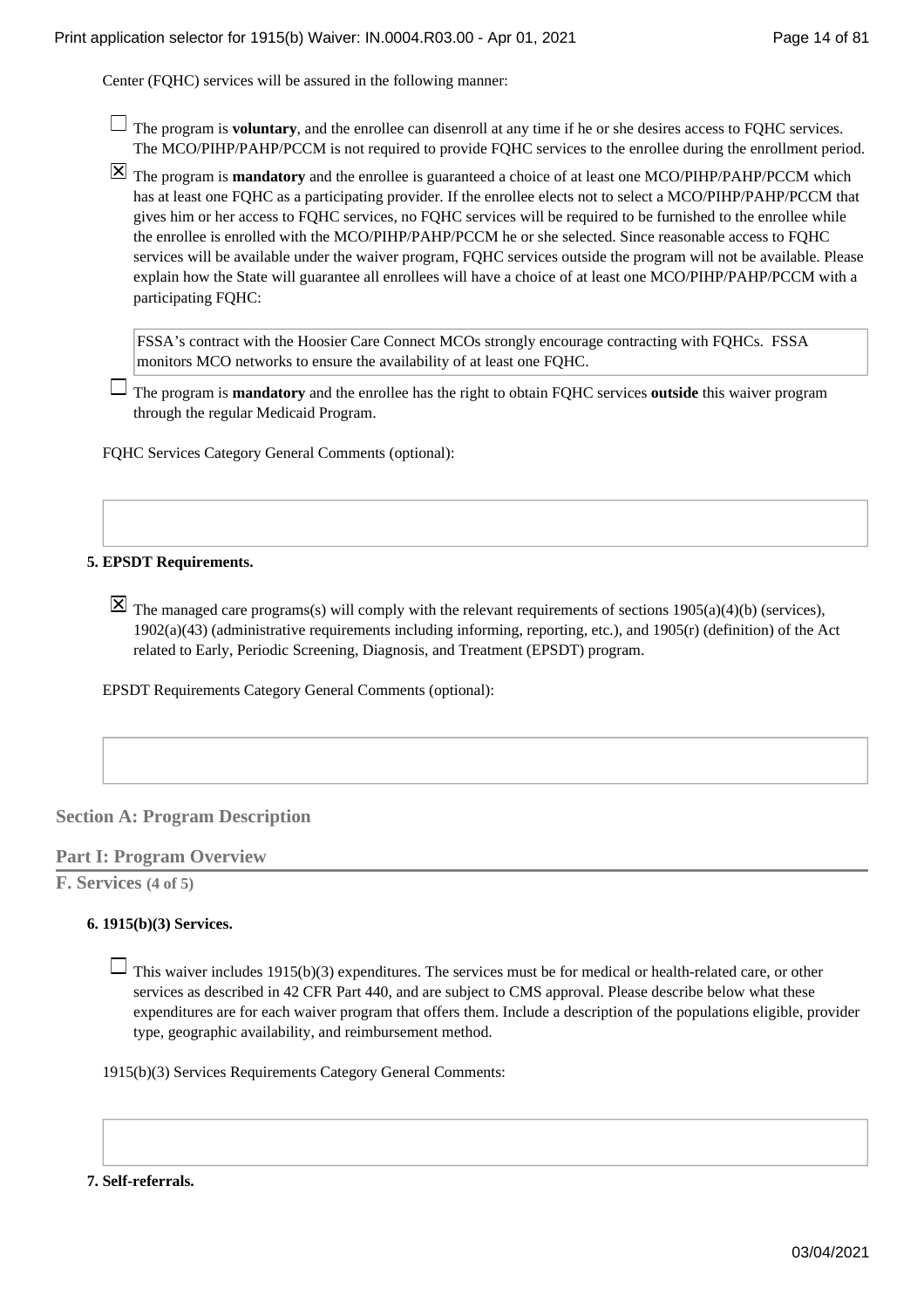Center (FQHC) services will be assured in the following manner:

☐ The program is **voluntary**, and the enrollee can disenroll at any time if he or she desires access to FQHC services. The MCO/PIHP/PAHP/PCCM is not required to provide FQHC services to the enrollee during the enrollment period.

☒ The program is **mandatory** and the enrollee is guaranteed a choice of at least one MCO/PIHP/PAHP/PCCM which has at least one FQHC as a participating provider. If the enrollee elects not to select a MCO/PIHP/PAHP/PCCM that gives him or her access to FQHC services, no FQHC services will be required to be furnished to the enrollee while the enrollee is enrolled with the MCO/PIHP/PAHP/PCCM he or she selected. Since reasonable access to FQHC services will be available under the waiver program, FQHC services outside the program will not be available. Please explain how the State will guarantee all enrollees will have a choice of at least one MCO/PIHP/PAHP/PCCM with a participating FQHC:

> FSSA's contract with the Hoosier Care Connect MCOs strongly encourage contracting with FQHCs. FSSA monitors MCO networks to ensure the availability of at least one FQHC.

☐ The program is **mandatory** and the enrollee has the right to obtain FQHC services **outside** this waiver program through the regular Medicaid Program.

FQHC Services Category General Comments (optional):

**5. EPSDT Requirements.**

☒ The managed care programs(s) will comply with the relevant requirements of sections 1905(a)(4)(b) (services), 1902(a)(43) (administrative requirements including informing, reporting, etc.), and 1905(r) (definition) of the Act related to Early, Periodic Screening, Diagnosis, and Treatment (EPSDT) program.

EPSDT Requirements Category General Comments (optional):

## Section A: Program Description

### Part I: Program Overview

#### F. Services (4 of 5)

**6. 1915(b)(3) Services.**

☐ This waiver includes 1915(b)(3) expenditures. The services must be for medical or health-related care, or other services as described in 42 CFR Part 440, and are subject to CMS approval. Please describe below what these expenditures are for each waiver program that offers them. Include a description of the populations eligible, provider type, geographic availability, and reimbursement method.

1915(b)(3) Services Requirements Category General Comments:

**7. Self-referrals.**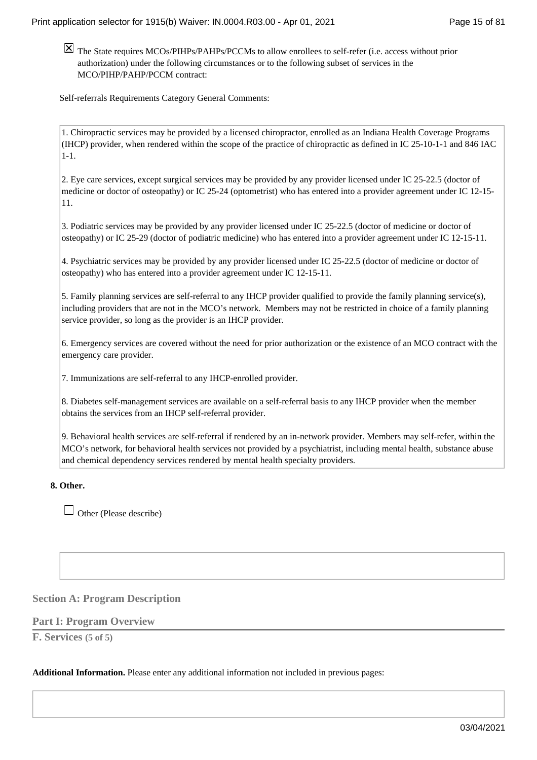☒ The State requires MCOs/PIHPs/PAHPs/PCCMs to allow enrollees to self-refer (i.e. access without prior authorization) under the following circumstances or to the following subset of services in the MCO/PIHP/PAHP/PCCM contract:

Self-referrals Requirements Category General Comments:

1. Chiropractic services may be provided by a licensed chiropractor, enrolled as an Indiana Health Coverage Programs (IHCP) provider, when rendered within the scope of the practice of chiropractic as defined in IC 25-10-1-1 and 846 IAC 1-1.

2. Eye care services, except surgical services may be provided by any provider licensed under IC 25-22.5 (doctor of medicine or doctor of osteopathy) or IC 25-24 (optometrist) who has entered into a provider agreement under IC 12-15-11.

3. Podiatric services may be provided by any provider licensed under IC 25-22.5 (doctor of medicine or doctor of osteopathy) or IC 25-29 (doctor of podiatric medicine) who has entered into a provider agreement under IC 12-15-11.

4. Psychiatric services may be provided by any provider licensed under IC 25-22.5 (doctor of medicine or doctor of osteopathy) who has entered into a provider agreement under IC 12-15-11.

5. Family planning services are self-referral to any IHCP provider qualified to provide the family planning service(s), including providers that are not in the MCO's network. Members may not be restricted in choice of a family planning service provider, so long as the provider is an IHCP provider.

6. Emergency services are covered without the need for prior authorization or the existence of an MCO contract with the emergency care provider.

7. Immunizations are self-referral to any IHCP-enrolled provider.

8. Diabetes self-management services are available on a self-referral basis to any IHCP provider when the member obtains the services from an IHCP self-referral provider.

9. Behavioral health services are self-referral if rendered by an in-network provider. Members may self-refer, within the MCO's network, for behavioral health services not provided by a psychiatrist, including mental health, substance abuse and chemical dependency services rendered by mental health specialty providers.

**8. Other.**

☐ Other (Please describe)

## Section A: Program Description

### Part I: Program Overview

**F. Services (5 of 5)**

**Additional Information.** Please enter any additional information not included in previous pages: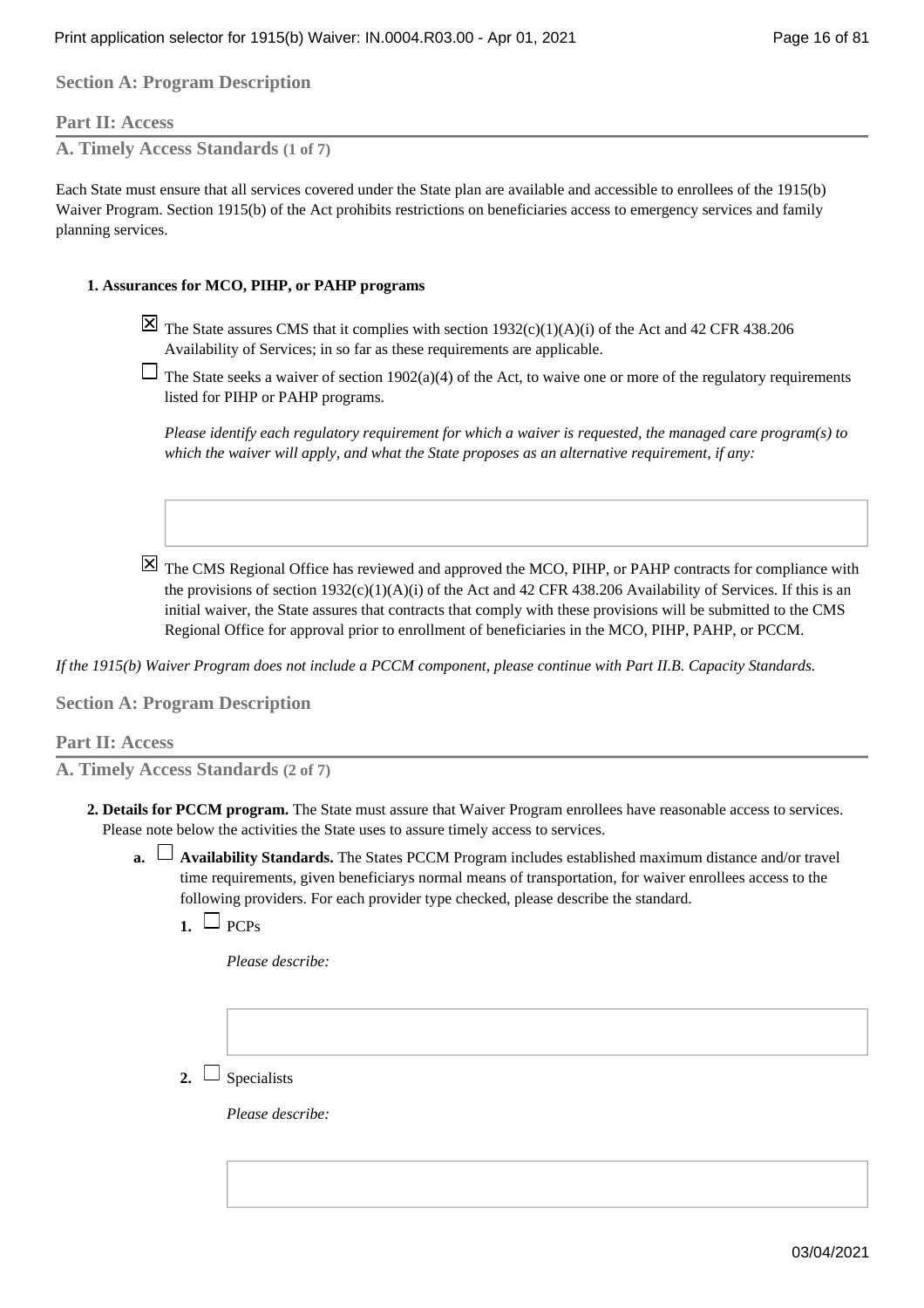## Section A: Program Description

### Part II: Access

#### A. Timely Access Standards (1 of 7)

Each State must ensure that all services covered under the State plan are available and accessible to enrollees of the 1915(b) Waiver Program. Section 1915(b) of the Act prohibits restrictions on beneficiaries access to emergency services and family planning services.

**1. Assurances for MCO, PIHP, or PAHP programs**

☒ The State assures CMS that it complies with section 1932(c)(1)(A)(i) of the Act and 42 CFR 438.206 Availability of Services; in so far as these requirements are applicable.

☐ The State seeks a waiver of section 1902(a)(4) of the Act, to waive one or more of the regulatory requirements listed for PIHP or PAHP programs.

*Please identify each regulatory requirement for which a waiver is requested, the managed care program(s) to which the waiver will apply, and what the State proposes as an alternative requirement, if any:*

☒ The CMS Regional Office has reviewed and approved the MCO, PIHP, or PAHP contracts for compliance with the provisions of section 1932(c)(1)(A)(i) of the Act and 42 CFR 438.206 Availability of Services. If this is an initial waiver, the State assures that contracts that comply with these provisions will be submitted to the CMS Regional Office for approval prior to enrollment of beneficiaries in the MCO, PIHP, PAHP, or PCCM.

*If the 1915(b) Waiver Program does not include a PCCM component, please continue with Part II.B. Capacity Standards.*

## Section A: Program Description

### Part II: Access

#### A. Timely Access Standards (2 of 7)

**2. Details for PCCM program.** The State must assure that Waiver Program enrollees have reasonable access to services. Please note below the activities the State uses to assure timely access to services.

**a.** ☐ **Availability Standards.** The States PCCM Program includes established maximum distance and/or travel time requirements, given beneficiarys normal means of transportation, for waiver enrollees access to the following providers. For each provider type checked, please describe the standard.

**1.** ☐ PCPs

*Please describe:*

**2.** ☐ Specialists

*Please describe:*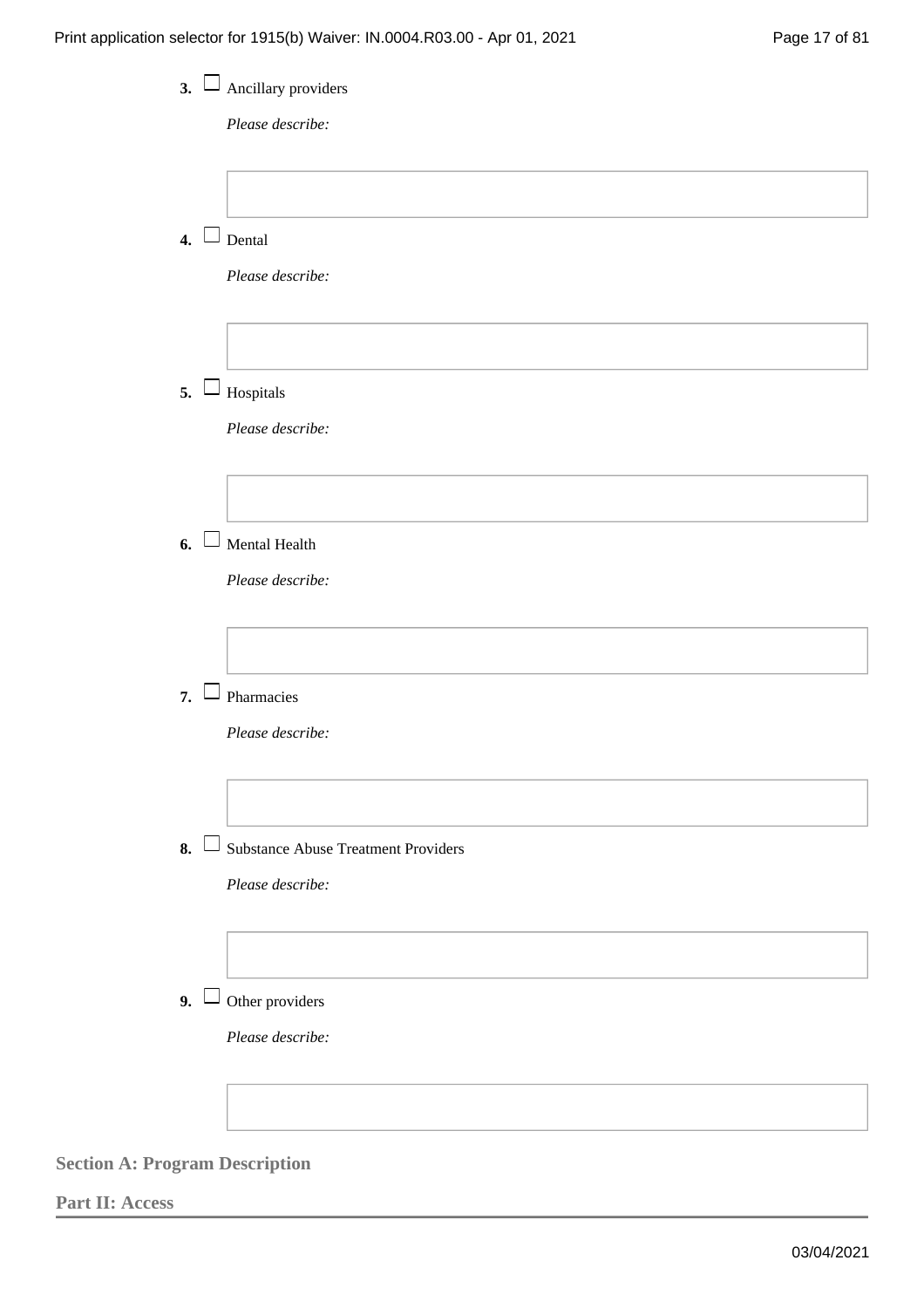3. ☐ Ancillary providers

   *Please describe:*

4. ☐ Dental

   *Please describe:*

5. ☐ Hospitals

   *Please describe:*

6. ☐ Mental Health

   *Please describe:*

7. ☐ Pharmacies

   *Please describe:*

8. ☐ Substance Abuse Treatment Providers

   *Please describe:*

9. ☐ Other providers

   *Please describe:*

**Section A: Program Description**

**Part II: Access**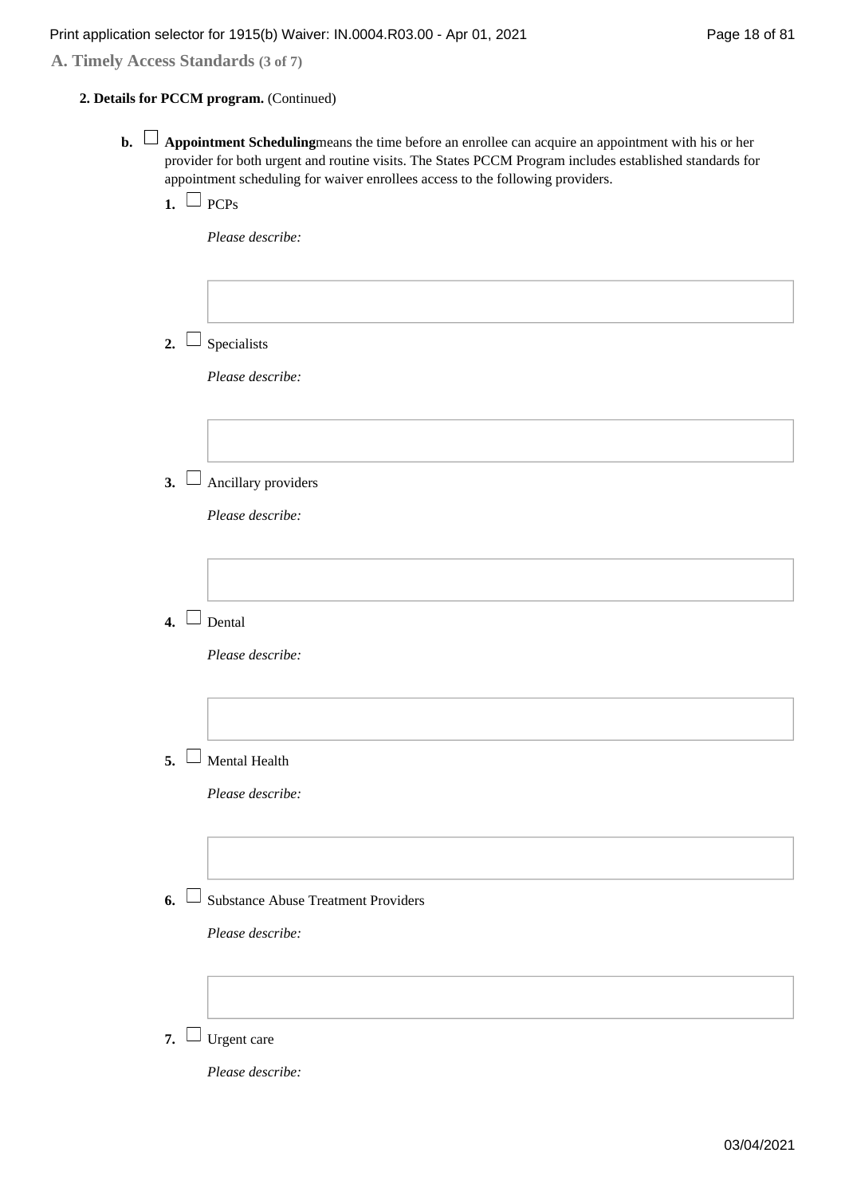**A. Timely Access Standards** (3 of 7)

**2. Details for PCCM program.** (Continued)

**b.** ☐ **Appointment Scheduling**means the time before an enrollee can acquire an appointment with his or her provider for both urgent and routine visits. The States PCCM Program includes established standards for appointment scheduling for waiver enrollees access to the following providers.

**1.** ☐ PCPs

*Please describe:*

**2.** ☐ Specialists

*Please describe:*

**3.** ☐ Ancillary providers

*Please describe:*

**4.** ☐ Dental

*Please describe:*

**5.** ☐ Mental Health

*Please describe:*

**6.** ☐ Substance Abuse Treatment Providers

*Please describe:*

**7.** ☐ Urgent care

*Please describe:*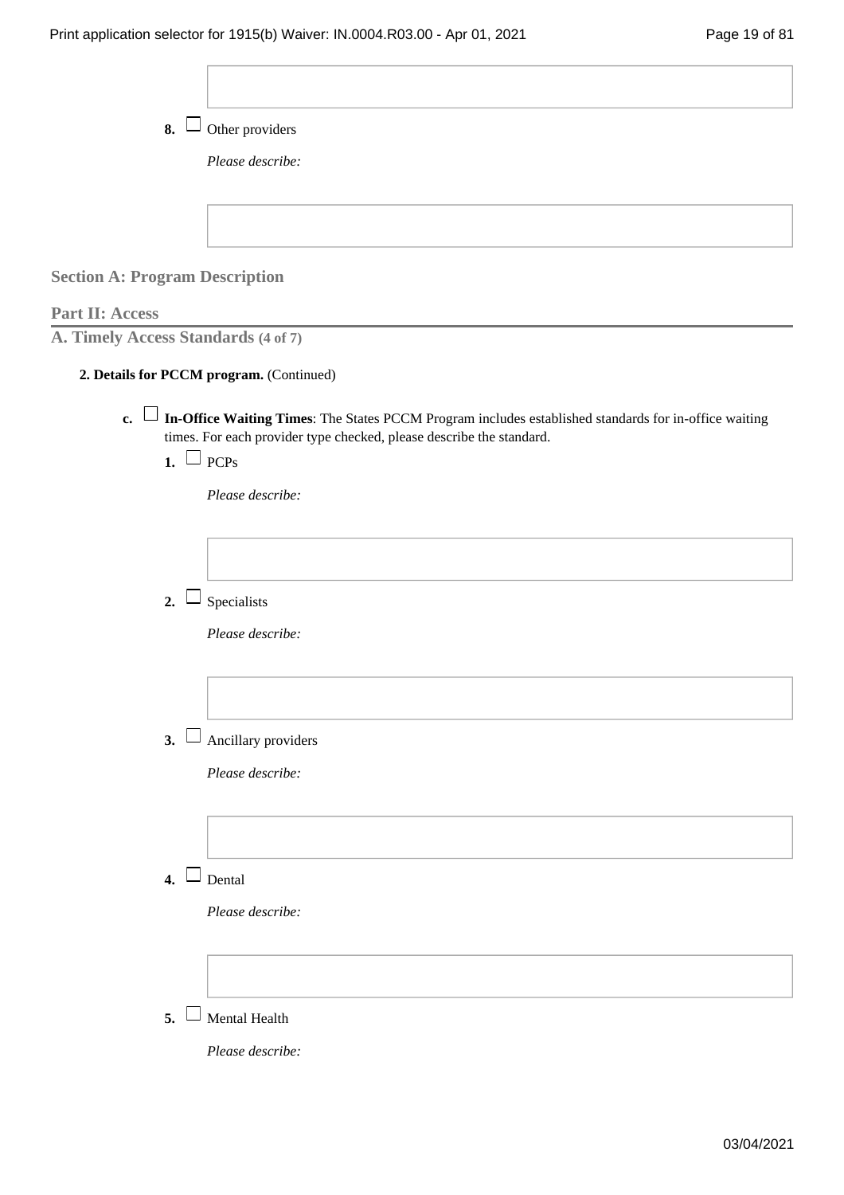8. ☐ Other providers

*Please describe:*

## Section A: Program Description

### Part II: Access

### A. Timely Access Standards (4 of 7)

**2. Details for PCCM program.** (Continued)

c. ☐ **In-Office Waiting Times**: The States PCCM Program includes established standards for in-office waiting times. For each provider type checked, please describe the standard.

1. ☐ PCPs

   *Please describe:*

2. ☐ Specialists

   *Please describe:*

3. ☐ Ancillary providers

   *Please describe:*

4. ☐ Dental

   *Please describe:*

5. ☐ Mental Health

   *Please describe:*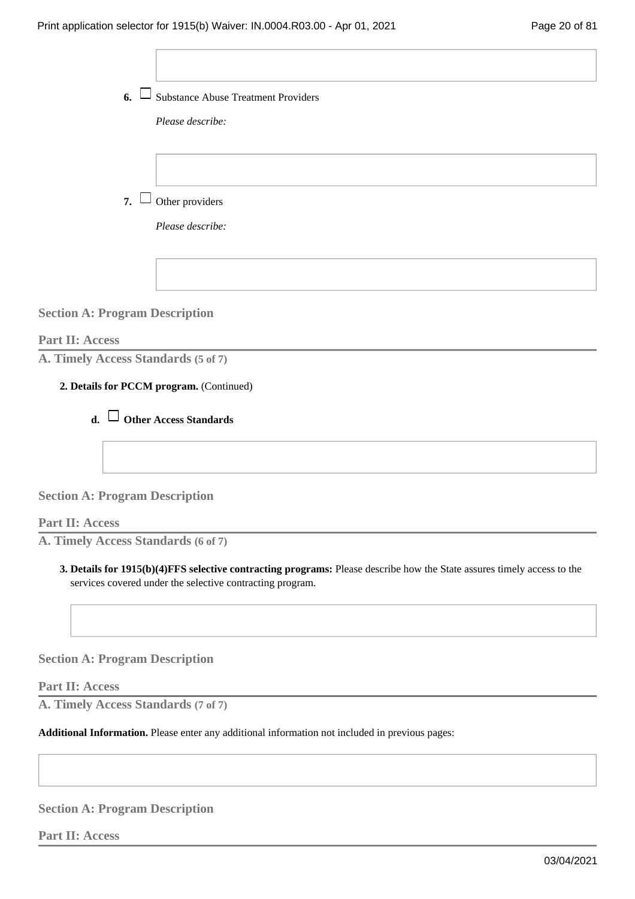6. ☐ Substance Abuse Treatment Providers

*Please describe:*

7. ☐ Other providers

*Please describe:*

### Section A: Program Description

#### Part II: Access

**A. Timely Access Standards (5 of 7)**

**2. Details for PCCM program.** (Continued)

**d. ☐ Other Access Standards**

### Section A: Program Description

#### Part II: Access

**A. Timely Access Standards (6 of 7)**

**3. Details for 1915(b)(4)FFS selective contracting programs:** Please describe how the State assures timely access to the services covered under the selective contracting program.

### Section A: Program Description

#### Part II: Access

**A. Timely Access Standards (7 of 7)**

**Additional Information.** Please enter any additional information not included in previous pages:

### Section A: Program Description

#### Part II: Access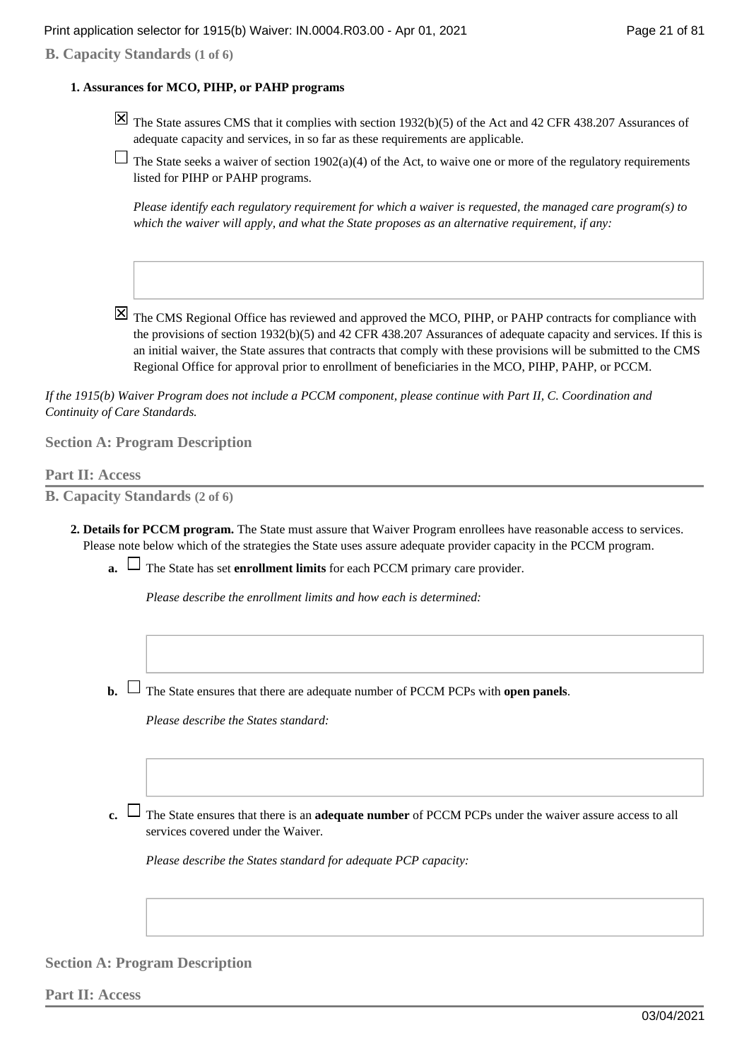**B. Capacity Standards (1 of 6)**

**1. Assurances for MCO, PIHP, or PAHP programs**

☒ The State assures CMS that it complies with section 1932(b)(5) of the Act and 42 CFR 438.207 Assurances of adequate capacity and services, in so far as these requirements are applicable.

☐ The State seeks a waiver of section 1902(a)(4) of the Act, to waive one or more of the regulatory requirements listed for PIHP or PAHP programs.

*Please identify each regulatory requirement for which a waiver is requested, the managed care program(s) to which the waiver will apply, and what the State proposes as an alternative requirement, if any:*

☒ The CMS Regional Office has reviewed and approved the MCO, PIHP, or PAHP contracts for compliance with the provisions of section 1932(b)(5) and 42 CFR 438.207 Assurances of adequate capacity and services. If this is an initial waiver, the State assures that contracts that comply with these provisions will be submitted to the CMS Regional Office for approval prior to enrollment of beneficiaries in the MCO, PIHP, PAHP, or PCCM.

*If the 1915(b) Waiver Program does not include a PCCM component, please continue with Part II, C. Coordination and Continuity of Care Standards.*

## Section A: Program Description

### Part II: Access

**B. Capacity Standards (2 of 6)**

**2. Details for PCCM program.** The State must assure that Waiver Program enrollees have reasonable access to services. Please note below which of the strategies the State uses assure adequate provider capacity in the PCCM program.

**a.** ☐ The State has set **enrollment limits** for each PCCM primary care provider.

*Please describe the enrollment limits and how each is determined:*

**b.** ☐ The State ensures that there are adequate number of PCCM PCPs with **open panels**.

*Please describe the States standard:*

**c.** ☐ The State ensures that there is an **adequate number** of PCCM PCPs under the waiver assure access to all services covered under the Waiver.

*Please describe the States standard for adequate PCP capacity:*

## Section A: Program Description

### Part II: Access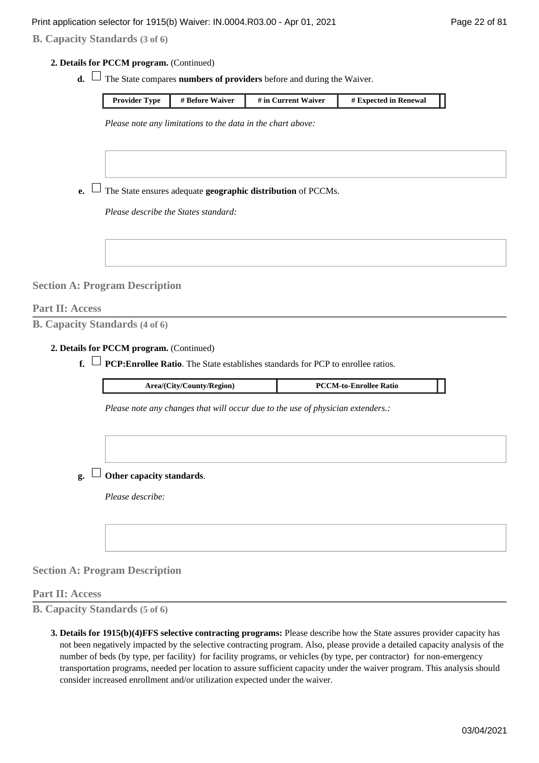**B. Capacity Standards (3 of 6)**

**2. Details for PCCM program.** (Continued)

**d.** ☐ The State compares **numbers of providers** before and during the Waiver.

| Provider Type | # Before Waiver | # in Current Waiver | # Expected in Renewal |
|---|---|---|---|

*Please note any limitations to the data in the chart above:*

**e.** ☐ The State ensures adequate **geographic distribution** of PCCMs.

*Please describe the States standard:*

## Section A: Program Description

### Part II: Access

**B. Capacity Standards (4 of 6)**

**2. Details for PCCM program.** (Continued)

**f.** ☐ **PCP:Enrollee Ratio**. The State establishes standards for PCP to enrollee ratios.

| Area/(City/County/Region) | PCCM-to-Enrollee Ratio |
|---|---|

*Please note any changes that will occur due to the use of physician extenders.:*

**g.** ☐ **Other capacity standards**.

*Please describe:*

## Section A: Program Description

### Part II: Access

**B. Capacity Standards (5 of 6)**

**3. Details for 1915(b)(4)FFS selective contracting programs:** Please describe how the State assures provider capacity has not been negatively impacted by the selective contracting program. Also, please provide a detailed capacity analysis of the number of beds (by type, per facility) for facility programs, or vehicles (by type, per contractor) for non-emergency transportation programs, needed per location to assure sufficient capacity under the waiver program. This analysis should consider increased enrollment and/or utilization expected under the waiver.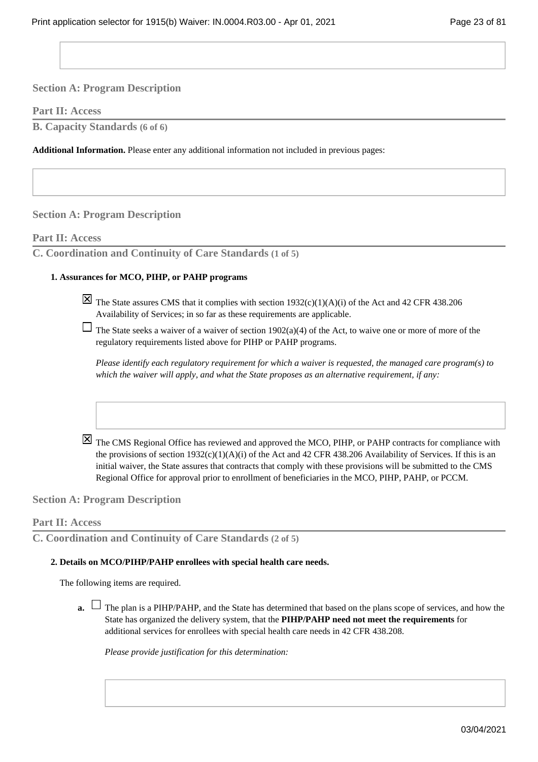## Section A: Program Description

### Part II: Access

#### B. Capacity Standards (6 of 6)

**Additional Information.** Please enter any additional information not included in previous pages:

## Section A: Program Description

### Part II: Access

#### C. Coordination and Continuity of Care Standards (1 of 5)

**1. Assurances for MCO, PIHP, or PAHP programs**

- ☒ The State assures CMS that it complies with section 1932(c)(1)(A)(i) of the Act and 42 CFR 438.206 Availability of Services; in so far as these requirements are applicable.
- ☐ The State seeks a waiver of a waiver of section 1902(a)(4) of the Act, to waive one or more of more of the regulatory requirements listed above for PIHP or PAHP programs.

  *Please identify each regulatory requirement for which a waiver is requested, the managed care program(s) to which the waiver will apply, and what the State proposes as an alternative requirement, if any:*

- ☒ The CMS Regional Office has reviewed and approved the MCO, PIHP, or PAHP contracts for compliance with the provisions of section 1932(c)(1)(A)(i) of the Act and 42 CFR 438.206 Availability of Services. If this is an initial waiver, the State assures that contracts that comply with these provisions will be submitted to the CMS Regional Office for approval prior to enrollment of beneficiaries in the MCO, PIHP, PAHP, or PCCM.

## Section A: Program Description

### Part II: Access

#### C. Coordination and Continuity of Care Standards (2 of 5)

**2. Details on MCO/PIHP/PAHP enrollees with special health care needs.**

The following items are required.

**a.** ☐ The plan is a PIHP/PAHP, and the State has determined that based on the plans scope of services, and how the State has organized the delivery system, that the **PIHP/PAHP need not meet the requirements** for additional services for enrollees with special health care needs in 42 CFR 438.208.

*Please provide justification for this determination:*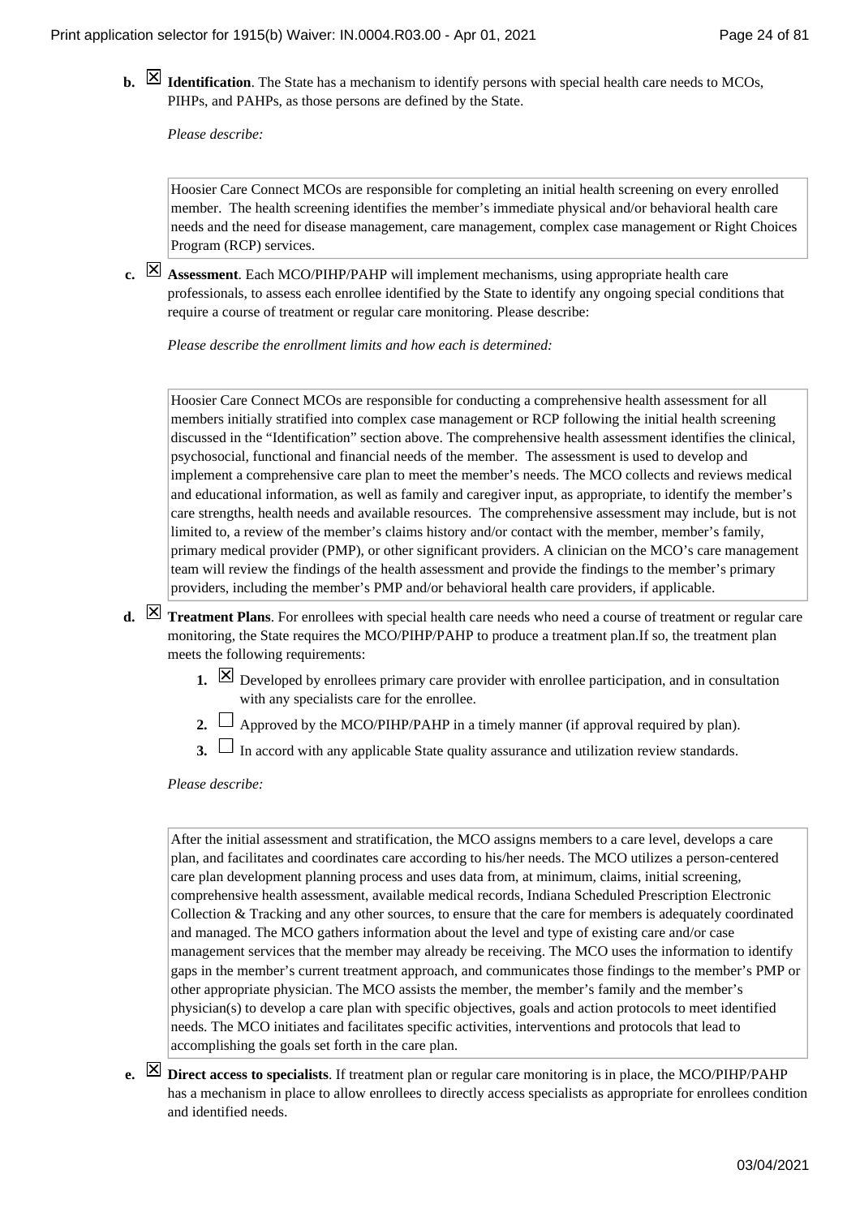**b.** ☒ **Identification**. The State has a mechanism to identify persons with special health care needs to MCOs, PIHPs, and PAHPs, as those persons are defined by the State.

*Please describe:*

> Hoosier Care Connect MCOs are responsible for completing an initial health screening on every enrolled member. The health screening identifies the member's immediate physical and/or behavioral health care needs and the need for disease management, care management, complex case management or Right Choices Program (RCP) services.

**c.** ☒ **Assessment**. Each MCO/PIHP/PAHP will implement mechanisms, using appropriate health care professionals, to assess each enrollee identified by the State to identify any ongoing special conditions that require a course of treatment or regular care monitoring. Please describe:

*Please describe the enrollment limits and how each is determined:*

> Hoosier Care Connect MCOs are responsible for conducting a comprehensive health assessment for all members initially stratified into complex case management or RCP following the initial health screening discussed in the "Identification" section above. The comprehensive health assessment identifies the clinical, psychosocial, functional and financial needs of the member. The assessment is used to develop and implement a comprehensive care plan to meet the member's needs. The MCO collects and reviews medical and educational information, as well as family and caregiver input, as appropriate, to identify the member's care strengths, health needs and available resources. The comprehensive assessment may include, but is not limited to, a review of the member's claims history and/or contact with the member, member's family, primary medical provider (PMP), or other significant providers. A clinician on the MCO's care management team will review the findings of the health assessment and provide the findings to the member's primary providers, including the member's PMP and/or behavioral health care providers, if applicable.

**d.** ☒ **Treatment Plans**. For enrollees with special health care needs who need a course of treatment or regular care monitoring, the State requires the MCO/PIHP/PAHP to produce a treatment plan.If so, the treatment plan meets the following requirements:

1. ☒ Developed by enrollees primary care provider with enrollee participation, and in consultation with any specialists care for the enrollee.
2. ☐ Approved by the MCO/PIHP/PAHP in a timely manner (if approval required by plan).
3. ☐ In accord with any applicable State quality assurance and utilization review standards.

*Please describe:*

> After the initial assessment and stratification, the MCO assigns members to a care level, develops a care plan, and facilitates and coordinates care according to his/her needs. The MCO utilizes a person-centered care plan development planning process and uses data from, at minimum, claims, initial screening, comprehensive health assessment, available medical records, Indiana Scheduled Prescription Electronic Collection & Tracking and any other sources, to ensure that the care for members is adequately coordinated and managed. The MCO gathers information about the level and type of existing care and/or case management services that the member may already be receiving. The MCO uses the information to identify gaps in the member's current treatment approach, and communicates those findings to the member's PMP or other appropriate physician. The MCO assists the member, the member's family and the member's physician(s) to develop a care plan with specific objectives, goals and action protocols to meet identified needs. The MCO initiates and facilitates specific activities, interventions and protocols that lead to accomplishing the goals set forth in the care plan.

**e.** ☒ **Direct access to specialists**. If treatment plan or regular care monitoring is in place, the MCO/PIHP/PAHP has a mechanism in place to allow enrollees to directly access specialists as appropriate for enrollees condition and identified needs.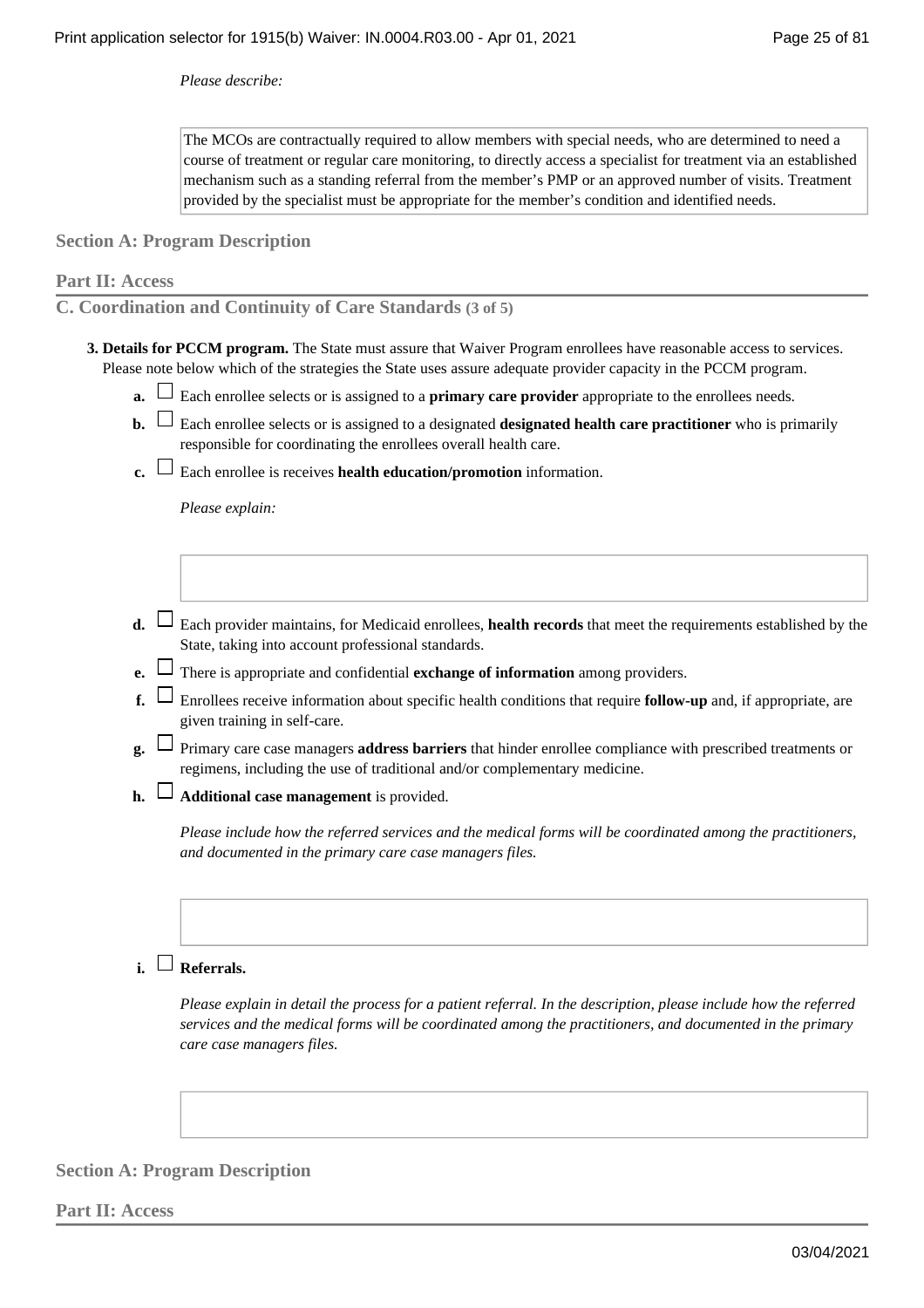*Please describe:*

> The MCOs are contractually required to allow members with special needs, who are determined to need a course of treatment or regular care monitoring, to directly access a specialist for treatment via an established mechanism such as a standing referral from the member's PMP or an approved number of visits. Treatment provided by the specialist must be appropriate for the member's condition and identified needs.

## Section A: Program Description

### Part II: Access

### C. Coordination and Continuity of Care Standards (3 of 5)

**3. Details for PCCM program.** The State must assure that Waiver Program enrollees have reasonable access to services. Please note below which of the strategies the State uses assure adequate provider capacity in the PCCM program.

- **a.** ☐ Each enrollee selects or is assigned to a **primary care provider** appropriate to the enrollees needs.
- **b.** ☐ Each enrollee selects or is assigned to a designated **designated health care practitioner** who is primarily responsible for coordinating the enrollees overall health care.
- **c.** ☐ Each enrollee is receives **health education/promotion** information.

  *Please explain:*

- **d.** ☐ Each provider maintains, for Medicaid enrollees, **health records** that meet the requirements established by the State, taking into account professional standards.
- **e.** ☐ There is appropriate and confidential **exchange of information** among providers.
- **f.** ☐ Enrollees receive information about specific health conditions that require **follow-up** and, if appropriate, are given training in self-care.
- **g.** ☐ Primary care case managers **address barriers** that hinder enrollee compliance with prescribed treatments or regimens, including the use of traditional and/or complementary medicine.
- **h.** ☐ **Additional case management** is provided.

  *Please include how the referred services and the medical forms will be coordinated among the practitioners, and documented in the primary care case managers files.*

- **i.** ☐ **Referrals.**

  *Please explain in detail the process for a patient referral. In the description, please include how the referred services and the medical forms will be coordinated among the practitioners, and documented in the primary care case managers files.*

## Section A: Program Description

### Part II: Access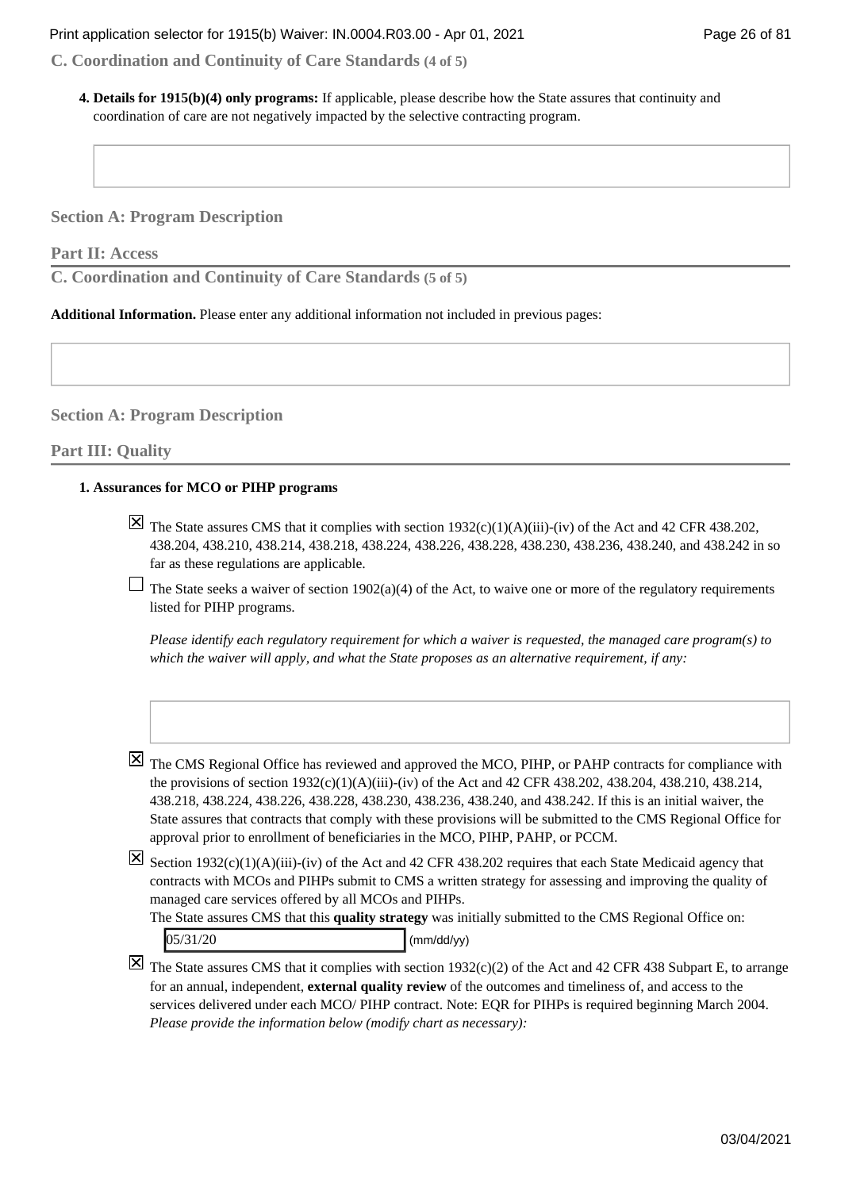## C. Coordination and Continuity of Care Standards (4 of 5)

**4. Details for 1915(b)(4) only programs:** If applicable, please describe how the State assures that continuity and coordination of care are not negatively impacted by the selective contracting program.

## Section A: Program Description

### Part II: Access

## C. Coordination and Continuity of Care Standards (5 of 5)

**Additional Information.** Please enter any additional information not included in previous pages:

## Section A: Program Description

### Part III: Quality

**1. Assurances for MCO or PIHP programs**

☒ The State assures CMS that it complies with section 1932(c)(1)(A)(iii)-(iv) of the Act and 42 CFR 438.202, 438.204, 438.210, 438.214, 438.218, 438.224, 438.226, 438.228, 438.230, 438.236, 438.240, and 438.242 in so far as these regulations are applicable.

☐ The State seeks a waiver of section 1902(a)(4) of the Act, to waive one or more of the regulatory requirements listed for PIHP programs.

*Please identify each regulatory requirement for which a waiver is requested, the managed care program(s) to which the waiver will apply, and what the State proposes as an alternative requirement, if any:*

☒ The CMS Regional Office has reviewed and approved the MCO, PIHP, or PAHP contracts for compliance with the provisions of section 1932(c)(1)(A)(iii)-(iv) of the Act and 42 CFR 438.202, 438.204, 438.210, 438.214, 438.218, 438.224, 438.226, 438.228, 438.230, 438.236, 438.240, and 438.242. If this is an initial waiver, the State assures that contracts that comply with these provisions will be submitted to the CMS Regional Office for approval prior to enrollment of beneficiaries in the MCO, PIHP, PAHP, or PCCM.

☒ Section 1932(c)(1)(A)(iii)-(iv) of the Act and 42 CFR 438.202 requires that each State Medicaid agency that contracts with MCOs and PIHPs submit to CMS a written strategy for assessing and improving the quality of managed care services offered by all MCOs and PIHPs.
The State assures CMS that this **quality strategy** was initially submitted to the CMS Regional Office on:
05/31/20 (mm/dd/yy)

☒ The State assures CMS that it complies with section 1932(c)(2) of the Act and 42 CFR 438 Subpart E, to arrange for an annual, independent, **external quality review** of the outcomes and timeliness of, and access to the services delivered under each MCO/ PIHP contract. Note: EQR for PIHPs is required beginning March 2004. *Please provide the information below (modify chart as necessary):*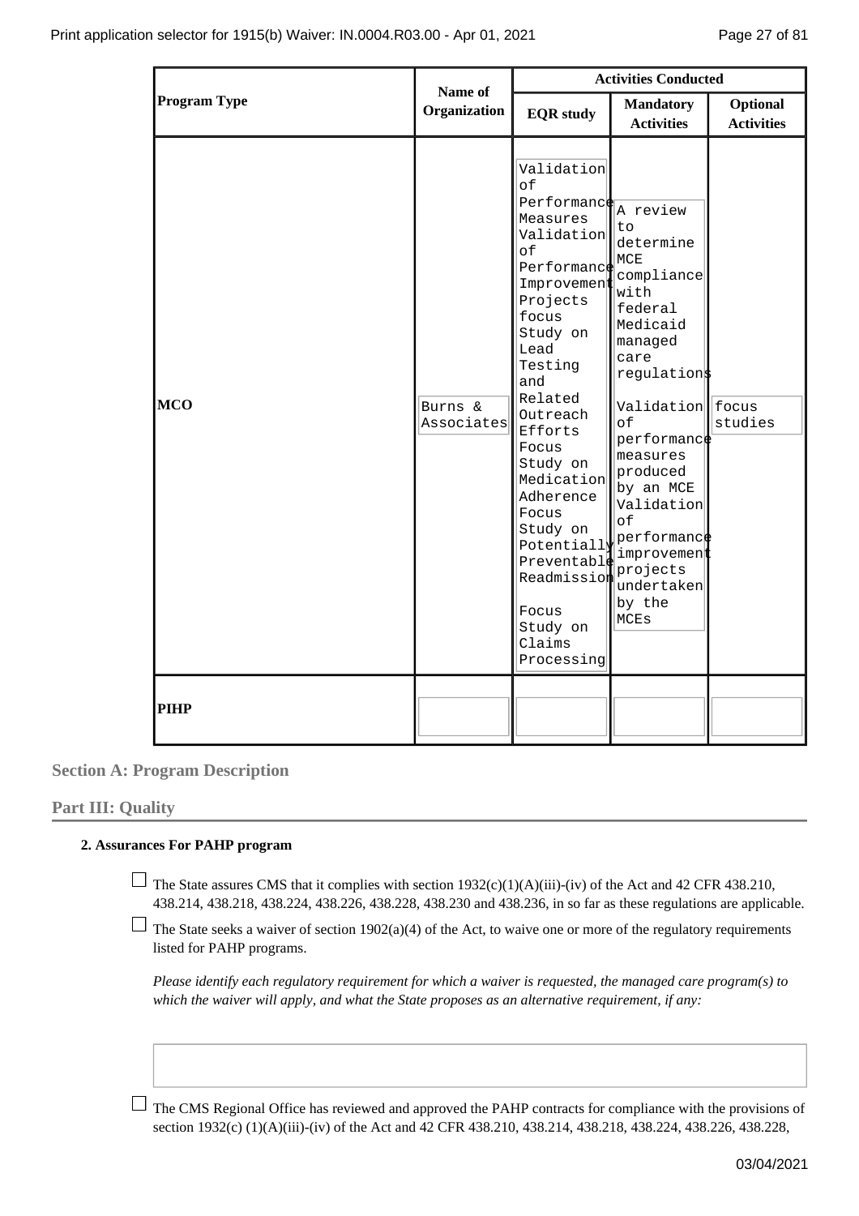| Program Type | Name of Organization | Activities Conducted | | |
|---|---|---|---|---|
| | | EQR study | Mandatory Activities | Optional Activities |
| MCO | Burns & Associates | Validation of Performance Measures Validation of Performance Improvement Projects focus Study on Lead Testing and Related Outreach Efforts Focus Study on Medication Adherence Focus Study on Potentially Preventable Readmission Focus Study on Claims Processing | A review to determine MCE compliance with federal Medicaid managed care regulations Validation of performance measures produced by an MCE Validation of performance improvement projects undertaken by the MCEs | focus studies |
| PIHP | | | | |

## Section A: Program Description

### Part III: Quality

**2. Assurances For PAHP program**

☐ The State assures CMS that it complies with section 1932(c)(1)(A)(iii)-(iv) of the Act and 42 CFR 438.210, 438.214, 438.218, 438.224, 438.226, 438.228, 438.230 and 438.236, in so far as these regulations are applicable.

☐ The State seeks a waiver of section 1902(a)(4) of the Act, to waive one or more of the regulatory requirements listed for PAHP programs.

*Please identify each regulatory requirement for which a waiver is requested, the managed care program(s) to which the waiver will apply, and what the State proposes as an alternative requirement, if any:*

☐ The CMS Regional Office has reviewed and approved the PAHP contracts for compliance with the provisions of section 1932(c) (1)(A)(iii)-(iv) of the Act and 42 CFR 438.210, 438.214, 438.218, 438.224, 438.226, 438.228,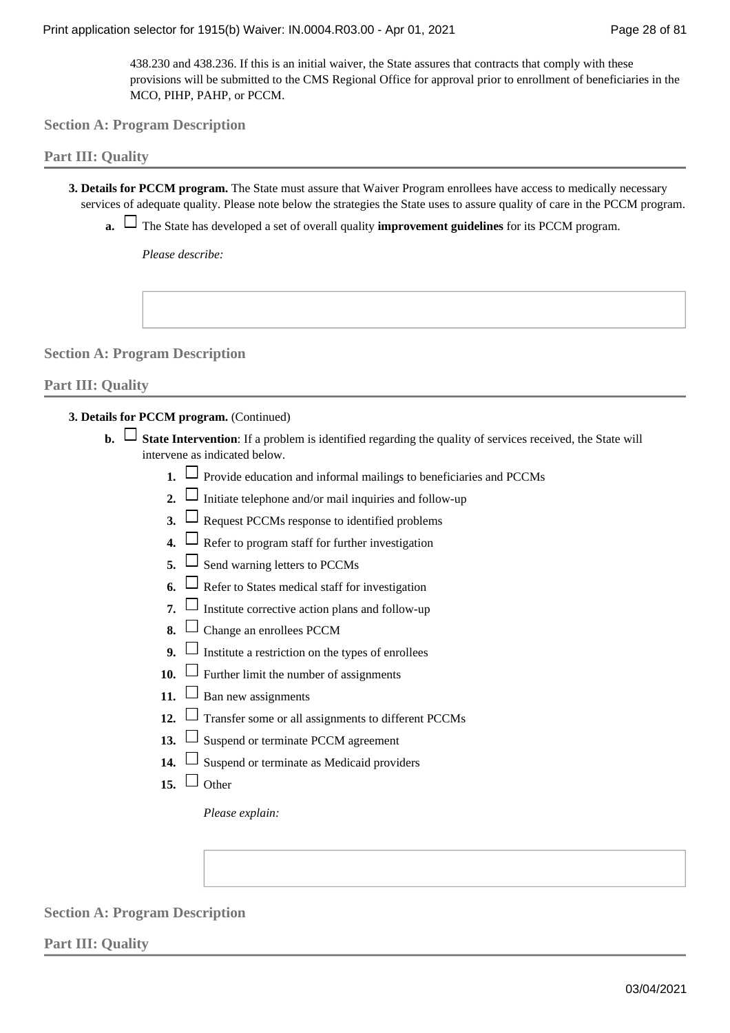438.230 and 438.236. If this is an initial waiver, the State assures that contracts that comply with these provisions will be submitted to the CMS Regional Office for approval prior to enrollment of beneficiaries in the MCO, PIHP, PAHP, or PCCM.

## Section A: Program Description

## Part III: Quality

**3. Details for PCCM program.** The State must assure that Waiver Program enrollees have access to medically necessary services of adequate quality. Please note below the strategies the State uses to assure quality of care in the PCCM program.

**a.** ☐ The State has developed a set of overall quality **improvement guidelines** for its PCCM program.

*Please describe:*

## Section A: Program Description

## Part III: Quality

**3. Details for PCCM program.** (Continued)

**b.** ☐ **State Intervention**: If a problem is identified regarding the quality of services received, the State will intervene as indicated below.

**1.** ☐ Provide education and informal mailings to beneficiaries and PCCMs

**2.** ☐ Initiate telephone and/or mail inquiries and follow-up

**3.** ☐ Request PCCMs response to identified problems

**4.** ☐ Refer to program staff for further investigation

**5.** ☐ Send warning letters to PCCMs

**6.** ☐ Refer to States medical staff for investigation

**7.** ☐ Institute corrective action plans and follow-up

**8.** ☐ Change an enrollees PCCM

**9.** ☐ Institute a restriction on the types of enrollees

**10.** ☐ Further limit the number of assignments

**11.** ☐ Ban new assignments

**12.** ☐ Transfer some or all assignments to different PCCMs

**13.** ☐ Suspend or terminate PCCM agreement

**14.** ☐ Suspend or terminate as Medicaid providers

**15.** ☐ Other

*Please explain:*

## Section A: Program Description

## Part III: Quality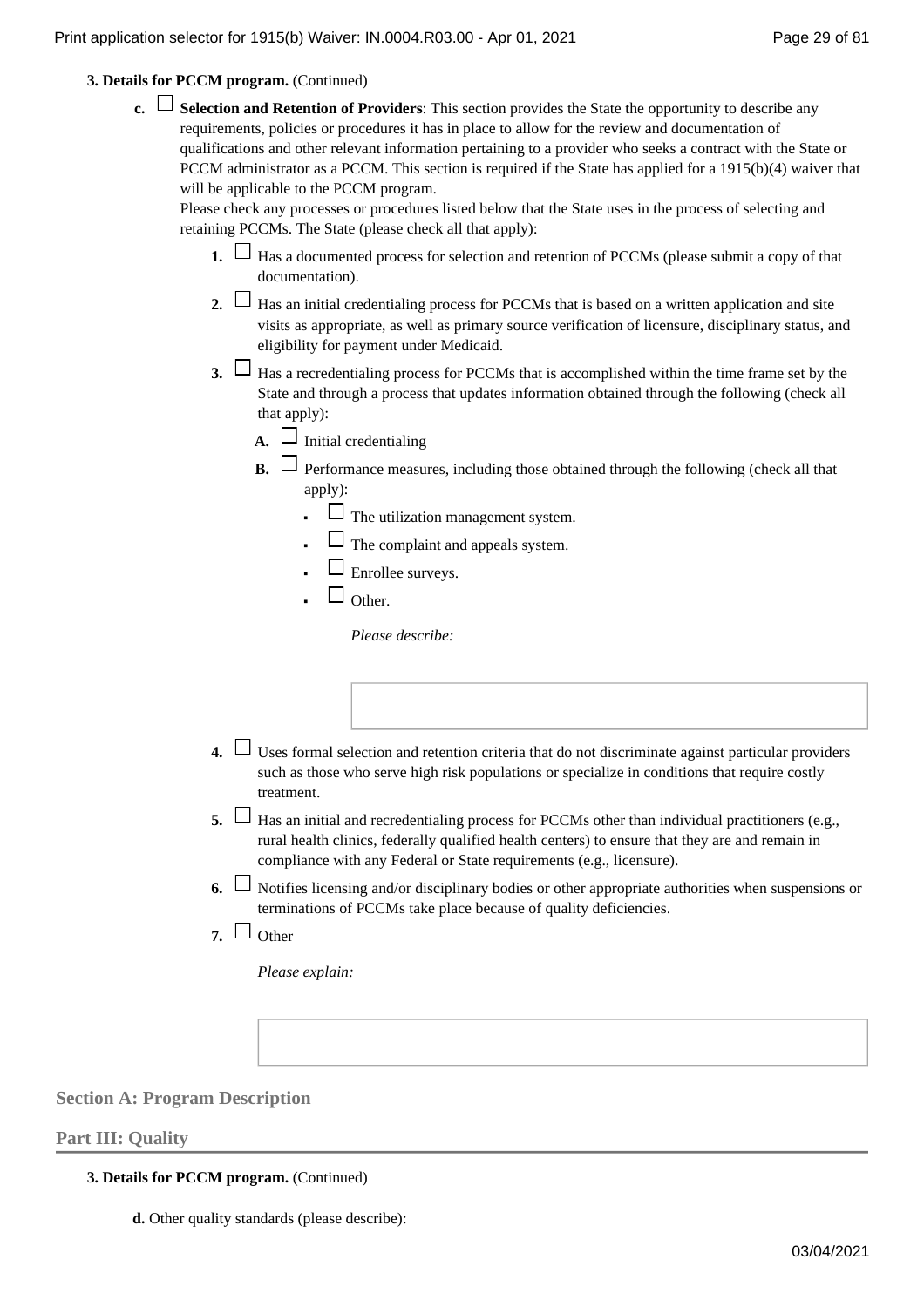**3. Details for PCCM program.** (Continued)

- **c.** ☐ **Selection and Retention of Providers**: This section provides the State the opportunity to describe any requirements, policies or procedures it has in place to allow for the review and documentation of qualifications and other relevant information pertaining to a provider who seeks a contract with the State or PCCM administrator as a PCCM. This section is required if the State has applied for a 1915(b)(4) waiver that will be applicable to the PCCM program.

  Please check any processes or procedures listed below that the State uses in the process of selecting and retaining PCCMs. The State (please check all that apply):

  1. ☐ Has a documented process for selection and retention of PCCMs (please submit a copy of that documentation).
  2. ☐ Has an initial credentialing process for PCCMs that is based on a written application and site visits as appropriate, as well as primary source verification of licensure, disciplinary status, and eligibility for payment under Medicaid.
  3. ☐ Has a recredentialing process for PCCMs that is accomplished within the time frame set by the State and through a process that updates information obtained through the following (check all that apply):
     - **A.** ☐ Initial credentialing
     - **B.** ☐ Performance measures, including those obtained through the following (check all that apply):
       - ☐ The utilization management system.
       - ☐ The complaint and appeals system.
       - ☐ Enrollee surveys.
       - ☐ Other.

         *Please describe:*

  4. ☐ Uses formal selection and retention criteria that do not discriminate against particular providers such as those who serve high risk populations or specialize in conditions that require costly treatment.
  5. ☐ Has an initial and recredentialing process for PCCMs other than individual practitioners (e.g., rural health clinics, federally qualified health centers) to ensure that they are and remain in compliance with any Federal or State requirements (e.g., licensure).
  6. ☐ Notifies licensing and/or disciplinary bodies or other appropriate authorities when suspensions or terminations of PCCMs take place because of quality deficiencies.
  7. ☐ Other

     *Please explain:*

## Section A: Program Description

## Part III: Quality

**3. Details for PCCM program.** (Continued)

**d.** Other quality standards (please describe):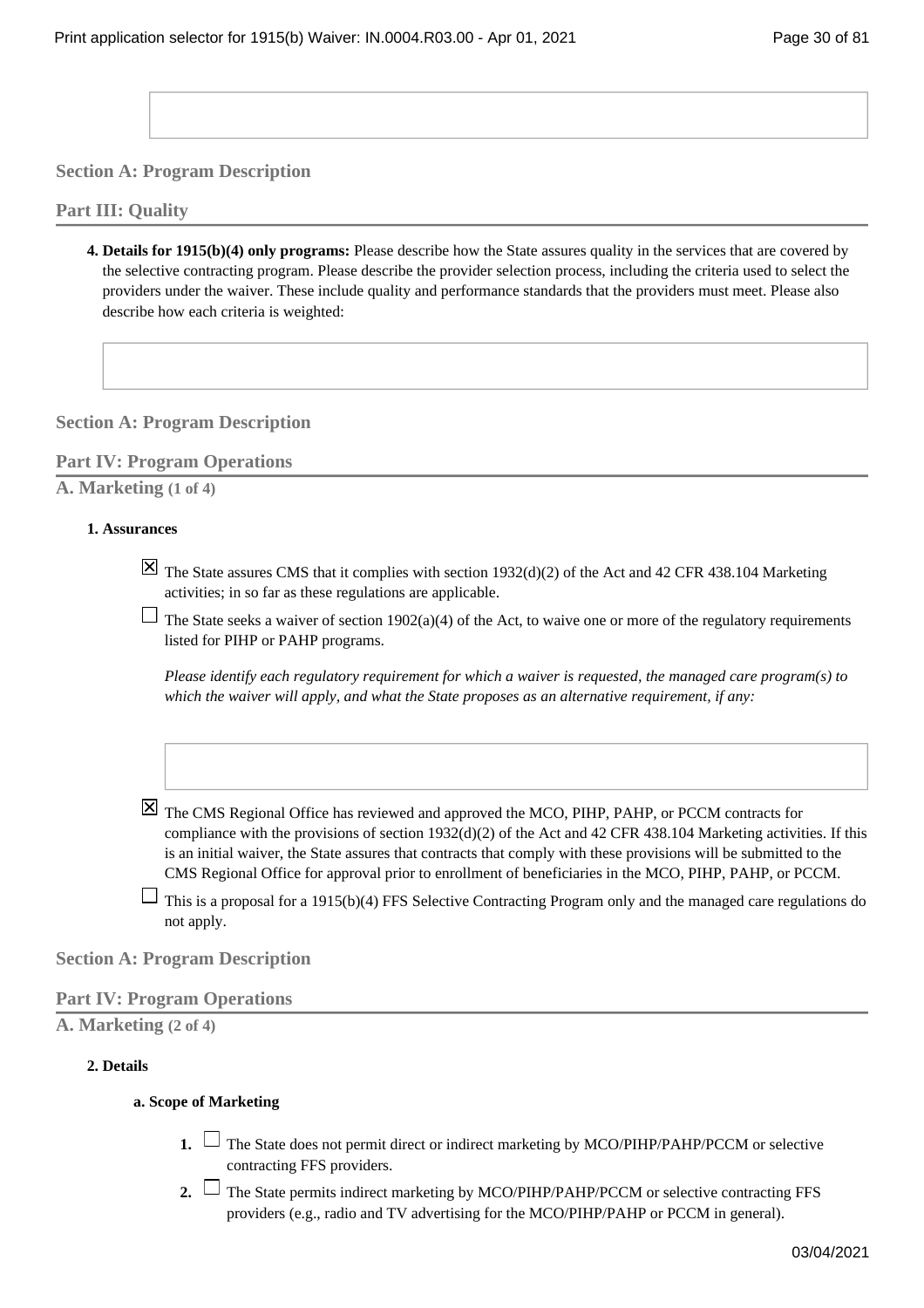## Section A: Program Description

### Part III: Quality

4. **Details for 1915(b)(4) only programs:** Please describe how the State assures quality in the services that are covered by the selective contracting program. Please describe the provider selection process, including the criteria used to select the providers under the waiver. These include quality and performance standards that the providers must meet. Please also describe how each criteria is weighted:

## Section A: Program Description

### Part IV: Program Operations

### A. Marketing (1 of 4)

**1. Assurances**

- [x] The State assures CMS that it complies with section 1932(d)(2) of the Act and 42 CFR 438.104 Marketing activities; in so far as these regulations are applicable.
- [ ] The State seeks a waiver of section 1902(a)(4) of the Act, to waive one or more of the regulatory requirements listed for PIHP or PAHP programs.

  *Please identify each regulatory requirement for which a waiver is requested, the managed care program(s) to which the waiver will apply, and what the State proposes as an alternative requirement, if any:*

- [x] The CMS Regional Office has reviewed and approved the MCO, PIHP, PAHP, or PCCM contracts for compliance with the provisions of section 1932(d)(2) of the Act and 42 CFR 438.104 Marketing activities. If this is an initial waiver, the State assures that contracts that comply with these provisions will be submitted to the CMS Regional Office for approval prior to enrollment of beneficiaries in the MCO, PIHP, PAHP, or PCCM.
- [ ] This is a proposal for a 1915(b)(4) FFS Selective Contracting Program only and the managed care regulations do not apply.

## Section A: Program Description

### Part IV: Program Operations

### A. Marketing (2 of 4)

**2. Details**

**a. Scope of Marketing**

1. [ ] The State does not permit direct or indirect marketing by MCO/PIHP/PAHP/PCCM or selective contracting FFS providers.
2. [ ] The State permits indirect marketing by MCO/PIHP/PAHP/PCCM or selective contracting FFS providers (e.g., radio and TV advertising for the MCO/PIHP/PAHP or PCCM in general).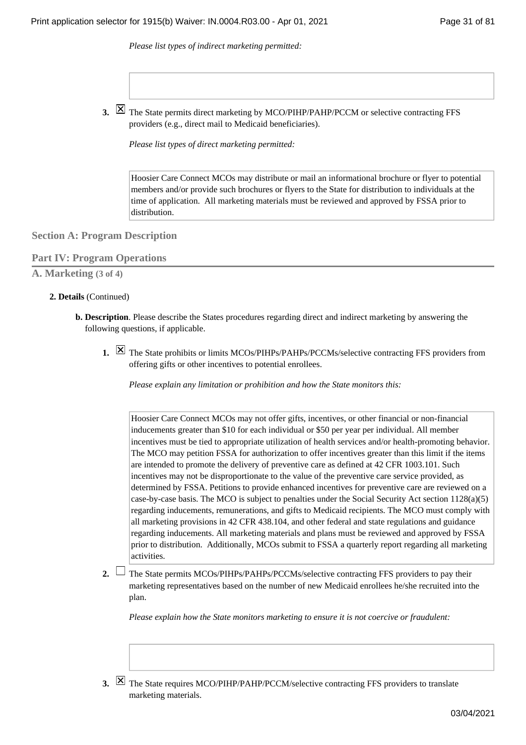*Please list types of indirect marketing permitted:*

3. ☒ The State permits direct marketing by MCO/PIHP/PAHP/PCCM or selective contracting FFS providers (e.g., direct mail to Medicaid beneficiaries).

   *Please list types of direct marketing permitted:*

   Hoosier Care Connect MCOs may distribute or mail an informational brochure or flyer to potential members and/or provide such brochures or flyers to the State for distribution to individuals at the time of application. All marketing materials must be reviewed and approved by FSSA prior to distribution.

## Section A: Program Description

## Part IV: Program Operations

### A. Marketing (3 of 4)

**2. Details** (Continued)

**b. Description**. Please describe the States procedures regarding direct and indirect marketing by answering the following questions, if applicable.

1. ☒ The State prohibits or limits MCOs/PIHPs/PAHPs/PCCMs/selective contracting FFS providers from offering gifts or other incentives to potential enrollees.

   *Please explain any limitation or prohibition and how the State monitors this:*

   Hoosier Care Connect MCOs may not offer gifts, incentives, or other financial or non-financial inducements greater than $10 for each individual or $50 per year per individual. All member incentives must be tied to appropriate utilization of health services and/or health-promoting behavior. The MCO may petition FSSA for authorization to offer incentives greater than this limit if the items are intended to promote the delivery of preventive care as defined at 42 CFR 1003.101. Such incentives may not be disproportionate to the value of the preventive care service provided, as determined by FSSA. Petitions to provide enhanced incentives for preventive care are reviewed on a case-by-case basis. The MCO is subject to penalties under the Social Security Act section 1128(a)(5) regarding inducements, remunerations, and gifts to Medicaid recipients. The MCO must comply with all marketing provisions in 42 CFR 438.104, and other federal and state regulations and guidance regarding inducements. All marketing materials and plans must be reviewed and approved by FSSA prior to distribution. Additionally, MCOs submit to FSSA a quarterly report regarding all marketing activities.

2. ☐ The State permits MCOs/PIHPs/PAHPs/PCCMs/selective contracting FFS providers to pay their marketing representatives based on the number of new Medicaid enrollees he/she recruited into the plan.

   *Please explain how the State monitors marketing to ensure it is not coercive or fraudulent:*

3. ☒ The State requires MCO/PIHP/PAHP/PCCM/selective contracting FFS providers to translate marketing materials.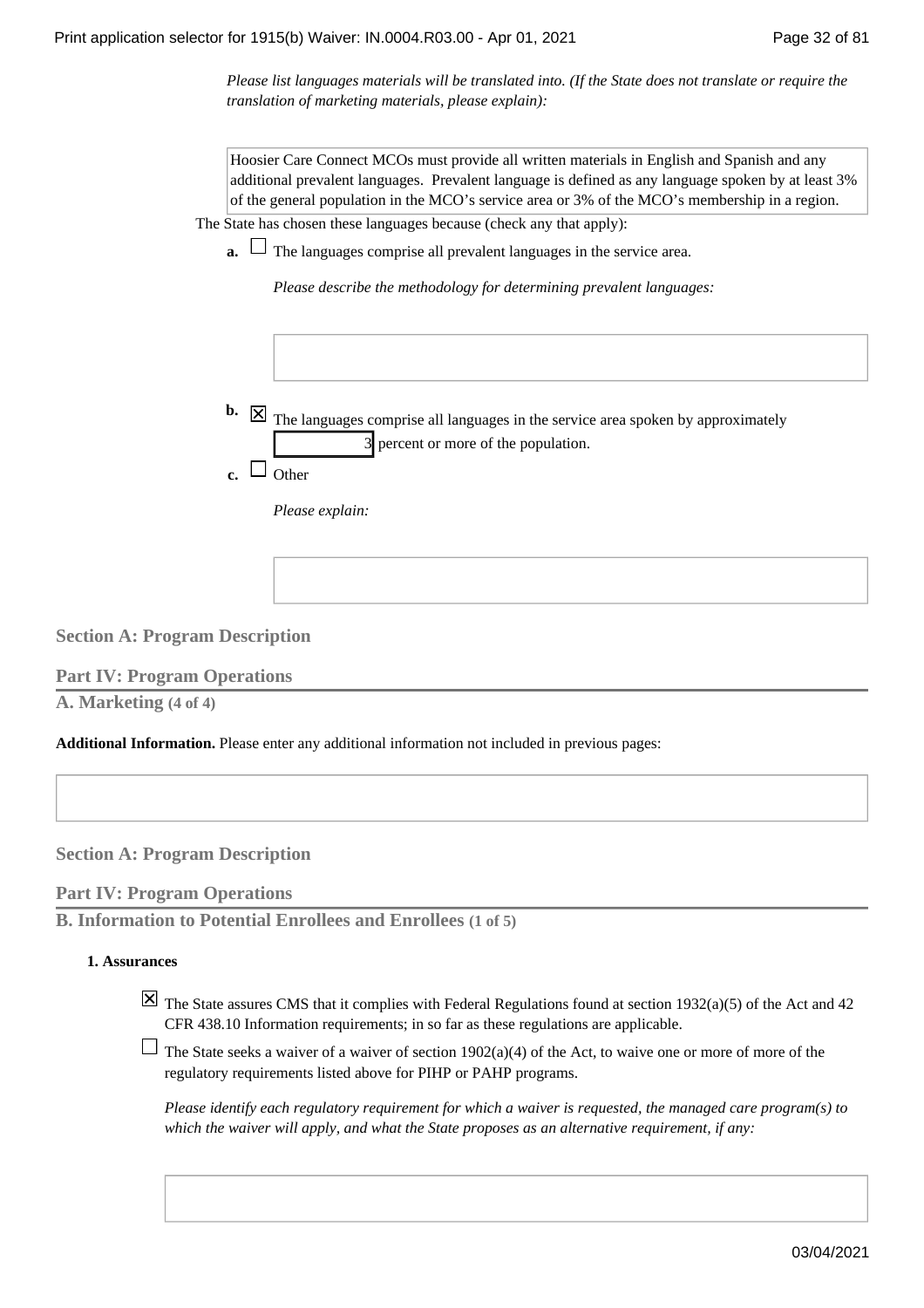*Please list languages materials will be translated into. (If the State does not translate or require the translation of marketing materials, please explain):*

Hoosier Care Connect MCOs must provide all written materials in English and Spanish and any additional prevalent languages. Prevalent language is defined as any language spoken by at least 3% of the general population in the MCO's service area or 3% of the MCO's membership in a region.

The State has chosen these languages because (check any that apply):

**a.** ☐ The languages comprise all prevalent languages in the service area.

*Please describe the methodology for determining prevalent languages:*

**b.** ☒ The languages comprise all languages in the service area spoken by approximately 3 percent or more of the population.

**c.** ☐ Other

*Please explain:*

## Section A: Program Description

### Part IV: Program Operations

#### A. Marketing (4 of 4)

**Additional Information.** Please enter any additional information not included in previous pages:

## Section A: Program Description

### Part IV: Program Operations

#### B. Information to Potential Enrollees and Enrollees (1 of 5)

**1. Assurances**

☒ The State assures CMS that it complies with Federal Regulations found at section 1932(a)(5) of the Act and 42 CFR 438.10 Information requirements; in so far as these regulations are applicable.

☐ The State seeks a waiver of a waiver of section 1902(a)(4) of the Act, to waive one or more of more of the regulatory requirements listed above for PIHP or PAHP programs.

*Please identify each regulatory requirement for which a waiver is requested, the managed care program(s) to which the waiver will apply, and what the State proposes as an alternative requirement, if any:*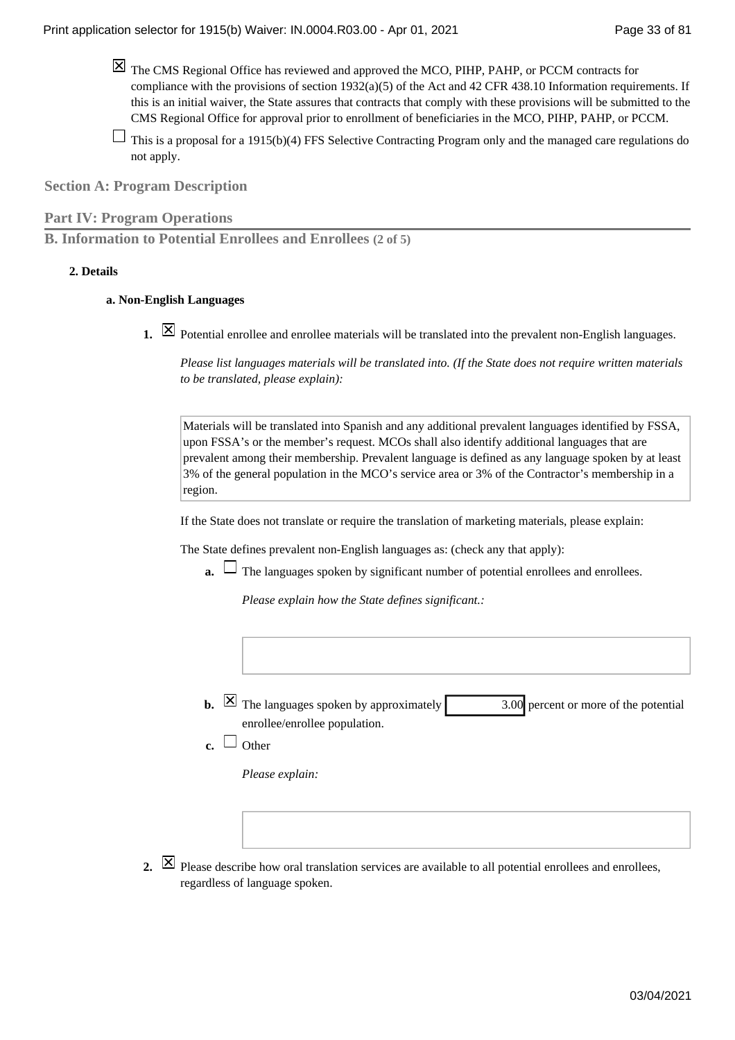☒ The CMS Regional Office has reviewed and approved the MCO, PIHP, PAHP, or PCCM contracts for compliance with the provisions of section 1932(a)(5) of the Act and 42 CFR 438.10 Information requirements. If this is an initial waiver, the State assures that contracts that comply with these provisions will be submitted to the CMS Regional Office for approval prior to enrollment of beneficiaries in the MCO, PIHP, PAHP, or PCCM.

☐ This is a proposal for a 1915(b)(4) FFS Selective Contracting Program only and the managed care regulations do not apply.

## Section A: Program Description

## Part IV: Program Operations

### B. Information to Potential Enrollees and Enrollees (2 of 5)

#### 2. Details

##### a. Non-English Languages

1. ☒ Potential enrollee and enrollee materials will be translated into the prevalent non-English languages.

   *Please list languages materials will be translated into. (If the State does not require written materials to be translated, please explain):*

   Materials will be translated into Spanish and any additional prevalent languages identified by FSSA, upon FSSA's or the member's request. MCOs shall also identify additional languages that are prevalent among their membership. Prevalent language is defined as any language spoken by at least 3% of the general population in the MCO's service area or 3% of the Contractor's membership in a region.

   If the State does not translate or require the translation of marketing materials, please explain:

   The State defines prevalent non-English languages as: (check any that apply):

   a. ☐ The languages spoken by significant number of potential enrollees and enrollees.

      *Please explain how the State defines significant.:*

   b. ☒ The languages spoken by approximately 3.00 percent or more of the potential enrollee/enrollee population.

   c. ☐ Other

      *Please explain:*

2. ☒ Please describe how oral translation services are available to all potential enrollees and enrollees, regardless of language spoken.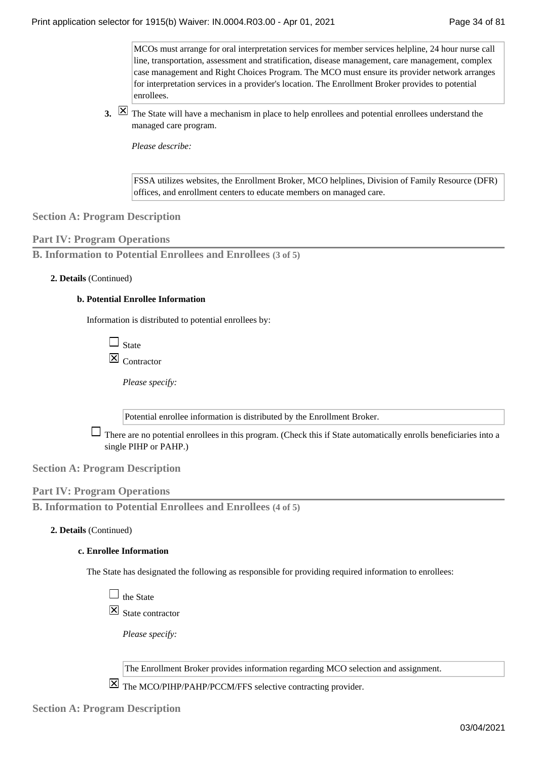MCOs must arrange for oral interpretation services for member services helpline, 24 hour nurse call line, transportation, assessment and stratification, disease management, care management, complex case management and Right Choices Program. The MCO must ensure its provider network arranges for interpretation services in a provider's location. The Enrollment Broker provides to potential enrollees.

3. ☒ The State will have a mechanism in place to help enrollees and potential enrollees understand the managed care program.

   *Please describe:*

   FSSA utilizes websites, the Enrollment Broker, MCO helplines, Division of Family Resource (DFR) offices, and enrollment centers to educate members on managed care.

## Section A: Program Description

### Part IV: Program Operations

### B. Information to Potential Enrollees and Enrollees (3 of 5)

**2. Details** (Continued)

**b. Potential Enrollee Information**

Information is distributed to potential enrollees by:

☐ State

☒ Contractor

*Please specify:*

Potential enrollee information is distributed by the Enrollment Broker.

☐ There are no potential enrollees in this program. (Check this if State automatically enrolls beneficiaries into a single PIHP or PAHP.)

## Section A: Program Description

### Part IV: Program Operations

### B. Information to Potential Enrollees and Enrollees (4 of 5)

**2. Details** (Continued)

**c. Enrollee Information**

The State has designated the following as responsible for providing required information to enrollees:

☐ the State

☒ State contractor

*Please specify:*

The Enrollment Broker provides information regarding MCO selection and assignment.

☒ The MCO/PIHP/PAHP/PCCM/FFS selective contracting provider.

## Section A: Program Description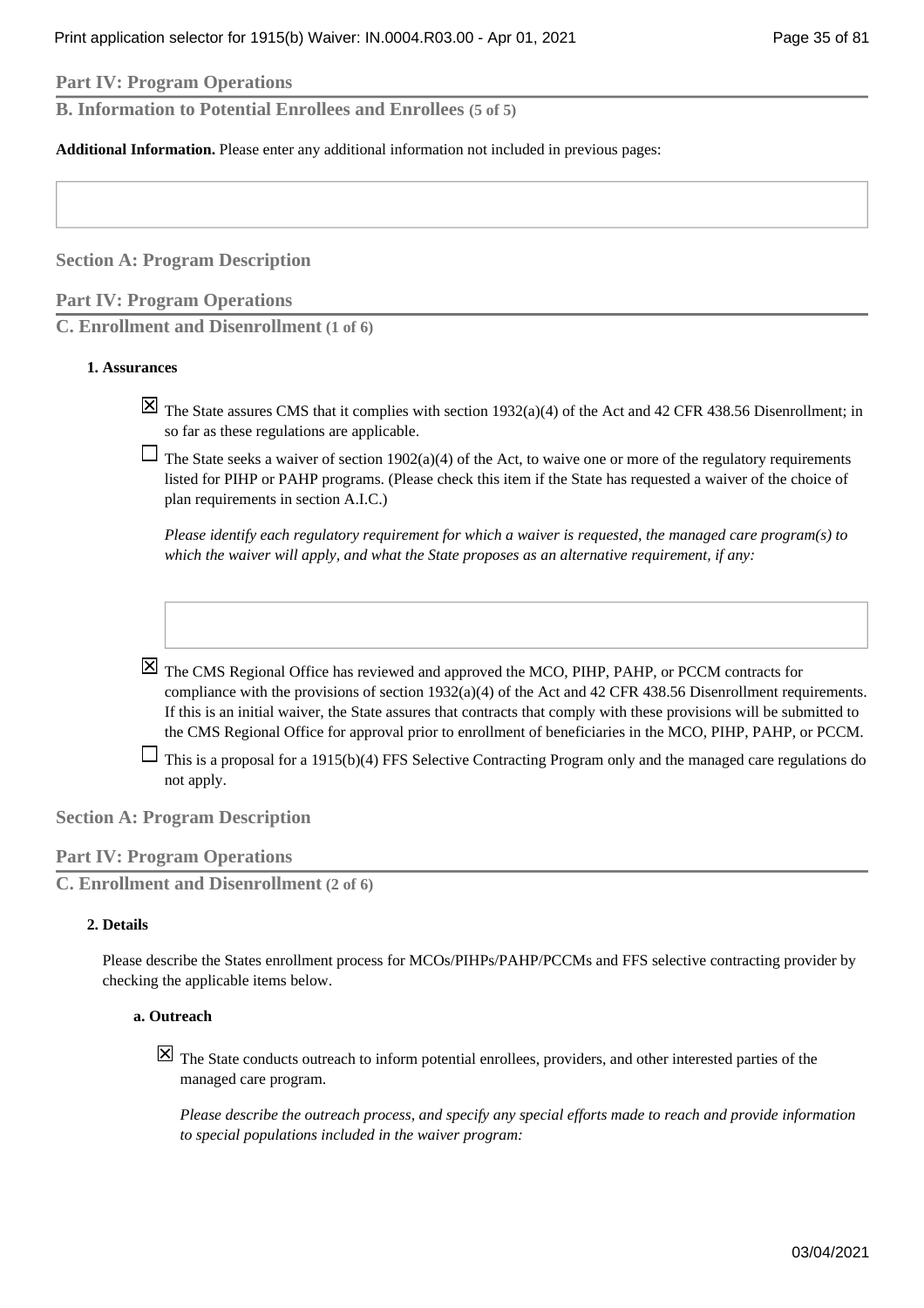## Part IV: Program Operations

### B. Information to Potential Enrollees and Enrollees (5 of 5)

**Additional Information.** Please enter any additional information not included in previous pages:

## Section A: Program Description

## Part IV: Program Operations

### C. Enrollment and Disenrollment (1 of 6)

**1. Assurances**

- [x] The State assures CMS that it complies with section 1932(a)(4) of the Act and 42 CFR 438.56 Disenrollment; in so far as these regulations are applicable.
- [ ] The State seeks a waiver of section 1902(a)(4) of the Act, to waive one or more of the regulatory requirements listed for PIHP or PAHP programs. (Please check this item if the State has requested a waiver of the choice of plan requirements in section A.I.C.)

  *Please identify each regulatory requirement for which a waiver is requested, the managed care program(s) to which the waiver will apply, and what the State proposes as an alternative requirement, if any:*

- [x] The CMS Regional Office has reviewed and approved the MCO, PIHP, PAHP, or PCCM contracts for compliance with the provisions of section 1932(a)(4) of the Act and 42 CFR 438.56 Disenrollment requirements. If this is an initial waiver, the State assures that contracts that comply with these provisions will be submitted to the CMS Regional Office for approval prior to enrollment of beneficiaries in the MCO, PIHP, PAHP, or PCCM.
- [ ] This is a proposal for a 1915(b)(4) FFS Selective Contracting Program only and the managed care regulations do not apply.

## Section A: Program Description

## Part IV: Program Operations

### C. Enrollment and Disenrollment (2 of 6)

**2. Details**

Please describe the States enrollment process for MCOs/PIHPs/PAHP/PCCMs and FFS selective contracting provider by checking the applicable items below.

**a. Outreach**

- [x] The State conducts outreach to inform potential enrollees, providers, and other interested parties of the managed care program.

  *Please describe the outreach process, and specify any special efforts made to reach and provide information to special populations included in the waiver program:*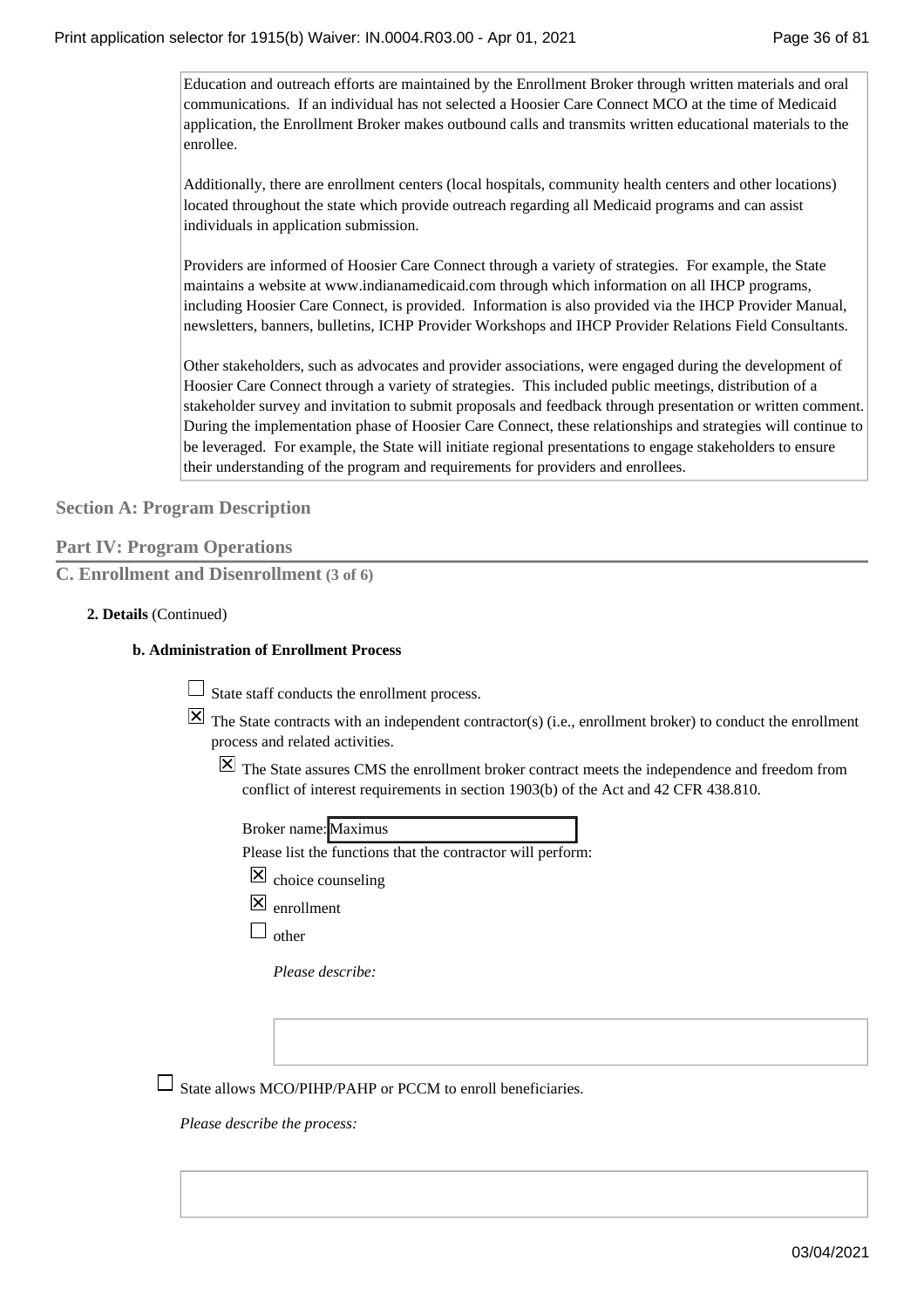Education and outreach efforts are maintained by the Enrollment Broker through written materials and oral communications. If an individual has not selected a Hoosier Care Connect MCO at the time of Medicaid application, the Enrollment Broker makes outbound calls and transmits written educational materials to the enrollee.

Additionally, there are enrollment centers (local hospitals, community health centers and other locations) located throughout the state which provide outreach regarding all Medicaid programs and can assist individuals in application submission.

Providers are informed of Hoosier Care Connect through a variety of strategies. For example, the State maintains a website at www.indianamedicaid.com through which information on all IHCP programs, including Hoosier Care Connect, is provided. Information is also provided via the IHCP Provider Manual, newsletters, banners, bulletins, ICHP Provider Workshops and IHCP Provider Relations Field Consultants.

Other stakeholders, such as advocates and provider associations, were engaged during the development of Hoosier Care Connect through a variety of strategies. This included public meetings, distribution of a stakeholder survey and invitation to submit proposals and feedback through presentation or written comment. During the implementation phase of Hoosier Care Connect, these relationships and strategies will continue to be leveraged. For example, the State will initiate regional presentations to engage stakeholders to ensure their understanding of the program and requirements for providers and enrollees.

## Section A: Program Description

## Part IV: Program Operations

### C. Enrollment and Disenrollment (3 of 6)

**2. Details** (Continued)

**b. Administration of Enrollment Process**

- [ ] State staff conducts the enrollment process.
- [x] The State contracts with an independent contractor(s) (i.e., enrollment broker) to conduct the enrollment process and related activities.
  - [x] The State assures CMS the enrollment broker contract meets the independence and freedom from conflict of interest requirements in section 1903(b) of the Act and 42 CFR 438.810.

    Broker name: Maximus

    Please list the functions that the contractor will perform:

    - [x] choice counseling
    - [x] enrollment
    - [ ] other

      *Please describe:*

- [ ] State allows MCO/PIHP/PAHP or PCCM to enroll beneficiaries.

  *Please describe the process:*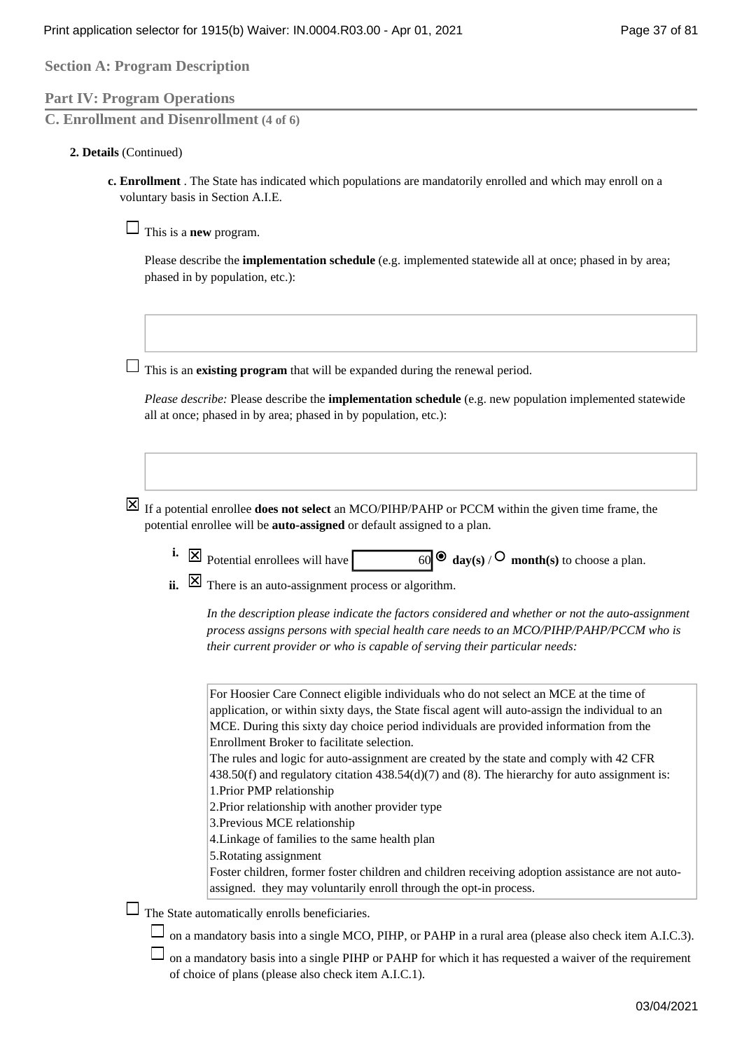## Section A: Program Description

### Part IV: Program Operations

### C. Enrollment and Disenrollment (4 of 6)

**2. Details** (Continued)

**c. Enrollment** . The State has indicated which populations are mandatorily enrolled and which may enroll on a voluntary basis in Section A.I.E.

☐ This is a **new** program.

Please describe the **implementation schedule** (e.g. implemented statewide all at once; phased in by area; phased in by population, etc.):

☐ This is an **existing program** that will be expanded during the renewal period.

*Please describe:* Please describe the **implementation schedule** (e.g. new population implemented statewide all at once; phased in by area; phased in by population, etc.):

☒ If a potential enrollee **does not select** an MCO/PIHP/PAHP or PCCM within the given time frame, the potential enrollee will be **auto-assigned** or default assigned to a plan.

**i.** ☒ Potential enrollees will have 60 ◉ **day(s)** / ○ **month(s)** to choose a plan.

**ii.** ☒ There is an auto-assignment process or algorithm.

*In the description please indicate the factors considered and whether or not the auto-assignment process assigns persons with special health care needs to an MCO/PIHP/PAHP/PCCM who is their current provider or who is capable of serving their particular needs:*

For Hoosier Care Connect eligible individuals who do not select an MCE at the time of application, or within sixty days, the State fiscal agent will auto-assign the individual to an MCE. During this sixty day choice period individuals are provided information from the Enrollment Broker to facilitate selection.
The rules and logic for auto-assignment are created by the state and comply with 42 CFR 438.50(f) and regulatory citation 438.54(d)(7) and (8). The hierarchy for auto assignment is:
1.Prior PMP relationship
2.Prior relationship with another provider type
3.Previous MCE relationship
4.Linkage of families to the same health plan
5.Rotating assignment
Foster children, former foster children and children receiving adoption assistance are not auto-assigned. they may voluntarily enroll through the opt-in process.

☐ The State automatically enrolls beneficiaries.

☐ on a mandatory basis into a single MCO, PIHP, or PAHP in a rural area (please also check item A.I.C.3).

☐ on a mandatory basis into a single PIHP or PAHP for which it has requested a waiver of the requirement of choice of plans (please also check item A.I.C.1).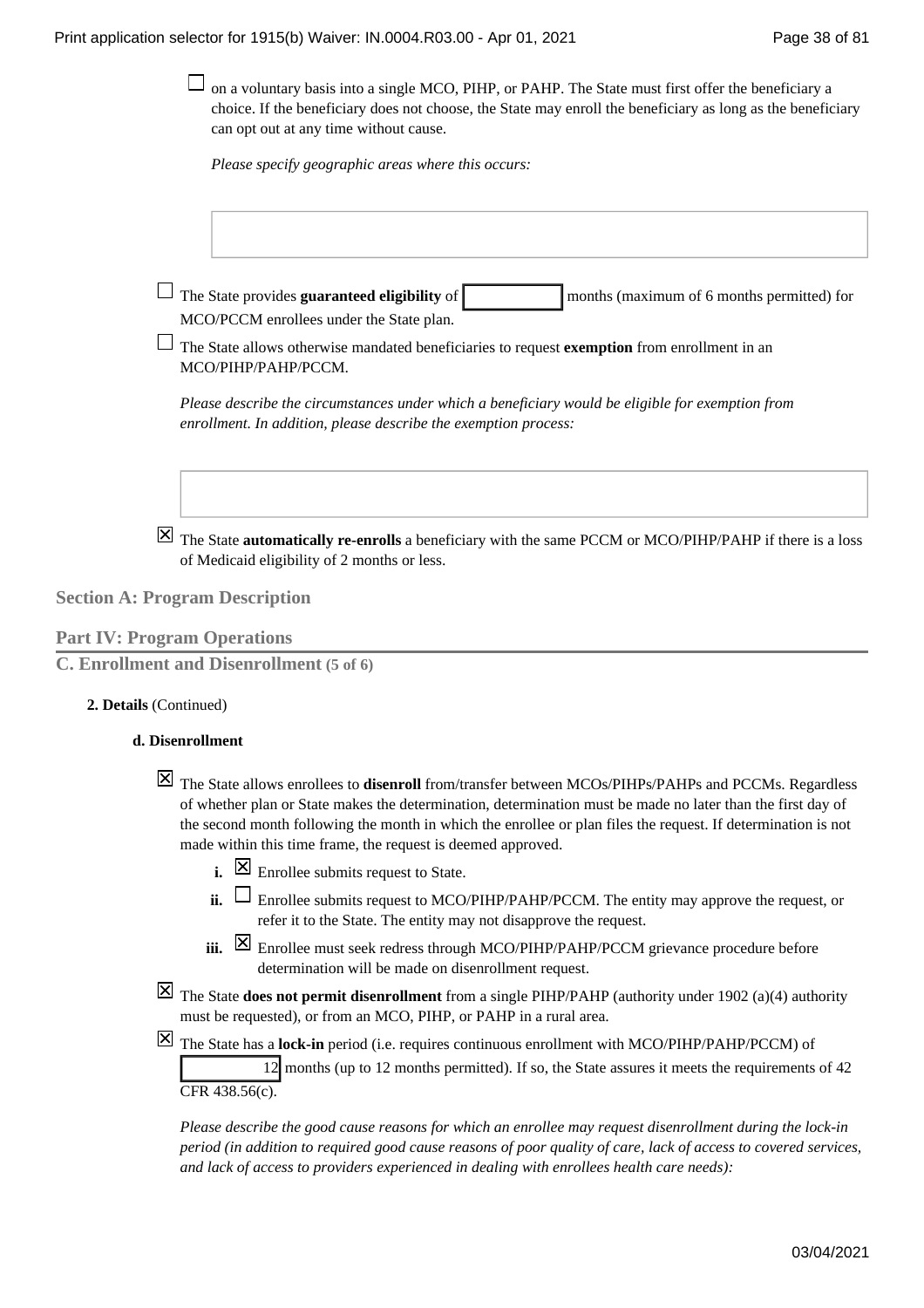☐ on a voluntary basis into a single MCO, PIHP, or PAHP. The State must first offer the beneficiary a choice. If the beneficiary does not choose, the State may enroll the beneficiary as long as the beneficiary can opt out at any time without cause.

*Please specify geographic areas where this occurs:*

☐ The State provides **guaranteed eligibility** of ______ months (maximum of 6 months permitted) for MCO/PCCM enrollees under the State plan.

☐ The State allows otherwise mandated beneficiaries to request **exemption** from enrollment in an MCO/PIHP/PAHP/PCCM.

*Please describe the circumstances under which a beneficiary would be eligible for exemption from enrollment. In addition, please describe the exemption process:*

☒ The State **automatically re-enrolls** a beneficiary with the same PCCM or MCO/PIHP/PAHP if there is a loss of Medicaid eligibility of 2 months or less.

## Section A: Program Description

## Part IV: Program Operations

### C. Enrollment and Disenrollment (5 of 6)

**2. Details** (Continued)

**d. Disenrollment**

☒ The State allows enrollees to **disenroll** from/transfer between MCOs/PIHPs/PAHPs and PCCMs. Regardless of whether plan or State makes the determination, determination must be made no later than the first day of the second month following the month in which the enrollee or plan files the request. If determination is not made within this time frame, the request is deemed approved.

- **i.** ☒ Enrollee submits request to State.
- **ii.** ☐ Enrollee submits request to MCO/PIHP/PAHP/PCCM. The entity may approve the request, or refer it to the State. The entity may not disapprove the request.
- **iii.** ☒ Enrollee must seek redress through MCO/PIHP/PAHP/PCCM grievance procedure before determination will be made on disenrollment request.

☒ The State **does not permit disenrollment** from a single PIHP/PAHP (authority under 1902 (a)(4) authority must be requested), or from an MCO, PIHP, or PAHP in a rural area.

☒ The State has a **lock-in** period (i.e. requires continuous enrollment with MCO/PIHP/PAHP/PCCM) of 12 months (up to 12 months permitted). If so, the State assures it meets the requirements of 42 CFR 438.56(c).

*Please describe the good cause reasons for which an enrollee may request disenrollment during the lock-in period (in addition to required good cause reasons of poor quality of care, lack of access to covered services, and lack of access to providers experienced in dealing with enrollees health care needs):*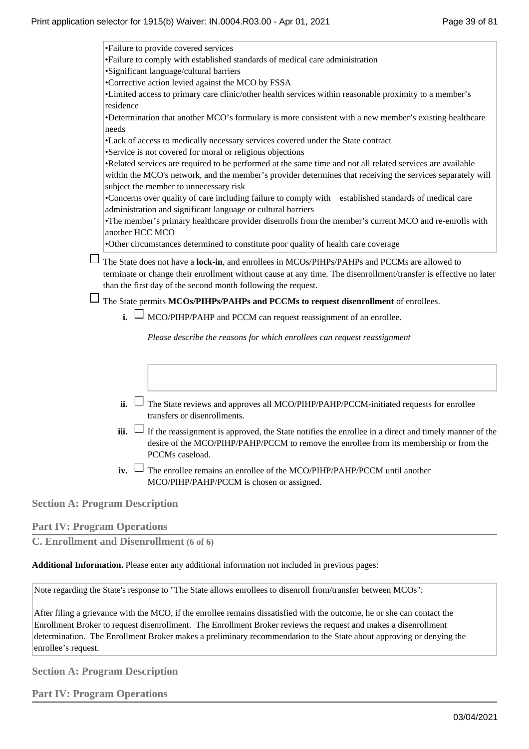- •Failure to provide covered services
- •Failure to comply with established standards of medical care administration
- •Significant language/cultural barriers
- •Corrective action levied against the MCO by FSSA
- •Limited access to primary care clinic/other health services within reasonable proximity to a member's residence
- •Determination that another MCO's formulary is more consistent with a new member's existing healthcare needs
- •Lack of access to medically necessary services covered under the State contract
- •Service is not covered for moral or religious objections
- •Related services are required to be performed at the same time and not all related services are available within the MCO's network, and the member's provider determines that receiving the services separately will subject the member to unnecessary risk
- •Concerns over quality of care including failure to comply with established standards of medical care administration and significant language or cultural barriers
- •The member's primary healthcare provider disenrolls from the member's current MCO and re-enrolls with another HCC MCO
- •Other circumstances determined to constitute poor quality of health care coverage

☐ The State does not have a **lock-in**, and enrollees in MCOs/PIHPs/PAHPs and PCCMs are allowed to terminate or change their enrollment without cause at any time. The disenrollment/transfer is effective no later than the first day of the second month following the request.

☐ The State permits **MCOs/PIHPs/PAHPs and PCCMs to request disenrollment** of enrollees.

**i.** ☐ MCO/PIHP/PAHP and PCCM can request reassignment of an enrollee.

*Please describe the reasons for which enrollees can request reassignment*

**ii.** ☐ The State reviews and approves all MCO/PIHP/PAHP/PCCM-initiated requests for enrollee transfers or disenrollments.

**iii.** ☐ If the reassignment is approved, the State notifies the enrollee in a direct and timely manner of the desire of the MCO/PIHP/PAHP/PCCM to remove the enrollee from its membership or from the PCCMs caseload.

**iv.** ☐ The enrollee remains an enrollee of the MCO/PIHP/PAHP/PCCM until another MCO/PIHP/PAHP/PCCM is chosen or assigned.

## Section A: Program Description

## Part IV: Program Operations

### C. Enrollment and Disenrollment (6 of 6)

**Additional Information.** Please enter any additional information not included in previous pages:

Note regarding the State's response to "The State allows enrollees to disenroll from/transfer between MCOs":

After filing a grievance with the MCO, if the enrollee remains dissatisfied with the outcome, he or she can contact the Enrollment Broker to request disenrollment. The Enrollment Broker reviews the request and makes a disenrollment determination. The Enrollment Broker makes a preliminary recommendation to the State about approving or denying the enrollee's request.

## Section A: Program Description

## Part IV: Program Operations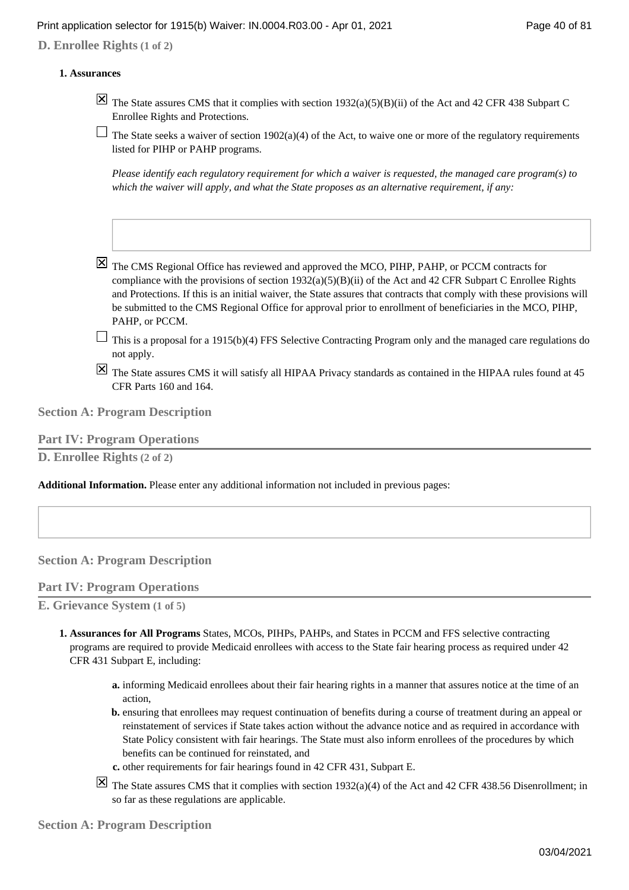## D. Enrollee Rights (1 of 2)

**1. Assurances**

- [x] The State assures CMS that it complies with section 1932(a)(5)(B)(ii) of the Act and 42 CFR 438 Subpart C Enrollee Rights and Protections.
- [ ] The State seeks a waiver of section 1902(a)(4) of the Act, to waive one or more of the regulatory requirements listed for PIHP or PAHP programs.

  *Please identify each regulatory requirement for which a waiver is requested, the managed care program(s) to which the waiver will apply, and what the State proposes as an alternative requirement, if any:*

- [x] The CMS Regional Office has reviewed and approved the MCO, PIHP, PAHP, or PCCM contracts for compliance with the provisions of section 1932(a)(5)(B)(ii) of the Act and 42 CFR Subpart C Enrollee Rights and Protections. If this is an initial waiver, the State assures that contracts that comply with these provisions will be submitted to the CMS Regional Office for approval prior to enrollment of beneficiaries in the MCO, PIHP, PAHP, or PCCM.
- [ ] This is a proposal for a 1915(b)(4) FFS Selective Contracting Program only and the managed care regulations do not apply.
- [x] The State assures CMS it will satisfy all HIPAA Privacy standards as contained in the HIPAA rules found at 45 CFR Parts 160 and 164.

## Section A: Program Description

## Part IV: Program Operations

## D. Enrollee Rights (2 of 2)

**Additional Information.** Please enter any additional information not included in previous pages:

## Section A: Program Description

## Part IV: Program Operations

## E. Grievance System (1 of 5)

**1. Assurances for All Programs** States, MCOs, PIHPs, PAHPs, and States in PCCM and FFS selective contracting programs are required to provide Medicaid enrollees with access to the State fair hearing process as required under 42 CFR 431 Subpart E, including:

   **a.** informing Medicaid enrollees about their fair hearing rights in a manner that assures notice at the time of an action,
   **b.** ensuring that enrollees may request continuation of benefits during a course of treatment during an appeal or reinstatement of services if State takes action without the advance notice and as required in accordance with State Policy consistent with fair hearings. The State must also inform enrollees of the procedures by which benefits can be continued for reinstated, and
   **c.** other requirements for fair hearings found in 42 CFR 431, Subpart E.

- [x] The State assures CMS that it complies with section 1932(a)(4) of the Act and 42 CFR 438.56 Disenrollment; in so far as these regulations are applicable.

## Section A: Program Description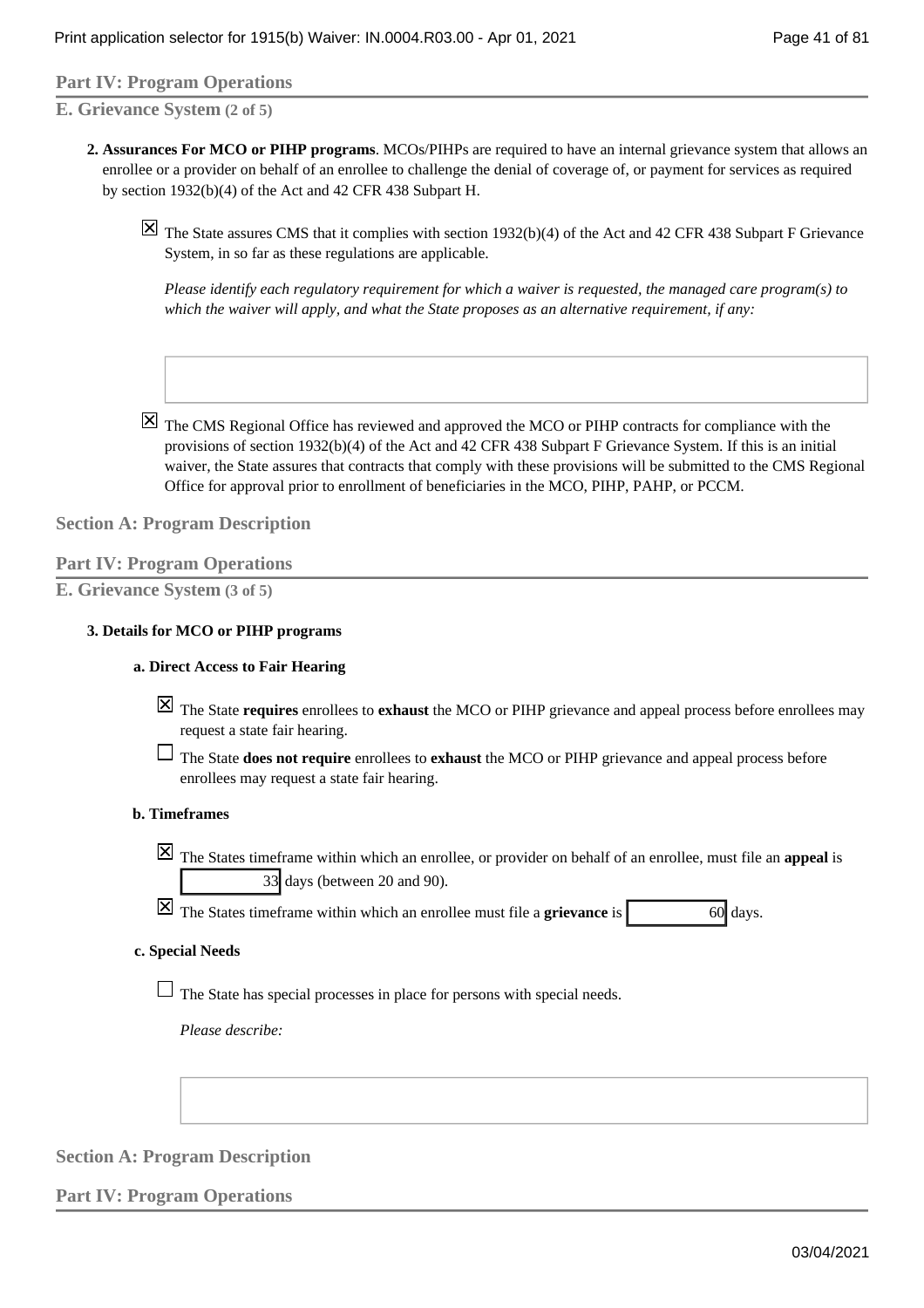### Part IV: Program Operations

#### E. Grievance System (2 of 5)

2. **Assurances For MCO or PIHP programs**. MCOs/PIHPs are required to have an internal grievance system that allows an enrollee or a provider on behalf of an enrollee to challenge the denial of coverage of, or payment for services as required by section 1932(b)(4) of the Act and 42 CFR 438 Subpart H.

   ☒ The State assures CMS that it complies with section 1932(b)(4) of the Act and 42 CFR 438 Subpart F Grievance System, in so far as these regulations are applicable.

   *Please identify each regulatory requirement for which a waiver is requested, the managed care program(s) to which the waiver will apply, and what the State proposes as an alternative requirement, if any:*

   ☒ The CMS Regional Office has reviewed and approved the MCO or PIHP contracts for compliance with the provisions of section 1932(b)(4) of the Act and 42 CFR 438 Subpart F Grievance System. If this is an initial waiver, the State assures that contracts that comply with these provisions will be submitted to the CMS Regional Office for approval prior to enrollment of beneficiaries in the MCO, PIHP, PAHP, or PCCM.

## Section A: Program Description

### Part IV: Program Operations

#### E. Grievance System (3 of 5)

3. **Details for MCO or PIHP programs**

   **a. Direct Access to Fair Hearing**

   ☒ The State **requires** enrollees to **exhaust** the MCO or PIHP grievance and appeal process before enrollees may request a state fair hearing.

   ☐ The State **does not require** enrollees to **exhaust** the MCO or PIHP grievance and appeal process before enrollees may request a state fair hearing.

   **b. Timeframes**

   ☒ The States timeframe within which an enrollee, or provider on behalf of an enrollee, must file an **appeal** is 33 days (between 20 and 90).

   ☒ The States timeframe within which an enrollee must file a **grievance** is 60 days.

   **c. Special Needs**

   ☐ The State has special processes in place for persons with special needs.

   *Please describe:*

## Section A: Program Description

### Part IV: Program Operations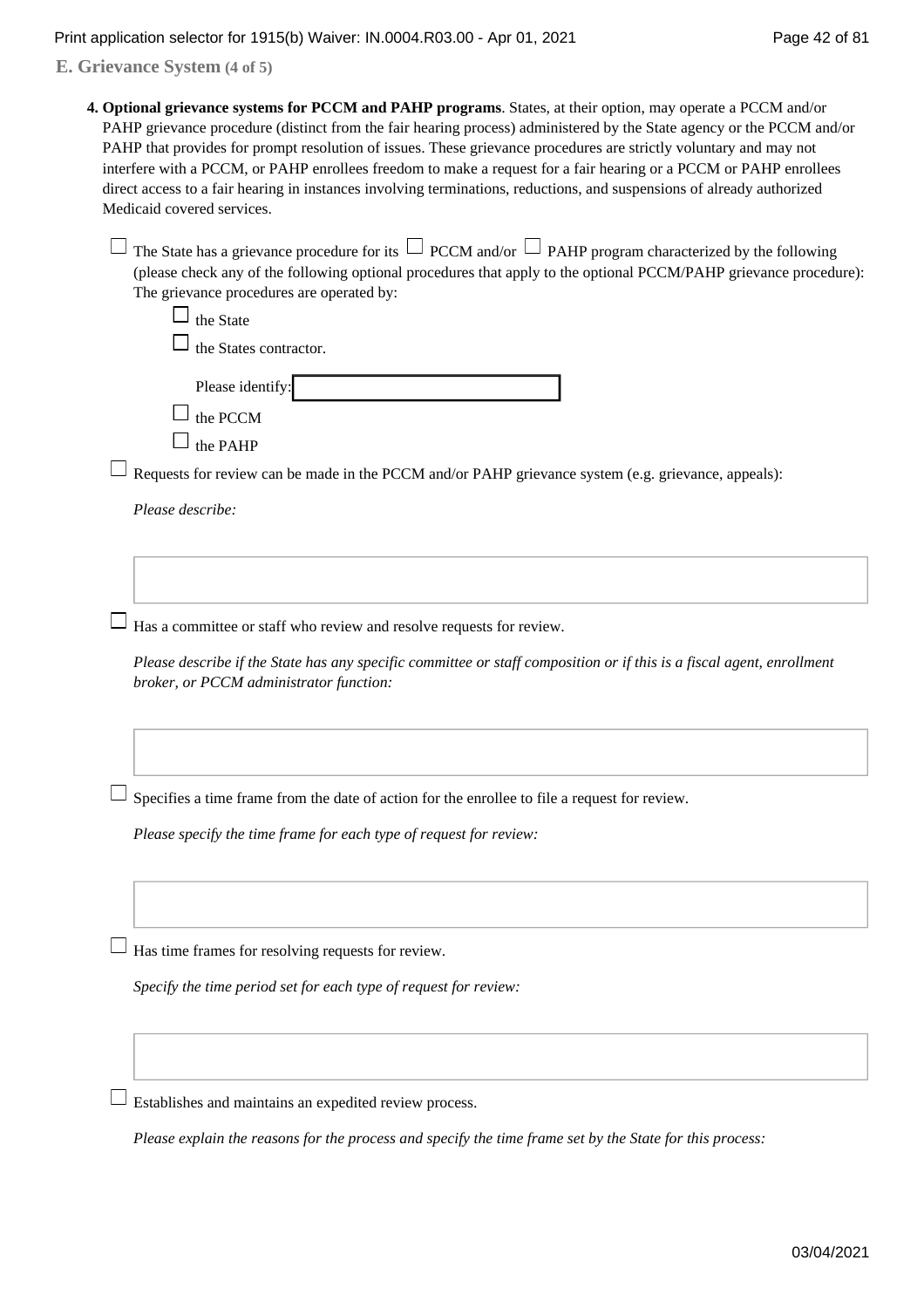## E. Grievance System (4 of 5)

**4. Optional grievance systems for PCCM and PAHP programs**. States, at their option, may operate a PCCM and/or PAHP grievance procedure (distinct from the fair hearing process) administered by the State agency or the PCCM and/or PAHP that provides for prompt resolution of issues. These grievance procedures are strictly voluntary and may not interfere with a PCCM, or PAHP enrollees freedom to make a request for a fair hearing or a PCCM or PAHP enrollees direct access to a fair hearing in instances involving terminations, reductions, and suspensions of already authorized Medicaid covered services.

☐ The State has a grievance procedure for its ☐ PCCM and/or ☐ PAHP program characterized by the following (please check any of the following optional procedures that apply to the optional PCCM/PAHP grievance procedure):
The grievance procedures are operated by:

- ☐ the State
- ☐ the States contractor.

  Please identify:

- ☐ the PCCM
- ☐ the PAHP

☐ Requests for review can be made in the PCCM and/or PAHP grievance system (e.g. grievance, appeals):

*Please describe:*

☐ Has a committee or staff who review and resolve requests for review.

*Please describe if the State has any specific committee or staff composition or if this is a fiscal agent, enrollment broker, or PCCM administrator function:*

☐ Specifies a time frame from the date of action for the enrollee to file a request for review.

*Please specify the time frame for each type of request for review:*

☐ Has time frames for resolving requests for review.

*Specify the time period set for each type of request for review:*

☐ Establishes and maintains an expedited review process.

*Please explain the reasons for the process and specify the time frame set by the State for this process:*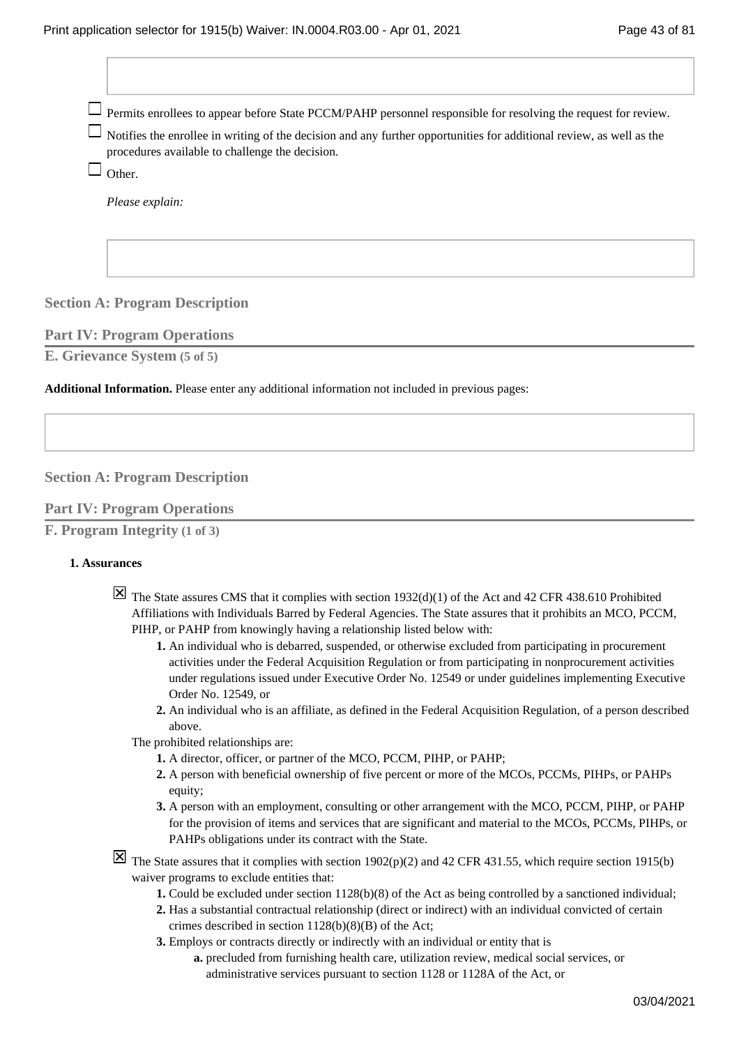☐ Permits enrollees to appear before State PCCM/PAHP personnel responsible for resolving the request for review.

☐ Notifies the enrollee in writing of the decision and any further opportunities for additional review, as well as the procedures available to challenge the decision.

☐ Other.

*Please explain:*

## Section A: Program Description

### Part IV: Program Operations

#### E. Grievance System (5 of 5)

**Additional Information.** Please enter any additional information not included in previous pages:

## Section A: Program Description

### Part IV: Program Operations

#### F. Program Integrity (1 of 3)

**1. Assurances**

☒ The State assures CMS that it complies with section 1932(d)(1) of the Act and 42 CFR 438.610 Prohibited Affiliations with Individuals Barred by Federal Agencies. The State assures that it prohibits an MCO, PCCM, PIHP, or PAHP from knowingly having a relationship listed below with:

1. An individual who is debarred, suspended, or otherwise excluded from participating in procurement activities under the Federal Acquisition Regulation or from participating in nonprocurement activities under regulations issued under Executive Order No. 12549 or under guidelines implementing Executive Order No. 12549, or
2. An individual who is an affiliate, as defined in the Federal Acquisition Regulation, of a person described above.

The prohibited relationships are:

1. A director, officer, or partner of the MCO, PCCM, PIHP, or PAHP;
2. A person with beneficial ownership of five percent or more of the MCOs, PCCMs, PIHPs, or PAHPs equity;
3. A person with an employment, consulting or other arrangement with the MCO, PCCM, PIHP, or PAHP for the provision of items and services that are significant and material to the MCOs, PCCMs, PIHPs, or PAHPs obligations under its contract with the State.

☒ The State assures that it complies with section 1902(p)(2) and 42 CFR 431.55, which require section 1915(b) waiver programs to exclude entities that:

1. Could be excluded under section 1128(b)(8) of the Act as being controlled by a sanctioned individual;
2. Has a substantial contractual relationship (direct or indirect) with an individual convicted of certain crimes described in section 1128(b)(8)(B) of the Act;
3. Employs or contracts directly or indirectly with an individual or entity that is
   - **a.** precluded from furnishing health care, utilization review, medical social services, or administrative services pursuant to section 1128 or 1128A of the Act, or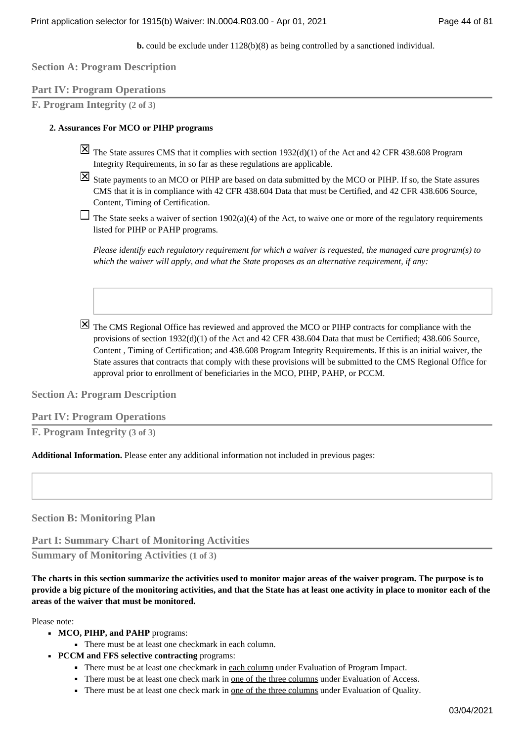**b.** could be exclude under 1128(b)(8) as being controlled by a sanctioned individual.

## Section A: Program Description

### Part IV: Program Operations

### F. Program Integrity (2 of 3)

**2. Assurances For MCO or PIHP programs**

- [x] The State assures CMS that it complies with section 1932(d)(1) of the Act and 42 CFR 438.608 Program Integrity Requirements, in so far as these regulations are applicable.
- [x] State payments to an MCO or PIHP are based on data submitted by the MCO or PIHP. If so, the State assures CMS that it is in compliance with 42 CFR 438.604 Data that must be Certified, and 42 CFR 438.606 Source, Content, Timing of Certification.
- [ ] The State seeks a waiver of section 1902(a)(4) of the Act, to waive one or more of the regulatory requirements listed for PIHP or PAHP programs.

  *Please identify each regulatory requirement for which a waiver is requested, the managed care program(s) to which the waiver will apply, and what the State proposes as an alternative requirement, if any:*

- [x] The CMS Regional Office has reviewed and approved the MCO or PIHP contracts for compliance with the provisions of section 1932(d)(1) of the Act and 42 CFR 438.604 Data that must be Certified; 438.606 Source, Content , Timing of Certification; and 438.608 Program Integrity Requirements. If this is an initial waiver, the State assures that contracts that comply with these provisions will be submitted to the CMS Regional Office for approval prior to enrollment of beneficiaries in the MCO, PIHP, PAHP, or PCCM.

## Section A: Program Description

### Part IV: Program Operations

### F. Program Integrity (3 of 3)

**Additional Information.** Please enter any additional information not included in previous pages:

## Section B: Monitoring Plan

### Part I: Summary Chart of Monitoring Activities

### Summary of Monitoring Activities (1 of 3)

**The charts in this section summarize the activities used to monitor major areas of the waiver program. The purpose is to provide a big picture of the monitoring activities, and that the State has at least one activity in place to monitor each of the areas of the waiver that must be monitored.**

Please note:

- **MCO, PIHP, and PAHP** programs:
  - There must be at least one checkmark in each column.
- **PCCM and FFS selective contracting** programs:
  - There must be at least one checkmark in each column under Evaluation of Program Impact.
  - There must be at least one check mark in one of the three columns under Evaluation of Access.
  - There must be at least one check mark in one of the three columns under Evaluation of Quality.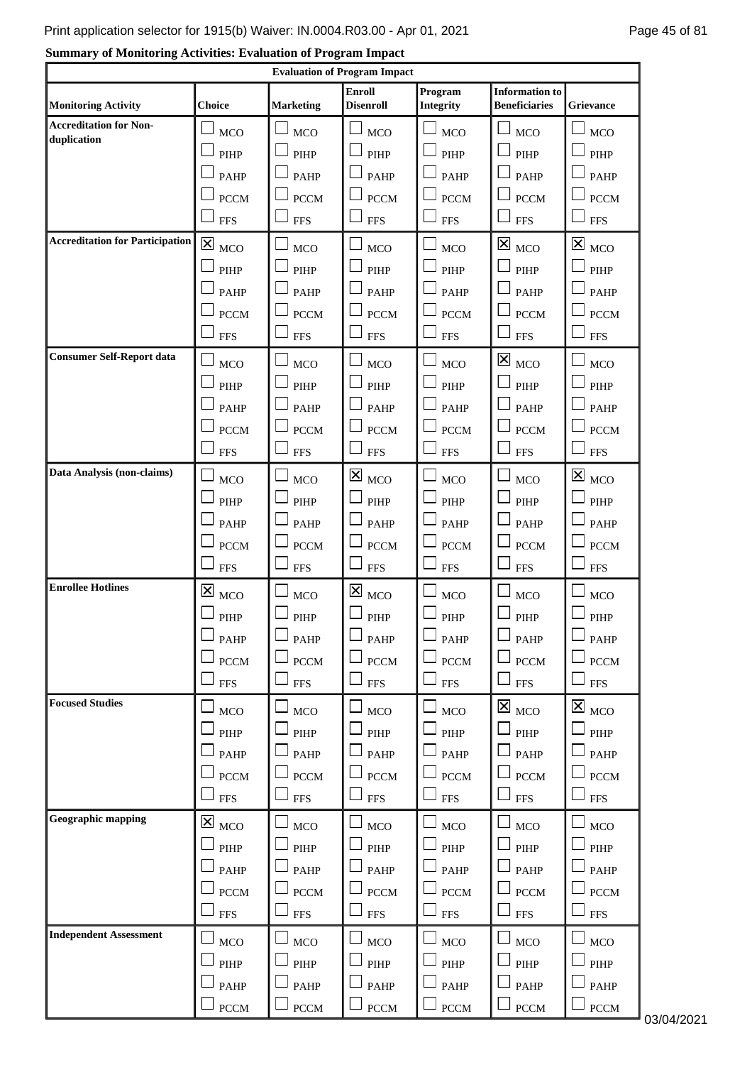**Summary of Monitoring Activities: Evaluation of Program Impact**

| Evaluation of Program Impact | | | | | | |
|---|---|---|---|---|---|---|
| **Monitoring Activity** | **Choice** | **Marketing** | **Enroll Disenroll** | **Program Integrity** | **Information to Beneficiaries** | **Grievance** |
| **Accreditation for Non-duplication** | ☐ MCO<br>☐ PIHP<br>☐ PAHP<br>☐ PCCM<br>☐ FFS | ☐ MCO<br>☐ PIHP<br>☐ PAHP<br>☐ PCCM<br>☐ FFS | ☐ MCO<br>☐ PIHP<br>☐ PAHP<br>☐ PCCM<br>☐ FFS | ☐ MCO<br>☐ PIHP<br>☐ PAHP<br>☐ PCCM<br>☐ FFS | ☐ MCO<br>☐ PIHP<br>☐ PAHP<br>☐ PCCM<br>☐ FFS | ☐ MCO<br>☐ PIHP<br>☐ PAHP<br>☐ PCCM<br>☐ FFS |
| **Accreditation for Participation** | ☒ MCO<br>☐ PIHP<br>☐ PAHP<br>☐ PCCM<br>☐ FFS | ☐ MCO<br>☐ PIHP<br>☐ PAHP<br>☐ PCCM<br>☐ FFS | ☐ MCO<br>☐ PIHP<br>☐ PAHP<br>☐ PCCM<br>☐ FFS | ☐ MCO<br>☐ PIHP<br>☐ PAHP<br>☐ PCCM<br>☐ FFS | ☒ MCO<br>☐ PIHP<br>☐ PAHP<br>☐ PCCM<br>☐ FFS | ☒ MCO<br>☐ PIHP<br>☐ PAHP<br>☐ PCCM<br>☐ FFS |
| **Consumer Self-Report data** | ☐ MCO<br>☐ PIHP<br>☐ PAHP<br>☐ PCCM<br>☐ FFS | ☐ MCO<br>☐ PIHP<br>☐ PAHP<br>☐ PCCM<br>☐ FFS | ☐ MCO<br>☐ PIHP<br>☐ PAHP<br>☐ PCCM<br>☐ FFS | ☐ MCO<br>☐ PIHP<br>☐ PAHP<br>☐ PCCM<br>☐ FFS | ☒ MCO<br>☐ PIHP<br>☐ PAHP<br>☐ PCCM<br>☐ FFS | ☐ MCO<br>☐ PIHP<br>☐ PAHP<br>☐ PCCM<br>☐ FFS |
| **Data Analysis (non-claims)** | ☐ MCO<br>☐ PIHP<br>☐ PAHP<br>☐ PCCM<br>☐ FFS | ☐ MCO<br>☐ PIHP<br>☐ PAHP<br>☐ PCCM<br>☐ FFS | ☒ MCO<br>☐ PIHP<br>☐ PAHP<br>☐ PCCM<br>☐ FFS | ☐ MCO<br>☐ PIHP<br>☐ PAHP<br>☐ PCCM<br>☐ FFS | ☐ MCO<br>☐ PIHP<br>☐ PAHP<br>☐ PCCM<br>☐ FFS | ☒ MCO<br>☐ PIHP<br>☐ PAHP<br>☐ PCCM<br>☐ FFS |
| **Enrollee Hotlines** | ☒ MCO<br>☐ PIHP<br>☐ PAHP<br>☐ PCCM<br>☐ FFS | ☐ MCO<br>☐ PIHP<br>☐ PAHP<br>☐ PCCM<br>☐ FFS | ☒ MCO<br>☐ PIHP<br>☐ PAHP<br>☐ PCCM<br>☐ FFS | ☐ MCO<br>☐ PIHP<br>☐ PAHP<br>☐ PCCM<br>☐ FFS | ☐ MCO<br>☐ PIHP<br>☐ PAHP<br>☐ PCCM<br>☐ FFS | ☐ MCO<br>☐ PIHP<br>☐ PAHP<br>☐ PCCM<br>☐ FFS |
| **Focused Studies** | ☐ MCO<br>☐ PIHP<br>☐ PAHP<br>☐ PCCM<br>☐ FFS | ☐ MCO<br>☐ PIHP<br>☐ PAHP<br>☐ PCCM<br>☐ FFS | ☐ MCO<br>☐ PIHP<br>☐ PAHP<br>☐ PCCM<br>☐ FFS | ☐ MCO<br>☐ PIHP<br>☐ PAHP<br>☐ PCCM<br>☐ FFS | ☒ MCO<br>☐ PIHP<br>☐ PAHP<br>☐ PCCM<br>☐ FFS | ☒ MCO<br>☐ PIHP<br>☐ PAHP<br>☐ PCCM<br>☐ FFS |
| **Geographic mapping** | ☒ MCO<br>☐ PIHP<br>☐ PAHP<br>☐ PCCM<br>☐ FFS | ☐ MCO<br>☐ PIHP<br>☐ PAHP<br>☐ PCCM<br>☐ FFS | ☐ MCO<br>☐ PIHP<br>☐ PAHP<br>☐ PCCM<br>☐ FFS | ☐ MCO<br>☐ PIHP<br>☐ PAHP<br>☐ PCCM<br>☐ FFS | ☐ MCO<br>☐ PIHP<br>☐ PAHP<br>☐ PCCM<br>☐ FFS | ☐ MCO<br>☐ PIHP<br>☐ PAHP<br>☐ PCCM<br>☐ FFS |
| **Independent Assessment** | ☐ MCO<br>☐ PIHP<br>☐ PAHP<br>☐ PCCM | ☐ MCO<br>☐ PIHP<br>☐ PAHP<br>☐ PCCM | ☐ MCO<br>☐ PIHP<br>☐ PAHP<br>☐ PCCM | ☐ MCO<br>☐ PIHP<br>☐ PAHP<br>☐ PCCM | ☐ MCO<br>☐ PIHP<br>☐ PAHP<br>☐ PCCM | ☐ MCO<br>☐ PIHP<br>☐ PAHP<br>☐ PCCM |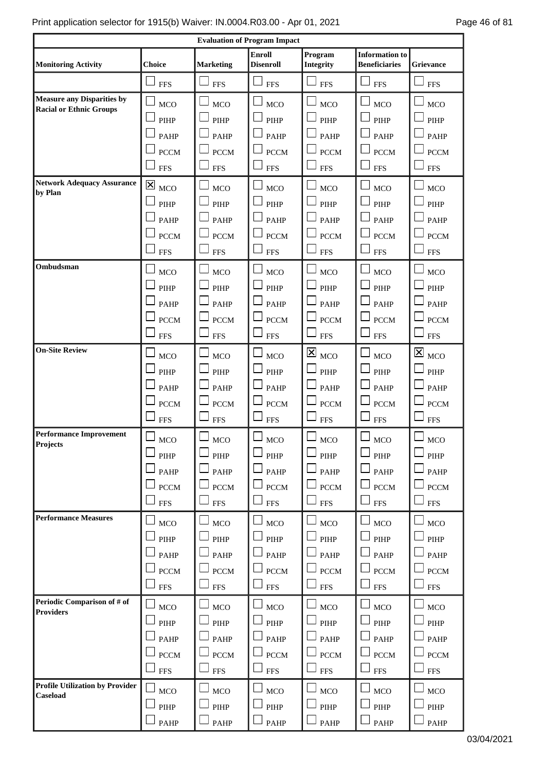| Evaluation of Program Impact | | | | | | |
|---|---|---|---|---|---|---|
| **Monitoring Activity** | **Choice** | **Marketing** | **Enroll Disenroll** | **Program Integrity** | **Information to Beneficiaries** | **Grievance** |
| | ☐ FFS | ☐ FFS | ☐ FFS | ☐ FFS | ☐ FFS | ☐ FFS |
| **Measure any Disparities by Racial or Ethnic Groups** | ☐ MCO<br>☐ PIHP<br>☐ PAHP<br>☐ PCCM<br>☐ FFS | ☐ MCO<br>☐ PIHP<br>☐ PAHP<br>☐ PCCM<br>☐ FFS | ☐ MCO<br>☐ PIHP<br>☐ PAHP<br>☐ PCCM<br>☐ FFS | ☐ MCO<br>☐ PIHP<br>☐ PAHP<br>☐ PCCM<br>☐ FFS | ☐ MCO<br>☐ PIHP<br>☐ PAHP<br>☐ PCCM<br>☐ FFS | ☐ MCO<br>☐ PIHP<br>☐ PAHP<br>☐ PCCM<br>☐ FFS |
| **Network Adequacy Assurance by Plan** | ☒ MCO<br>☐ PIHP<br>☐ PAHP<br>☐ PCCM<br>☐ FFS | ☐ MCO<br>☐ PIHP<br>☐ PAHP<br>☐ PCCM<br>☐ FFS | ☐ MCO<br>☐ PIHP<br>☐ PAHP<br>☐ PCCM<br>☐ FFS | ☐ MCO<br>☐ PIHP<br>☐ PAHP<br>☐ PCCM<br>☐ FFS | ☐ MCO<br>☐ PIHP<br>☐ PAHP<br>☐ PCCM<br>☐ FFS | ☐ MCO<br>☐ PIHP<br>☐ PAHP<br>☐ PCCM<br>☐ FFS |
| **Ombudsman** | ☐ MCO<br>☐ PIHP<br>☐ PAHP<br>☐ PCCM<br>☐ FFS | ☐ MCO<br>☐ PIHP<br>☐ PAHP<br>☐ PCCM<br>☐ FFS | ☐ MCO<br>☐ PIHP<br>☐ PAHP<br>☐ PCCM<br>☐ FFS | ☐ MCO<br>☐ PIHP<br>☐ PAHP<br>☐ PCCM<br>☐ FFS | ☐ MCO<br>☐ PIHP<br>☐ PAHP<br>☐ PCCM<br>☐ FFS | ☐ MCO<br>☐ PIHP<br>☐ PAHP<br>☐ PCCM<br>☐ FFS |
| **On-Site Review** | ☐ MCO<br>☐ PIHP<br>☐ PAHP<br>☐ PCCM<br>☐ FFS | ☐ MCO<br>☐ PIHP<br>☐ PAHP<br>☐ PCCM<br>☐ FFS | ☐ MCO<br>☐ PIHP<br>☐ PAHP<br>☐ PCCM<br>☐ FFS | ☒ MCO<br>☐ PIHP<br>☐ PAHP<br>☐ PCCM<br>☐ FFS | ☐ MCO<br>☐ PIHP<br>☐ PAHP<br>☐ PCCM<br>☐ FFS | ☒ MCO<br>☐ PIHP<br>☐ PAHP<br>☐ PCCM<br>☐ FFS |
| **Performance Improvement Projects** | ☐ MCO<br>☐ PIHP<br>☐ PAHP<br>☐ PCCM<br>☐ FFS | ☐ MCO<br>☐ PIHP<br>☐ PAHP<br>☐ PCCM<br>☐ FFS | ☐ MCO<br>☐ PIHP<br>☐ PAHP<br>☐ PCCM<br>☐ FFS | ☐ MCO<br>☐ PIHP<br>☐ PAHP<br>☐ PCCM<br>☐ FFS | ☐ MCO<br>☐ PIHP<br>☐ PAHP<br>☐ PCCM<br>☐ FFS | ☐ MCO<br>☐ PIHP<br>☐ PAHP<br>☐ PCCM<br>☐ FFS |
| **Performance Measures** | ☐ MCO<br>☐ PIHP<br>☐ PAHP<br>☐ PCCM<br>☐ FFS | ☐ MCO<br>☐ PIHP<br>☐ PAHP<br>☐ PCCM<br>☐ FFS | ☐ MCO<br>☐ PIHP<br>☐ PAHP<br>☐ PCCM<br>☐ FFS | ☐ MCO<br>☐ PIHP<br>☐ PAHP<br>☐ PCCM<br>☐ FFS | ☐ MCO<br>☐ PIHP<br>☐ PAHP<br>☐ PCCM<br>☐ FFS | ☐ MCO<br>☐ PIHP<br>☐ PAHP<br>☐ PCCM<br>☐ FFS |
| **Periodic Comparison of # of Providers** | ☐ MCO<br>☐ PIHP<br>☐ PAHP<br>☐ PCCM<br>☐ FFS | ☐ MCO<br>☐ PIHP<br>☐ PAHP<br>☐ PCCM<br>☐ FFS | ☐ MCO<br>☐ PIHP<br>☐ PAHP<br>☐ PCCM<br>☐ FFS | ☐ MCO<br>☐ PIHP<br>☐ PAHP<br>☐ PCCM<br>☐ FFS | ☐ MCO<br>☐ PIHP<br>☐ PAHP<br>☐ PCCM<br>☐ FFS | ☐ MCO<br>☐ PIHP<br>☐ PAHP<br>☐ PCCM<br>☐ FFS |
| **Profile Utilization by Provider Caseload** | ☐ MCO<br>☐ PIHP<br>☐ PAHP | ☐ MCO<br>☐ PIHP<br>☐ PAHP | ☐ MCO<br>☐ PIHP<br>☐ PAHP | ☐ MCO<br>☐ PIHP<br>☐ PAHP | ☐ MCO<br>☐ PIHP<br>☐ PAHP | ☐ MCO<br>☐ PIHP<br>☐ PAHP |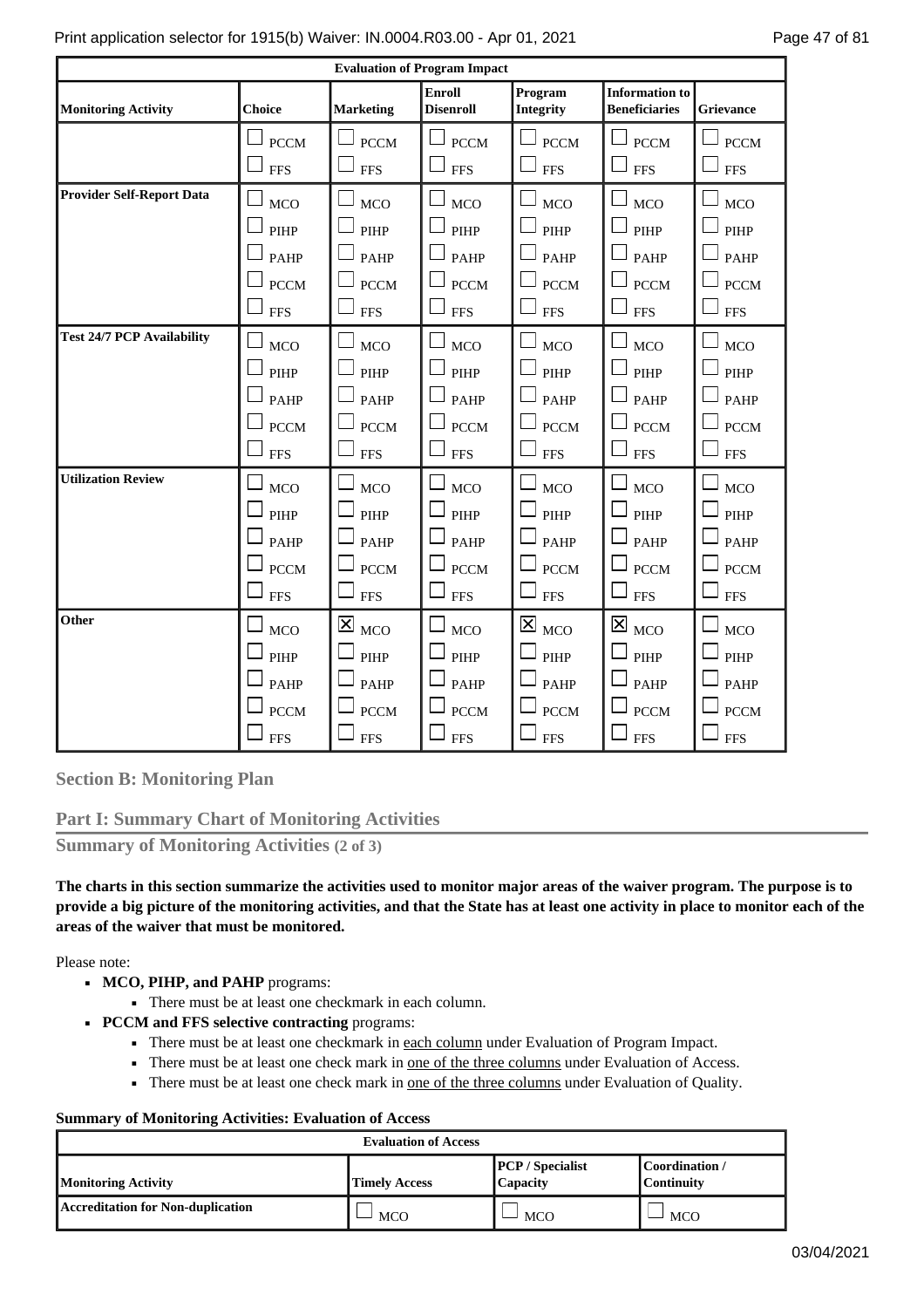| Evaluation of Program Impact | | | | | | |
|---|---|---|---|---|---|---|
| **Monitoring Activity** | **Choice** | **Marketing** | **Enroll Disenroll** | **Program Integrity** | **Information to Beneficiaries** | **Grievance** |
| | ☐ PCCM<br>☐ FFS | ☐ PCCM<br>☐ FFS | ☐ PCCM<br>☐ FFS | ☐ PCCM<br>☐ FFS | ☐ PCCM<br>☐ FFS | ☐ PCCM<br>☐ FFS |
| **Provider Self-Report Data** | ☐ MCO<br>☐ PIHP<br>☐ PAHP<br>☐ PCCM<br>☐ FFS | ☐ MCO<br>☐ PIHP<br>☐ PAHP<br>☐ PCCM<br>☐ FFS | ☐ MCO<br>☐ PIHP<br>☐ PAHP<br>☐ PCCM<br>☐ FFS | ☐ MCO<br>☐ PIHP<br>☐ PAHP<br>☐ PCCM<br>☐ FFS | ☐ MCO<br>☐ PIHP<br>☐ PAHP<br>☐ PCCM<br>☐ FFS | ☐ MCO<br>☐ PIHP<br>☐ PAHP<br>☐ PCCM<br>☐ FFS |
| **Test 24/7 PCP Availability** | ☐ MCO<br>☐ PIHP<br>☐ PAHP<br>☐ PCCM<br>☐ FFS | ☐ MCO<br>☐ PIHP<br>☐ PAHP<br>☐ PCCM<br>☐ FFS | ☐ MCO<br>☐ PIHP<br>☐ PAHP<br>☐ PCCM<br>☐ FFS | ☐ MCO<br>☐ PIHP<br>☐ PAHP<br>☐ PCCM<br>☐ FFS | ☐ MCO<br>☐ PIHP<br>☐ PAHP<br>☐ PCCM<br>☐ FFS | ☐ MCO<br>☐ PIHP<br>☐ PAHP<br>☐ PCCM<br>☐ FFS |
| **Utilization Review** | ☐ MCO<br>☐ PIHP<br>☐ PAHP<br>☐ PCCM<br>☐ FFS | ☐ MCO<br>☐ PIHP<br>☐ PAHP<br>☐ PCCM<br>☐ FFS | ☐ MCO<br>☐ PIHP<br>☐ PAHP<br>☐ PCCM<br>☐ FFS | ☐ MCO<br>☐ PIHP<br>☐ PAHP<br>☐ PCCM<br>☐ FFS | ☐ MCO<br>☐ PIHP<br>☐ PAHP<br>☐ PCCM<br>☐ FFS | ☐ MCO<br>☐ PIHP<br>☐ PAHP<br>☐ PCCM<br>☐ FFS |
| **Other** | ☐ MCO<br>☐ PIHP<br>☐ PAHP<br>☐ PCCM<br>☐ FFS | ☒ MCO<br>☐ PIHP<br>☐ PAHP<br>☐ PCCM<br>☐ FFS | ☐ MCO<br>☐ PIHP<br>☐ PAHP<br>☐ PCCM<br>☐ FFS | ☒ MCO<br>☐ PIHP<br>☐ PAHP<br>☐ PCCM<br>☐ FFS | ☒ MCO<br>☐ PIHP<br>☐ PAHP<br>☐ PCCM<br>☐ FFS | ☐ MCO<br>☐ PIHP<br>☐ PAHP<br>☐ PCCM<br>☐ FFS |

## Section B: Monitoring Plan

### Part I: Summary Chart of Monitoring Activities

### Summary of Monitoring Activities (2 of 3)

**The charts in this section summarize the activities used to monitor major areas of the waiver program. The purpose is to provide a big picture of the monitoring activities, and that the State has at least one activity in place to monitor each of the areas of the waiver that must be monitored.**

Please note:

- **MCO, PIHP, and PAHP** programs:
  - There must be at least one checkmark in each column.
- **PCCM and FFS selective contracting** programs:
  - There must be at least one checkmark in each column under Evaluation of Program Impact.
  - There must be at least one check mark in one of the three columns under Evaluation of Access.
  - There must be at least one check mark in one of the three columns under Evaluation of Quality.

**Summary of Monitoring Activities: Evaluation of Access**

| Evaluation of Access | | | |
|---|---|---|---|
| **Monitoring Activity** | **Timely Access** | **PCP / Specialist Capacity** | **Coordination / Continuity** |
| **Accreditation for Non-duplication** | ☐ MCO | ☐ MCO | ☐ MCO |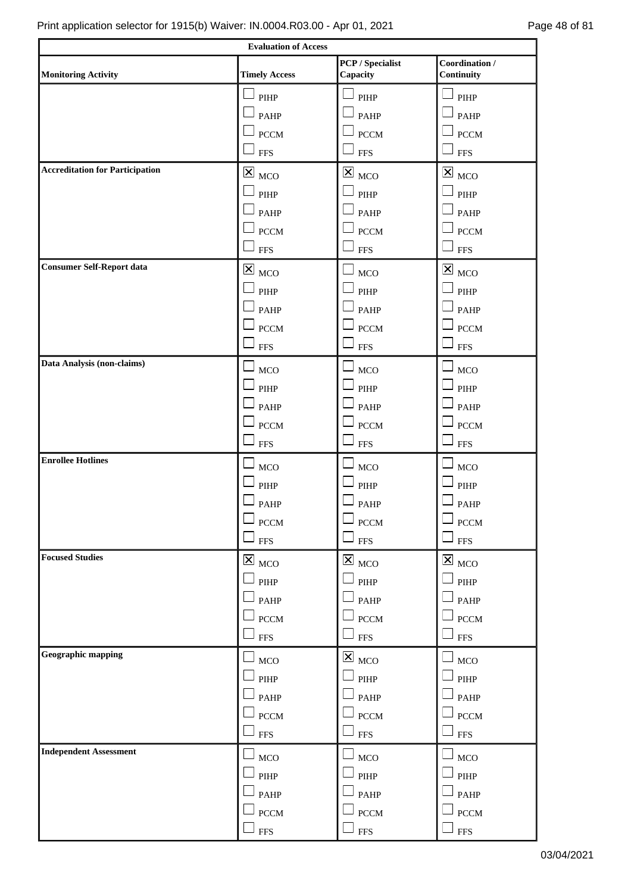| Evaluation of Access | | | |
|---|---|---|---|
| **Monitoring Activity** | **Timely Access** | **PCP / Specialist Capacity** | **Coordination / Continuity** |
| | ☐ PIHP<br>☐ PAHP<br>☐ PCCM<br>☐ FFS | ☐ PIHP<br>☐ PAHP<br>☐ PCCM<br>☐ FFS | ☐ PIHP<br>☐ PAHP<br>☐ PCCM<br>☐ FFS |
| **Accreditation for Participation** | ☒ MCO<br>☐ PIHP<br>☐ PAHP<br>☐ PCCM<br>☐ FFS | ☒ MCO<br>☐ PIHP<br>☐ PAHP<br>☐ PCCM<br>☐ FFS | ☒ MCO<br>☐ PIHP<br>☐ PAHP<br>☐ PCCM<br>☐ FFS |
| **Consumer Self-Report data** | ☒ MCO<br>☐ PIHP<br>☐ PAHP<br>☐ PCCM<br>☐ FFS | ☐ MCO<br>☐ PIHP<br>☐ PAHP<br>☐ PCCM<br>☐ FFS | ☒ MCO<br>☐ PIHP<br>☐ PAHP<br>☐ PCCM<br>☐ FFS |
| **Data Analysis (non-claims)** | ☐ MCO<br>☐ PIHP<br>☐ PAHP<br>☐ PCCM<br>☐ FFS | ☐ MCO<br>☐ PIHP<br>☐ PAHP<br>☐ PCCM<br>☐ FFS | ☐ MCO<br>☐ PIHP<br>☐ PAHP<br>☐ PCCM<br>☐ FFS |
| **Enrollee Hotlines** | ☐ MCO<br>☐ PIHP<br>☐ PAHP<br>☐ PCCM<br>☐ FFS | ☐ MCO<br>☐ PIHP<br>☐ PAHP<br>☐ PCCM<br>☐ FFS | ☐ MCO<br>☐ PIHP<br>☐ PAHP<br>☐ PCCM<br>☐ FFS |
| **Focused Studies** | ☒ MCO<br>☐ PIHP<br>☐ PAHP<br>☐ PCCM<br>☐ FFS | ☒ MCO<br>☐ PIHP<br>☐ PAHP<br>☐ PCCM<br>☐ FFS | ☒ MCO<br>☐ PIHP<br>☐ PAHP<br>☐ PCCM<br>☐ FFS |
| **Geographic mapping** | ☐ MCO<br>☐ PIHP<br>☐ PAHP<br>☐ PCCM<br>☐ FFS | ☒ MCO<br>☐ PIHP<br>☐ PAHP<br>☐ PCCM<br>☐ FFS | ☐ MCO<br>☐ PIHP<br>☐ PAHP<br>☐ PCCM<br>☐ FFS |
| **Independent Assessment** | ☐ MCO<br>☐ PIHP<br>☐ PAHP<br>☐ PCCM<br>☐ FFS | ☐ MCO<br>☐ PIHP<br>☐ PAHP<br>☐ PCCM<br>☐ FFS | ☐ MCO<br>☐ PIHP<br>☐ PAHP<br>☐ PCCM<br>☐ FFS |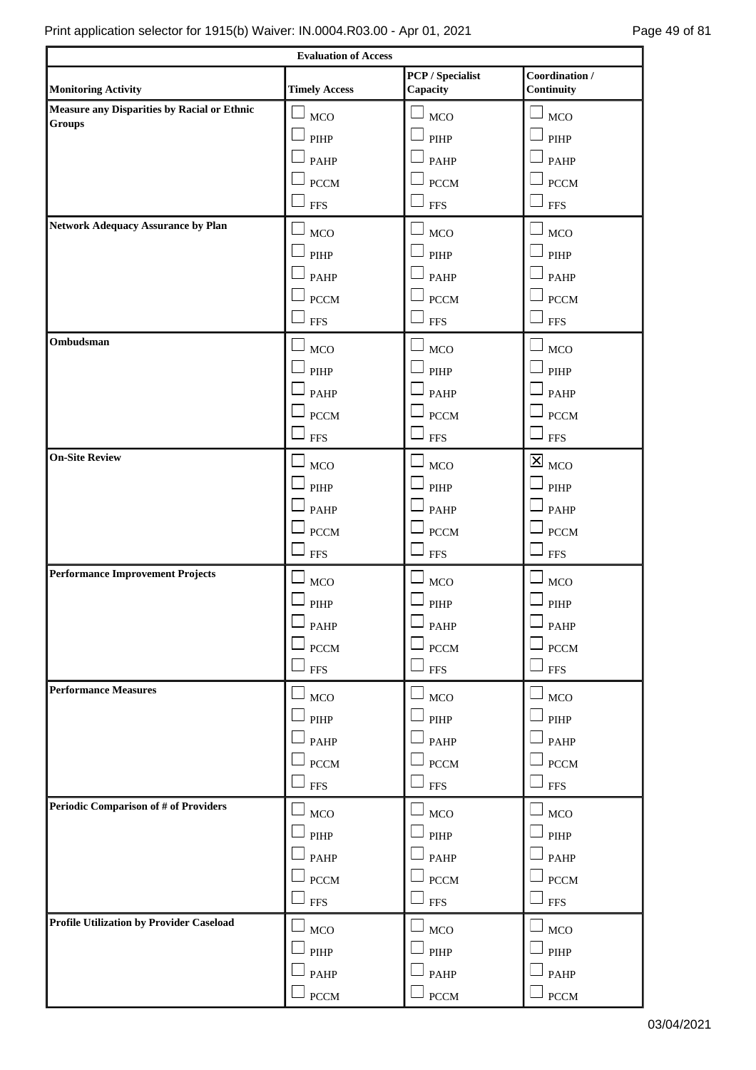| Evaluation of Access | | | |
|---|---|---|---|
| **Monitoring Activity** | **Timely Access** | **PCP / Specialist Capacity** | **Coordination / Continuity** |
| **Measure any Disparities by Racial or Ethnic Groups** | ☐ MCO<br>☐ PIHP<br>☐ PAHP<br>☐ PCCM<br>☐ FFS | ☐ MCO<br>☐ PIHP<br>☐ PAHP<br>☐ PCCM<br>☐ FFS | ☐ MCO<br>☐ PIHP<br>☐ PAHP<br>☐ PCCM<br>☐ FFS |
| **Network Adequacy Assurance by Plan** | ☐ MCO<br>☐ PIHP<br>☐ PAHP<br>☐ PCCM<br>☐ FFS | ☐ MCO<br>☐ PIHP<br>☐ PAHP<br>☐ PCCM<br>☐ FFS | ☐ MCO<br>☐ PIHP<br>☐ PAHP<br>☐ PCCM<br>☐ FFS |
| **Ombudsman** | ☐ MCO<br>☐ PIHP<br>☐ PAHP<br>☐ PCCM<br>☐ FFS | ☐ MCO<br>☐ PIHP<br>☐ PAHP<br>☐ PCCM<br>☐ FFS | ☐ MCO<br>☐ PIHP<br>☐ PAHP<br>☐ PCCM<br>☐ FFS |
| **On-Site Review** | ☐ MCO<br>☐ PIHP<br>☐ PAHP<br>☐ PCCM<br>☐ FFS | ☐ MCO<br>☐ PIHP<br>☐ PAHP<br>☐ PCCM<br>☐ FFS | ☒ MCO<br>☐ PIHP<br>☐ PAHP<br>☐ PCCM<br>☐ FFS |
| **Performance Improvement Projects** | ☐ MCO<br>☐ PIHP<br>☐ PAHP<br>☐ PCCM<br>☐ FFS | ☐ MCO<br>☐ PIHP<br>☐ PAHP<br>☐ PCCM<br>☐ FFS | ☐ MCO<br>☐ PIHP<br>☐ PAHP<br>☐ PCCM<br>☐ FFS |
| **Performance Measures** | ☐ MCO<br>☐ PIHP<br>☐ PAHP<br>☐ PCCM<br>☐ FFS | ☐ MCO<br>☐ PIHP<br>☐ PAHP<br>☐ PCCM<br>☐ FFS | ☐ MCO<br>☐ PIHP<br>☐ PAHP<br>☐ PCCM<br>☐ FFS |
| **Periodic Comparison of # of Providers** | ☐ MCO<br>☐ PIHP<br>☐ PAHP<br>☐ PCCM<br>☐ FFS | ☐ MCO<br>☐ PIHP<br>☐ PAHP<br>☐ PCCM<br>☐ FFS | ☐ MCO<br>☐ PIHP<br>☐ PAHP<br>☐ PCCM<br>☐ FFS |
| **Profile Utilization by Provider Caseload** | ☐ MCO<br>☐ PIHP<br>☐ PAHP<br>☐ PCCM | ☐ MCO<br>☐ PIHP<br>☐ PAHP<br>☐ PCCM | ☐ MCO<br>☐ PIHP<br>☐ PAHP<br>☐ PCCM |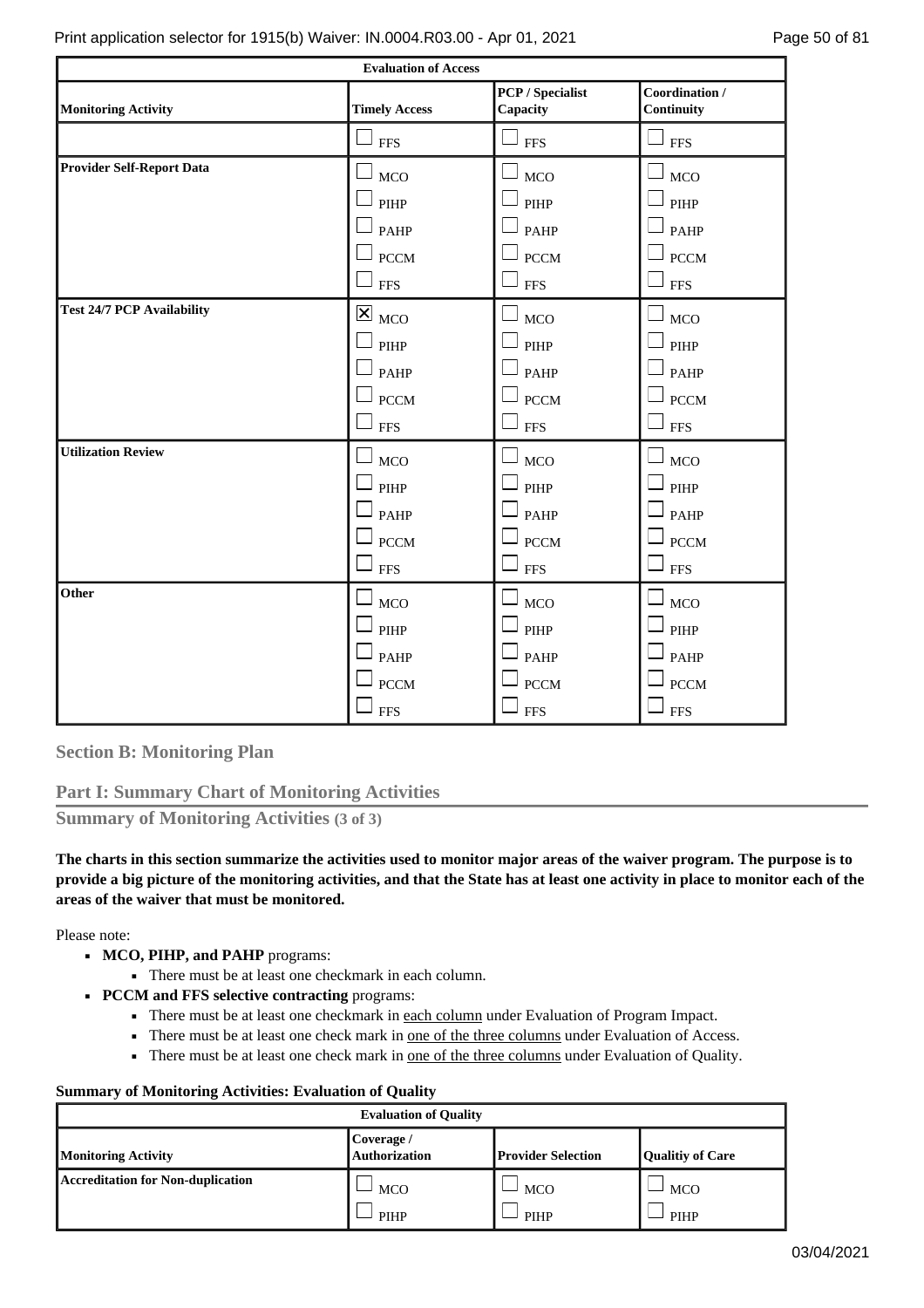| Evaluation of Access | | | |
|---|---|---|---|
| **Monitoring Activity** | **Timely Access** | **PCP / Specialist Capacity** | **Coordination / Continuity** |
| | ☐ FFS | ☐ FFS | ☐ FFS |
| **Provider Self-Report Data** | ☐ MCO<br>☐ PIHP<br>☐ PAHP<br>☐ PCCM<br>☐ FFS | ☐ MCO<br>☐ PIHP<br>☐ PAHP<br>☐ PCCM<br>☐ FFS | ☐ MCO<br>☐ PIHP<br>☐ PAHP<br>☐ PCCM<br>☐ FFS |
| **Test 24/7 PCP Availability** | ☒ MCO<br>☐ PIHP<br>☐ PAHP<br>☐ PCCM<br>☐ FFS | ☐ MCO<br>☐ PIHP<br>☐ PAHP<br>☐ PCCM<br>☐ FFS | ☐ MCO<br>☐ PIHP<br>☐ PAHP<br>☐ PCCM<br>☐ FFS |
| **Utilization Review** | ☐ MCO<br>☐ PIHP<br>☐ PAHP<br>☐ PCCM<br>☐ FFS | ☐ MCO<br>☐ PIHP<br>☐ PAHP<br>☐ PCCM<br>☐ FFS | ☐ MCO<br>☐ PIHP<br>☐ PAHP<br>☐ PCCM<br>☐ FFS |
| **Other** | ☐ MCO<br>☐ PIHP<br>☐ PAHP<br>☐ PCCM<br>☐ FFS | ☐ MCO<br>☐ PIHP<br>☐ PAHP<br>☐ PCCM<br>☐ FFS | ☐ MCO<br>☐ PIHP<br>☐ PAHP<br>☐ PCCM<br>☐ FFS |

## Section B: Monitoring Plan

### Part I: Summary Chart of Monitoring Activities

### Summary of Monitoring Activities (3 of 3)

**The charts in this section summarize the activities used to monitor major areas of the waiver program. The purpose is to provide a big picture of the monitoring activities, and that the State has at least one activity in place to monitor each of the areas of the waiver that must be monitored.**

Please note:

- **MCO, PIHP, and PAHP** programs:
  - There must be at least one checkmark in each column.
- **PCCM and FFS selective contracting** programs:
  - There must be at least one checkmark in each column under Evaluation of Program Impact.
  - There must be at least one check mark in one of the three columns under Evaluation of Access.
  - There must be at least one check mark in one of the three columns under Evaluation of Quality.

**Summary of Monitoring Activities: Evaluation of Quality**

| Evaluation of Quality | | | |
|---|---|---|---|
| **Monitoring Activity** | **Coverage / Authorization** | **Provider Selection** | **Qualitiy of Care** |
| **Accreditation for Non-duplication** | ☐ MCO<br>☐ PIHP | ☐ MCO<br>☐ PIHP | ☐ MCO<br>☐ PIHP |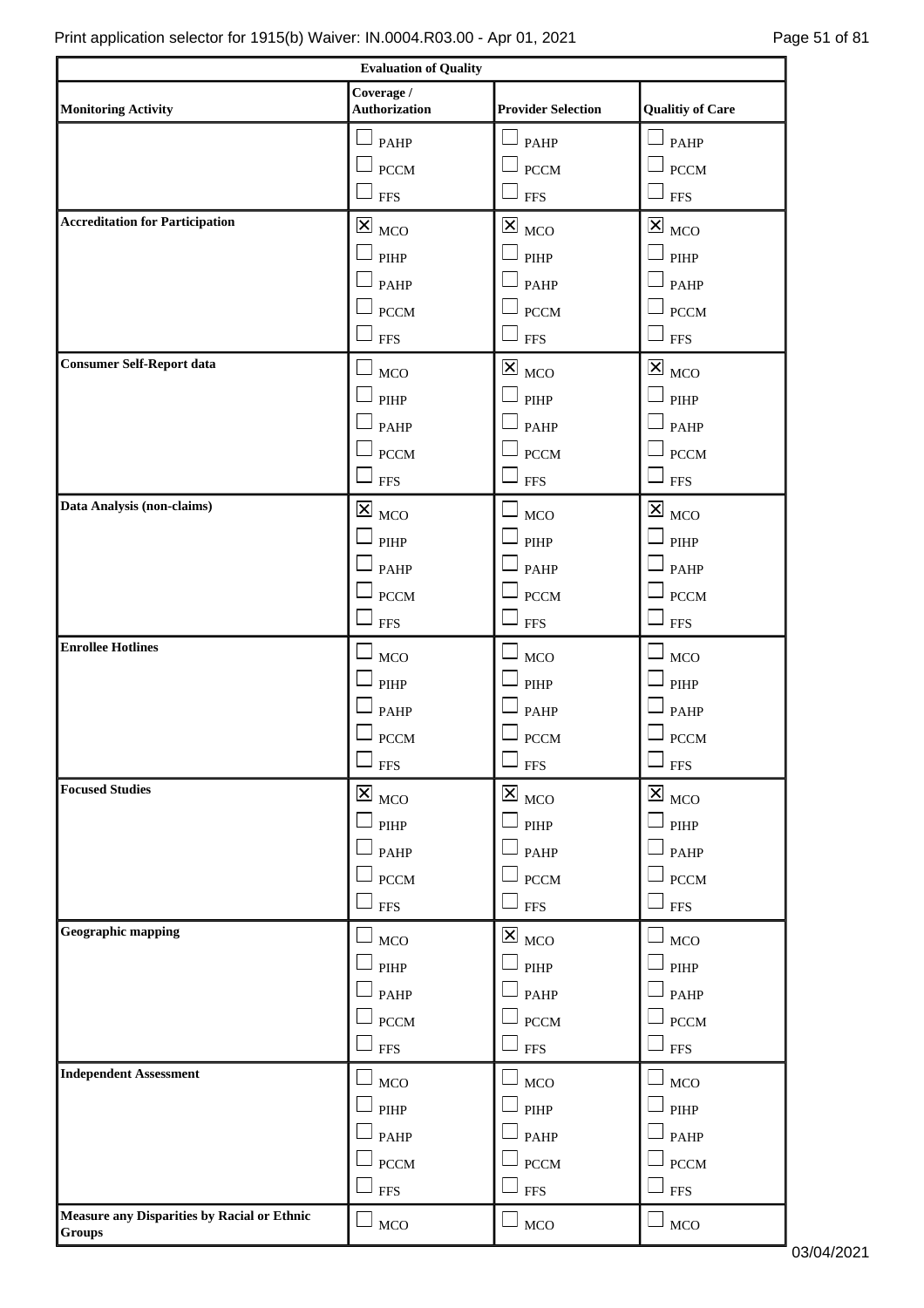| Evaluation of Quality | | | |
|---|---|---|---|
| **Monitoring Activity** | **Coverage / Authorization** | **Provider Selection** | **Qualitiy of Care** |
| | ☐ PAHP<br>☐ PCCM<br>☐ FFS | ☐ PAHP<br>☐ PCCM<br>☐ FFS | ☐ PAHP<br>☐ PCCM<br>☐ FFS |
| **Accreditation for Participation** | ☒ MCO<br>☐ PIHP<br>☐ PAHP<br>☐ PCCM<br>☐ FFS | ☒ MCO<br>☐ PIHP<br>☐ PAHP<br>☐ PCCM<br>☐ FFS | ☒ MCO<br>☐ PIHP<br>☐ PAHP<br>☐ PCCM<br>☐ FFS |
| **Consumer Self-Report data** | ☐ MCO<br>☐ PIHP<br>☐ PAHP<br>☐ PCCM<br>☐ FFS | ☒ MCO<br>☐ PIHP<br>☐ PAHP<br>☐ PCCM<br>☐ FFS | ☒ MCO<br>☐ PIHP<br>☐ PAHP<br>☐ PCCM<br>☐ FFS |
| **Data Analysis (non-claims)** | ☒ MCO<br>☐ PIHP<br>☐ PAHP<br>☐ PCCM<br>☐ FFS | ☐ MCO<br>☐ PIHP<br>☐ PAHP<br>☐ PCCM<br>☐ FFS | ☒ MCO<br>☐ PIHP<br>☐ PAHP<br>☐ PCCM<br>☐ FFS |
| **Enrollee Hotlines** | ☐ MCO<br>☐ PIHP<br>☐ PAHP<br>☐ PCCM<br>☐ FFS | ☐ MCO<br>☐ PIHP<br>☐ PAHP<br>☐ PCCM<br>☐ FFS | ☐ MCO<br>☐ PIHP<br>☐ PAHP<br>☐ PCCM<br>☐ FFS |
| **Focused Studies** | ☒ MCO<br>☐ PIHP<br>☐ PAHP<br>☐ PCCM<br>☐ FFS | ☒ MCO<br>☐ PIHP<br>☐ PAHP<br>☐ PCCM<br>☐ FFS | ☒ MCO<br>☐ PIHP<br>☐ PAHP<br>☐ PCCM<br>☐ FFS |
| **Geographic mapping** | ☐ MCO<br>☐ PIHP<br>☐ PAHP<br>☐ PCCM<br>☐ FFS | ☒ MCO<br>☐ PIHP<br>☐ PAHP<br>☐ PCCM<br>☐ FFS | ☐ MCO<br>☐ PIHP<br>☐ PAHP<br>☐ PCCM<br>☐ FFS |
| **Independent Assessment** | ☐ MCO<br>☐ PIHP<br>☐ PAHP<br>☐ PCCM<br>☐ FFS | ☐ MCO<br>☐ PIHP<br>☐ PAHP<br>☐ PCCM<br>☐ FFS | ☐ MCO<br>☐ PIHP<br>☐ PAHP<br>☐ PCCM<br>☐ FFS |
| **Measure any Disparities by Racial or Ethnic Groups** | ☐ MCO | ☐ MCO | ☐ MCO |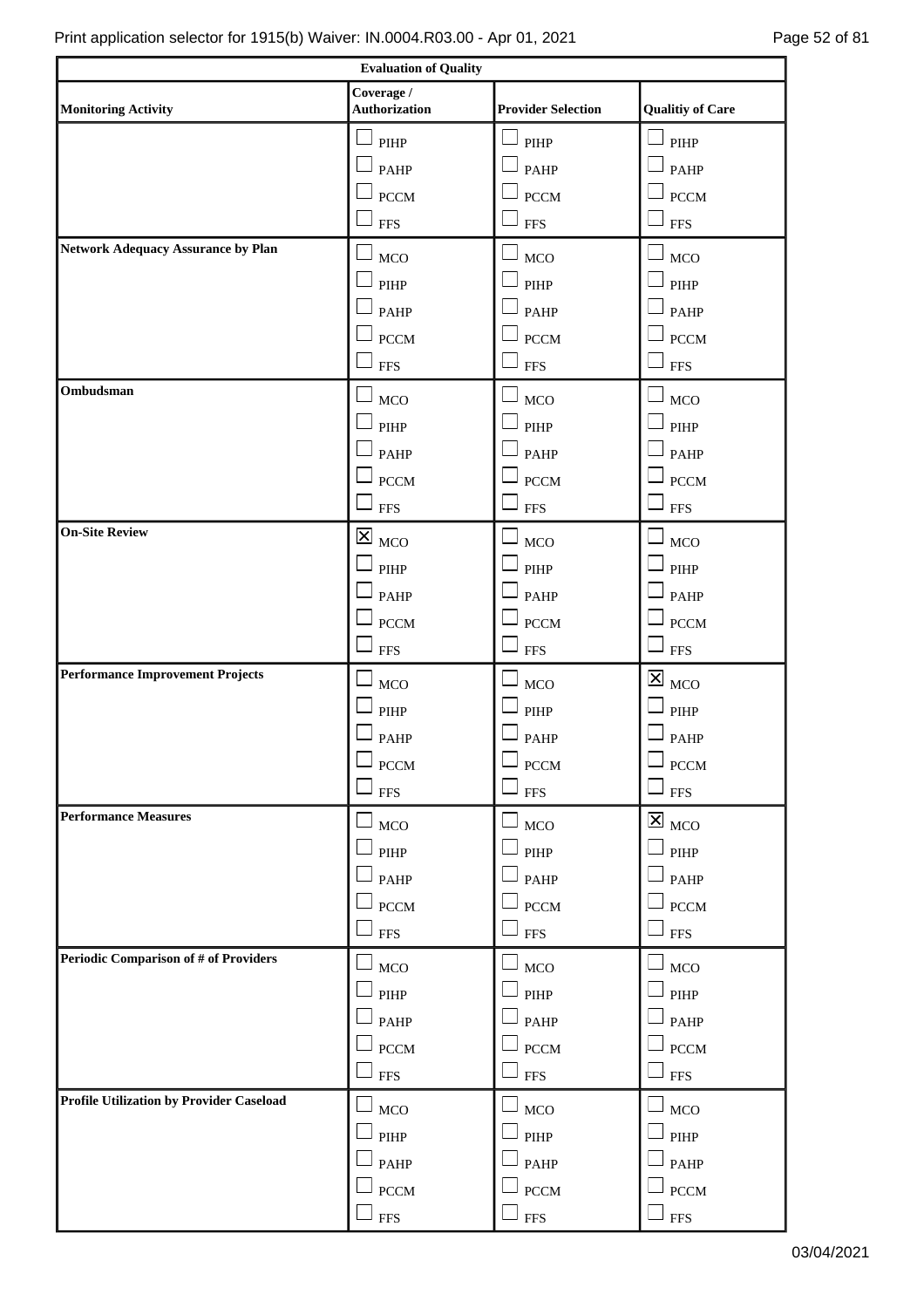| Evaluation of Quality | | | |
|---|---|---|---|
| **Monitoring Activity** | **Coverage / Authorization** | **Provider Selection** | **Qualitiy of Care** |
| | ☐ PIHP<br>☐ PAHP<br>☐ PCCM<br>☐ FFS | ☐ PIHP<br>☐ PAHP<br>☐ PCCM<br>☐ FFS | ☐ PIHP<br>☐ PAHP<br>☐ PCCM<br>☐ FFS |
| **Network Adequacy Assurance by Plan** | ☐ MCO<br>☐ PIHP<br>☐ PAHP<br>☐ PCCM<br>☐ FFS | ☐ MCO<br>☐ PIHP<br>☐ PAHP<br>☐ PCCM<br>☐ FFS | ☐ MCO<br>☐ PIHP<br>☐ PAHP<br>☐ PCCM<br>☐ FFS |
| **Ombudsman** | ☐ MCO<br>☐ PIHP<br>☐ PAHP<br>☐ PCCM<br>☐ FFS | ☐ MCO<br>☐ PIHP<br>☐ PAHP<br>☐ PCCM<br>☐ FFS | ☐ MCO<br>☐ PIHP<br>☐ PAHP<br>☐ PCCM<br>☐ FFS |
| **On-Site Review** | ☒ MCO<br>☐ PIHP<br>☐ PAHP<br>☐ PCCM<br>☐ FFS | ☐ MCO<br>☐ PIHP<br>☐ PAHP<br>☐ PCCM<br>☐ FFS | ☐ MCO<br>☐ PIHP<br>☐ PAHP<br>☐ PCCM<br>☐ FFS |
| **Performance Improvement Projects** | ☐ MCO<br>☐ PIHP<br>☐ PAHP<br>☐ PCCM<br>☐ FFS | ☐ MCO<br>☐ PIHP<br>☐ PAHP<br>☐ PCCM<br>☐ FFS | ☒ MCO<br>☐ PIHP<br>☐ PAHP<br>☐ PCCM<br>☐ FFS |
| **Performance Measures** | ☐ MCO<br>☐ PIHP<br>☐ PAHP<br>☐ PCCM<br>☐ FFS | ☐ MCO<br>☐ PIHP<br>☐ PAHP<br>☐ PCCM<br>☐ FFS | ☒ MCO<br>☐ PIHP<br>☐ PAHP<br>☐ PCCM<br>☐ FFS |
| **Periodic Comparison of # of Providers** | ☐ MCO<br>☐ PIHP<br>☐ PAHP<br>☐ PCCM<br>☐ FFS | ☐ MCO<br>☐ PIHP<br>☐ PAHP<br>☐ PCCM<br>☐ FFS | ☐ MCO<br>☐ PIHP<br>☐ PAHP<br>☐ PCCM<br>☐ FFS |
| **Profile Utilization by Provider Caseload** | ☐ MCO<br>☐ PIHP<br>☐ PAHP<br>☐ PCCM<br>☐ FFS | ☐ MCO<br>☐ PIHP<br>☐ PAHP<br>☐ PCCM<br>☐ FFS | ☐ MCO<br>☐ PIHP<br>☐ PAHP<br>☐ PCCM<br>☐ FFS |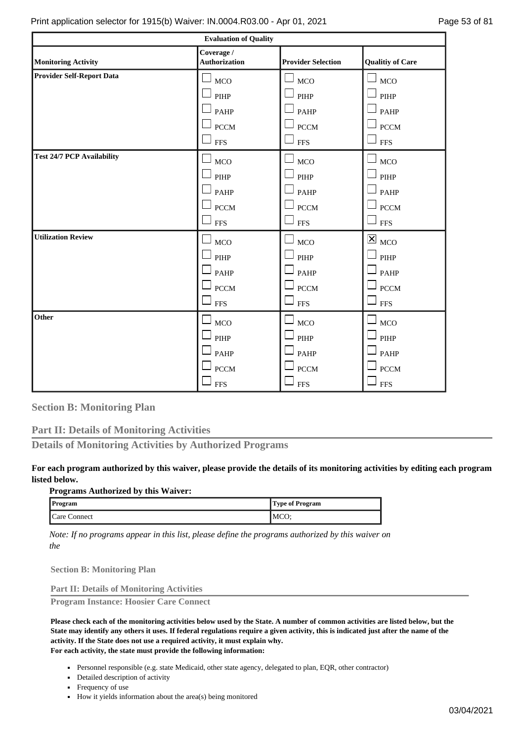| Evaluation of Quality | | | |
|---|---|---|---|
| **Monitoring Activity** | **Coverage / Authorization** | **Provider Selection** | **Qualitiy of Care** |
| **Provider Self-Report Data** | ☐ MCO<br>☐ PIHP<br>☐ PAHP<br>☐ PCCM<br>☐ FFS | ☐ MCO<br>☐ PIHP<br>☐ PAHP<br>☐ PCCM<br>☐ FFS | ☐ MCO<br>☐ PIHP<br>☐ PAHP<br>☐ PCCM<br>☐ FFS |
| **Test 24/7 PCP Availability** | ☐ MCO<br>☐ PIHP<br>☐ PAHP<br>☐ PCCM<br>☐ FFS | ☐ MCO<br>☐ PIHP<br>☐ PAHP<br>☐ PCCM<br>☐ FFS | ☐ MCO<br>☐ PIHP<br>☐ PAHP<br>☐ PCCM<br>☐ FFS |
| **Utilization Review** | ☐ MCO<br>☐ PIHP<br>☐ PAHP<br>☐ PCCM<br>☐ FFS | ☐ MCO<br>☐ PIHP<br>☐ PAHP<br>☐ PCCM<br>☐ FFS | ☒ MCO<br>☐ PIHP<br>☐ PAHP<br>☐ PCCM<br>☐ FFS |
| **Other** | ☐ MCO<br>☐ PIHP<br>☐ PAHP<br>☐ PCCM<br>☐ FFS | ☐ MCO<br>☐ PIHP<br>☐ PAHP<br>☐ PCCM<br>☐ FFS | ☐ MCO<br>☐ PIHP<br>☐ PAHP<br>☐ PCCM<br>☐ FFS |

## Section B: Monitoring Plan

## Part II: Details of Monitoring Activities

### Details of Monitoring Activities by Authorized Programs

**For each program authorized by this waiver, please provide the details of its monitoring activities by editing each program listed below.**

**Programs Authorized by this Waiver:**

| Program | Type of Program |
|---|---|
| Care Connect | MCO; |

*Note: If no programs appear in this list, please define the programs authorized by this waiver on the*

**Section B: Monitoring Plan**

**Part II: Details of Monitoring Activities**

**Program Instance: Hoosier Care Connect**

**Please check each of the monitoring activities below used by the State. A number of common activities are listed below, but the State may identify any others it uses. If federal regulations require a given activity, this is indicated just after the name of the activity. If the State does not use a required activity, it must explain why.**
**For each activity, the state must provide the following information:**

- Personnel responsible (e.g. state Medicaid, other state agency, delegated to plan, EQR, other contractor)
- Detailed description of activity
- Frequency of use
- How it yields information about the area(s) being monitored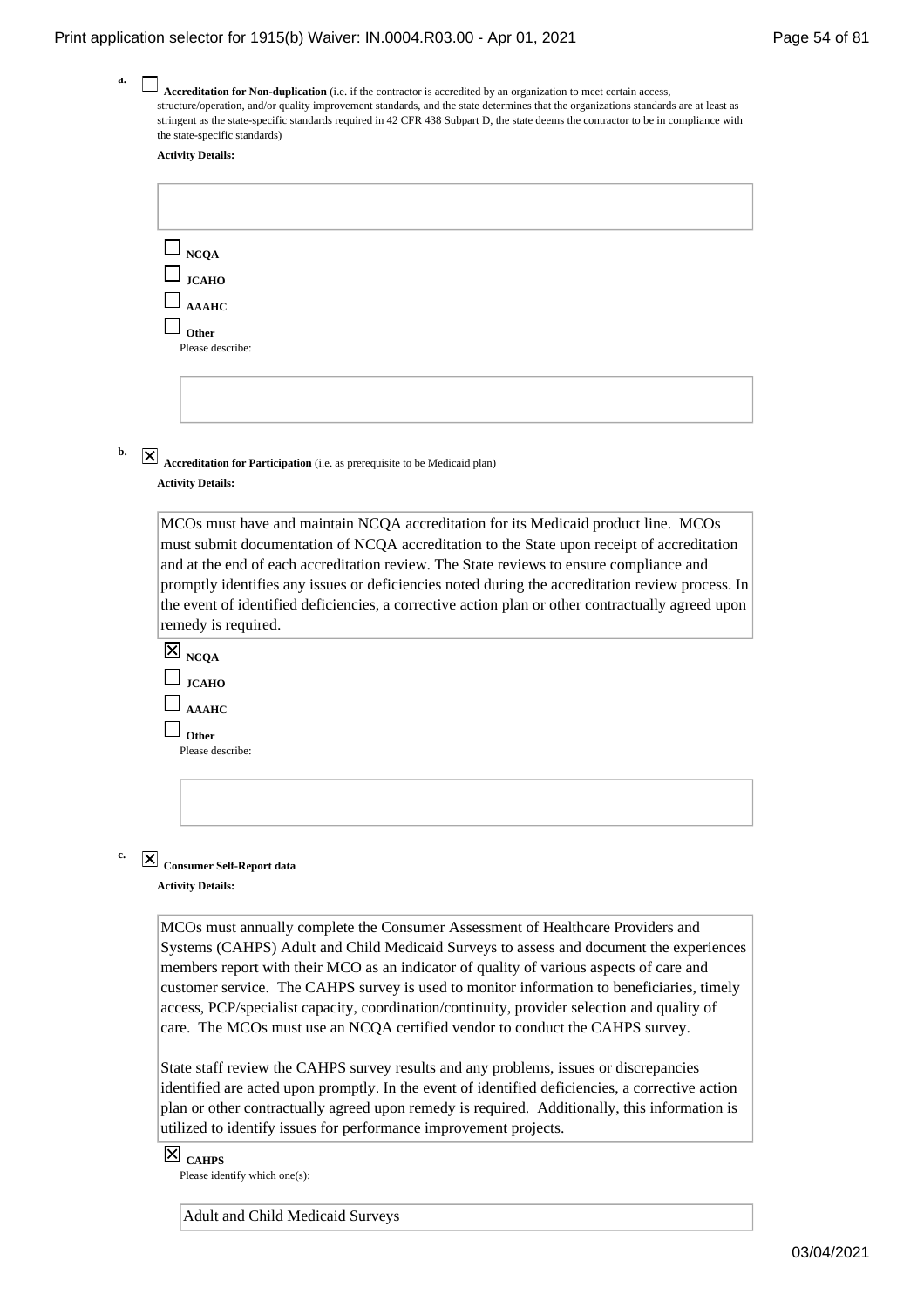a. ☐ **Accreditation for Non-duplication** (i.e. if the contractor is accredited by an organization to meet certain access, structure/operation, and/or quality improvement standards, and the state determines that the organizations standards are at least as stringent as the state-specific standards required in 42 CFR 438 Subpart D, the state deems the contractor to be in compliance with the state-specific standards)

**Activity Details:**

☐ **NCQA**

☐ **JCAHO**

☐ **AAAHC**

☐ **Other**

Please describe:

b. ☒ **Accreditation for Participation** (i.e. as prerequisite to be Medicaid plan)

**Activity Details:**

MCOs must have and maintain NCQA accreditation for its Medicaid product line. MCOs must submit documentation of NCQA accreditation to the State upon receipt of accreditation and at the end of each accreditation review. The State reviews to ensure compliance and promptly identifies any issues or deficiencies noted during the accreditation review process. In the event of identified deficiencies, a corrective action plan or other contractually agreed upon remedy is required.

☒ **NCQA**

☐ **JCAHO**

☐ **AAAHC**

☐ **Other**

Please describe:

c. ☒ **Consumer Self-Report data**

**Activity Details:**

MCOs must annually complete the Consumer Assessment of Healthcare Providers and Systems (CAHPS) Adult and Child Medicaid Surveys to assess and document the experiences members report with their MCO as an indicator of quality of various aspects of care and customer service. The CAHPS survey is used to monitor information to beneficiaries, timely access, PCP/specialist capacity, coordination/continuity, provider selection and quality of care. The MCOs must use an NCQA certified vendor to conduct the CAHPS survey.

State staff review the CAHPS survey results and any problems, issues or discrepancies identified are acted upon promptly. In the event of identified deficiencies, a corrective action plan or other contractually agreed upon remedy is required. Additionally, this information is utilized to identify issues for performance improvement projects.

☒ **CAHPS**

Please identify which one(s):

Adult and Child Medicaid Surveys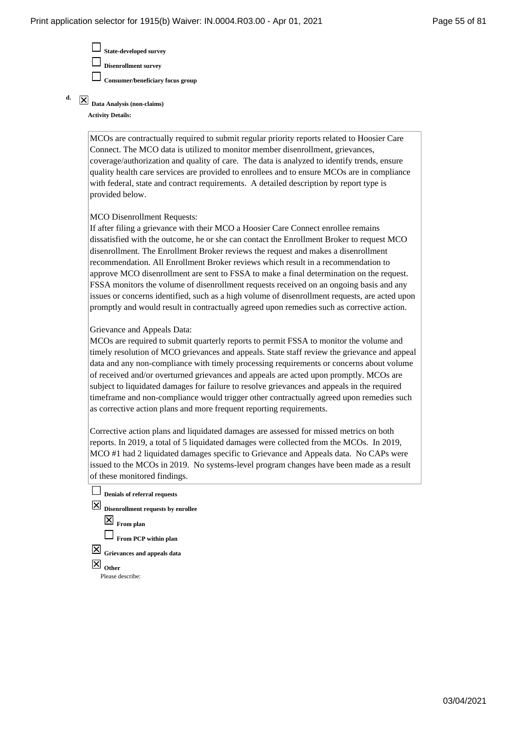- [ ] **State-developed survey**
- [ ] **Disenrollment survey**
- [ ] **Consumer/beneficiary focus group**

**d.** [x] **Data Analysis (non-claims)**

**Activity Details:**

MCOs are contractually required to submit regular priority reports related to Hoosier Care Connect. The MCO data is utilized to monitor member disenrollment, grievances, coverage/authorization and quality of care. The data is analyzed to identify trends, ensure quality health care services are provided to enrollees and to ensure MCOs are in compliance with federal, state and contract requirements. A detailed description by report type is provided below.

MCO Disenrollment Requests:
If after filing a grievance with their MCO a Hoosier Care Connect enrollee remains dissatisfied with the outcome, he or she can contact the Enrollment Broker to request MCO disenrollment. The Enrollment Broker reviews the request and makes a disenrollment recommendation. All Enrollment Broker reviews which result in a recommendation to approve MCO disenrollment are sent to FSSA to make a final determination on the request. FSSA monitors the volume of disenrollment requests received on an ongoing basis and any issues or concerns identified, such as a high volume of disenrollment requests, are acted upon promptly and would result in contractually agreed upon remedies such as corrective action.

Grievance and Appeals Data:
MCOs are required to submit quarterly reports to permit FSSA to monitor the volume and timely resolution of MCO grievances and appeals. State staff review the grievance and appeal data and any non-compliance with timely processing requirements or concerns about volume of received and/or overturned grievances and appeals are acted upon promptly. MCOs are subject to liquidated damages for failure to resolve grievances and appeals in the required timeframe and non-compliance would trigger other contractually agreed upon remedies such as corrective action plans and more frequent reporting requirements.

Corrective action plans and liquidated damages are assessed for missed metrics on both reports. In 2019, a total of 5 liquidated damages were collected from the MCOs. In 2019, MCO #1 had 2 liquidated damages specific to Grievance and Appeals data. No CAPs were issued to the MCOs in 2019. No systems-level program changes have been made as a result of these monitored findings.

- [ ] **Denials of referral requests**
- [x] **Disenrollment requests by enrollee**
  - [x] **From plan**
  - [ ] **From PCP within plan**
- [x] **Grievances and appeals data**
- [x] **Other**

  Please describe: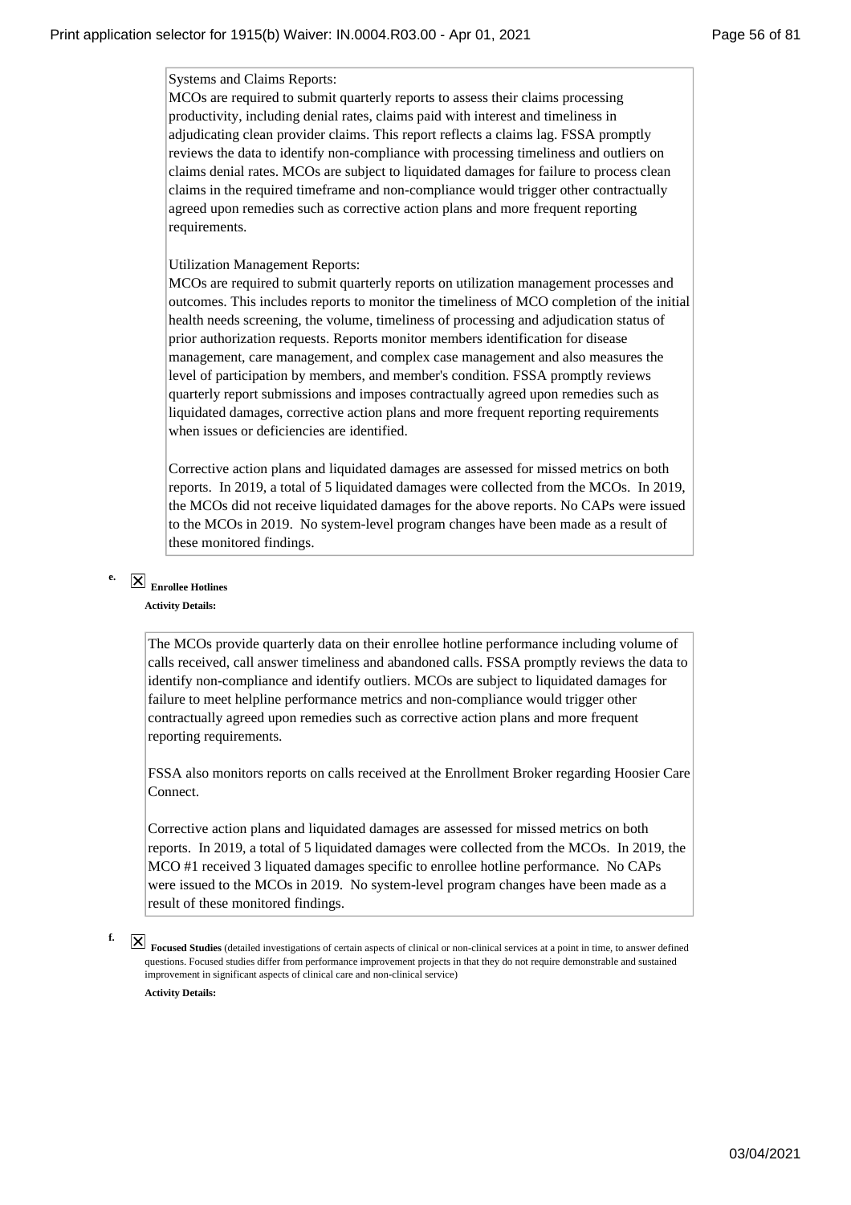Systems and Claims Reports:
MCOs are required to submit quarterly reports to assess their claims processing productivity, including denial rates, claims paid with interest and timeliness in adjudicating clean provider claims. This report reflects a claims lag. FSSA promptly reviews the data to identify non-compliance with processing timeliness and outliers on claims denial rates. MCOs are subject to liquidated damages for failure to process clean claims in the required timeframe and non-compliance would trigger other contractually agreed upon remedies such as corrective action plans and more frequent reporting requirements.

Utilization Management Reports:
MCOs are required to submit quarterly reports on utilization management processes and outcomes. This includes reports to monitor the timeliness of MCO completion of the initial health needs screening, the volume, timeliness of processing and adjudication status of prior authorization requests. Reports monitor members identification for disease management, care management, and complex case management and also measures the level of participation by members, and member's condition. FSSA promptly reviews quarterly report submissions and imposes contractually agreed upon remedies such as liquidated damages, corrective action plans and more frequent reporting requirements when issues or deficiencies are identified.

Corrective action plans and liquidated damages are assessed for missed metrics on both reports. In 2019, a total of 5 liquidated damages were collected from the MCOs. In 2019, the MCOs did not receive liquidated damages for the above reports. No CAPs were issued to the MCOs in 2019. No system-level program changes have been made as a result of these monitored findings.

e. ☒ **Enrollee Hotlines**

**Activity Details:**

The MCOs provide quarterly data on their enrollee hotline performance including volume of calls received, call answer timeliness and abandoned calls. FSSA promptly reviews the data to identify non-compliance and identify outliers. MCOs are subject to liquidated damages for failure to meet helpline performance metrics and non-compliance would trigger other contractually agreed upon remedies such as corrective action plans and more frequent reporting requirements.

FSSA also monitors reports on calls received at the Enrollment Broker regarding Hoosier Care Connect.

Corrective action plans and liquidated damages are assessed for missed metrics on both reports. In 2019, a total of 5 liquidated damages were collected from the MCOs. In 2019, the MCO #1 received 3 liquated damages specific to enrollee hotline performance. No CAPs were issued to the MCOs in 2019. No system-level program changes have been made as a result of these monitored findings.

f. ☒ **Focused Studies** (detailed investigations of certain aspects of clinical or non-clinical services at a point in time, to answer defined questions. Focused studies differ from performance improvement projects in that they do not require demonstrable and sustained improvement in significant aspects of clinical care and non-clinical service)

**Activity Details:**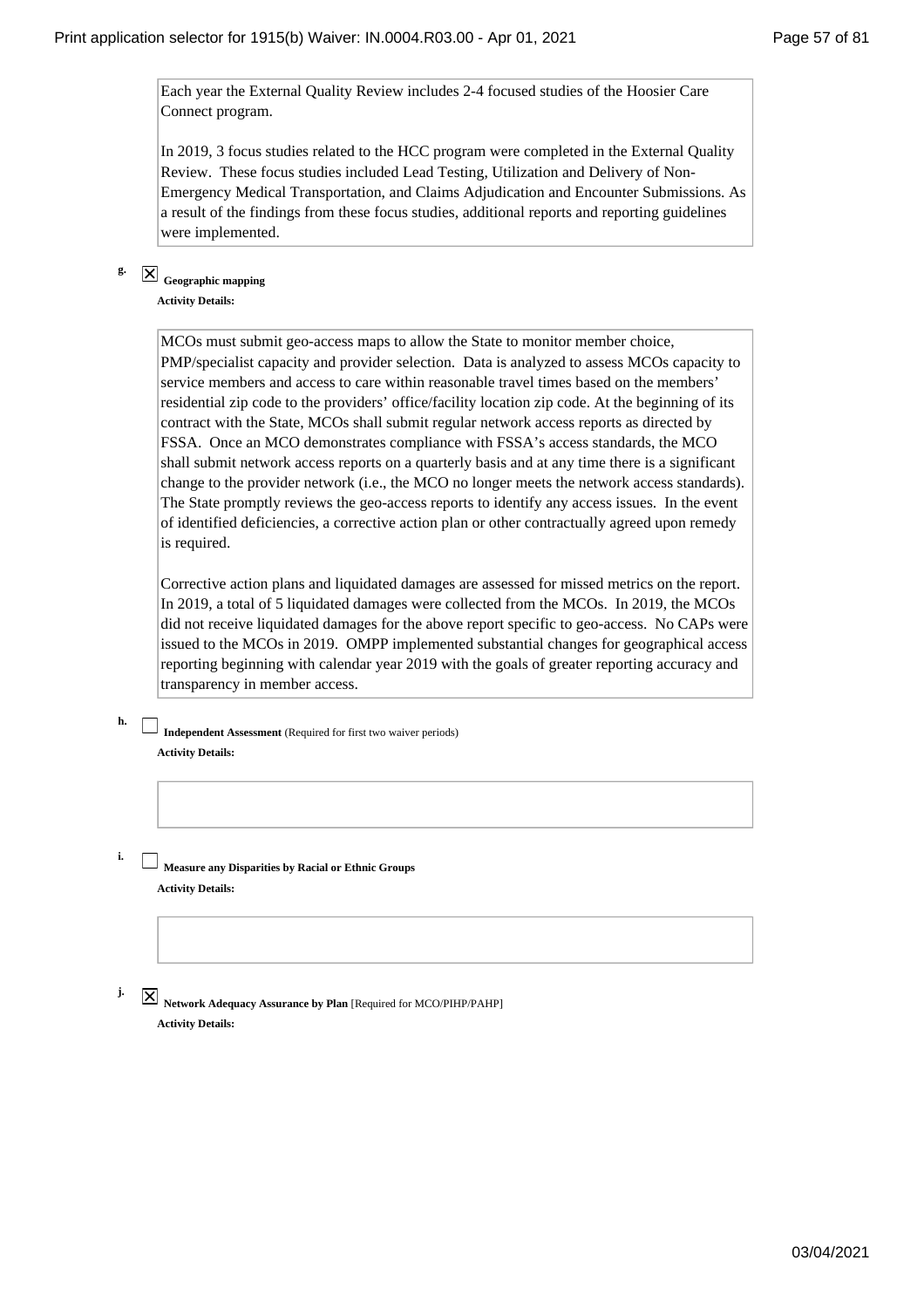Each year the External Quality Review includes 2-4 focused studies of the Hoosier Care Connect program.

In 2019, 3 focus studies related to the HCC program were completed in the External Quality Review. These focus studies included Lead Testing, Utilization and Delivery of Non-Emergency Medical Transportation, and Claims Adjudication and Encounter Submissions. As a result of the findings from these focus studies, additional reports and reporting guidelines were implemented.

g. ☒ **Geographic mapping**

**Activity Details:**

MCOs must submit geo-access maps to allow the State to monitor member choice, PMP/specialist capacity and provider selection. Data is analyzed to assess MCOs capacity to service members and access to care within reasonable travel times based on the members' residential zip code to the providers' office/facility location zip code. At the beginning of its contract with the State, MCOs shall submit regular network access reports as directed by FSSA. Once an MCO demonstrates compliance with FSSA's access standards, the MCO shall submit network access reports on a quarterly basis and at any time there is a significant change to the provider network (i.e., the MCO no longer meets the network access standards). The State promptly reviews the geo-access reports to identify any access issues. In the event of identified deficiencies, a corrective action plan or other contractually agreed upon remedy is required.

Corrective action plans and liquidated damages are assessed for missed metrics on the report. In 2019, a total of 5 liquidated damages were collected from the MCOs. In 2019, the MCOs did not receive liquidated damages for the above report specific to geo-access. No CAPs were issued to the MCOs in 2019. OMPP implemented substantial changes for geographical access reporting beginning with calendar year 2019 with the goals of greater reporting accuracy and transparency in member access.

h. ☐ **Independent Assessment** (Required for first two waiver periods)

**Activity Details:**

i. ☐ **Measure any Disparities by Racial or Ethnic Groups**

**Activity Details:**

j. ☒ **Network Adequacy Assurance by Plan** [Required for MCO/PIHP/PAHP]

**Activity Details:**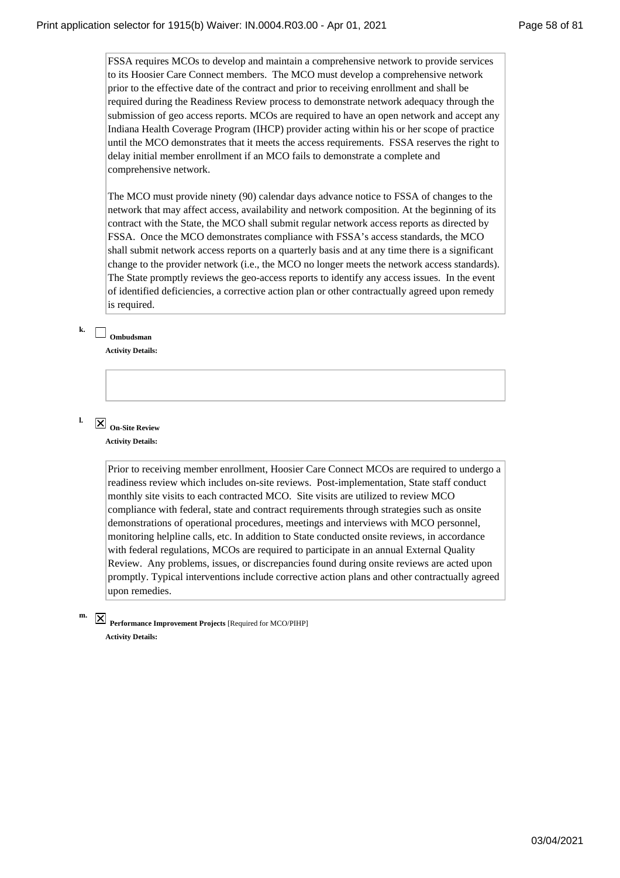FSSA requires MCOs to develop and maintain a comprehensive network to provide services to its Hoosier Care Connect members. The MCO must develop a comprehensive network prior to the effective date of the contract and prior to receiving enrollment and shall be required during the Readiness Review process to demonstrate network adequacy through the submission of geo access reports. MCOs are required to have an open network and accept any Indiana Health Coverage Program (IHCP) provider acting within his or her scope of practice until the MCO demonstrates that it meets the access requirements. FSSA reserves the right to delay initial member enrollment if an MCO fails to demonstrate a complete and comprehensive network.

The MCO must provide ninety (90) calendar days advance notice to FSSA of changes to the network that may affect access, availability and network composition. At the beginning of its contract with the State, the MCO shall submit regular network access reports as directed by FSSA. Once the MCO demonstrates compliance with FSSA's access standards, the MCO shall submit network access reports on a quarterly basis and at any time there is a significant change to the provider network (i.e., the MCO no longer meets the network access standards). The State promptly reviews the geo-access reports to identify any access issues. In the event of identified deficiencies, a corrective action plan or other contractually agreed upon remedy is required.

k. ☐ **Ombudsman**

**Activity Details:**

l. ☒ **On-Site Review**

**Activity Details:**

Prior to receiving member enrollment, Hoosier Care Connect MCOs are required to undergo a readiness review which includes on-site reviews. Post-implementation, State staff conduct monthly site visits to each contracted MCO. Site visits are utilized to review MCO compliance with federal, state and contract requirements through strategies such as onsite demonstrations of operational procedures, meetings and interviews with MCO personnel, monitoring helpline calls, etc. In addition to State conducted onsite reviews, in accordance with federal regulations, MCOs are required to participate in an annual External Quality Review. Any problems, issues, or discrepancies found during onsite reviews are acted upon promptly. Typical interventions include corrective action plans and other contractually agreed upon remedies.

m. ☒ **Performance Improvement Projects** [Required for MCO/PIHP]

**Activity Details:**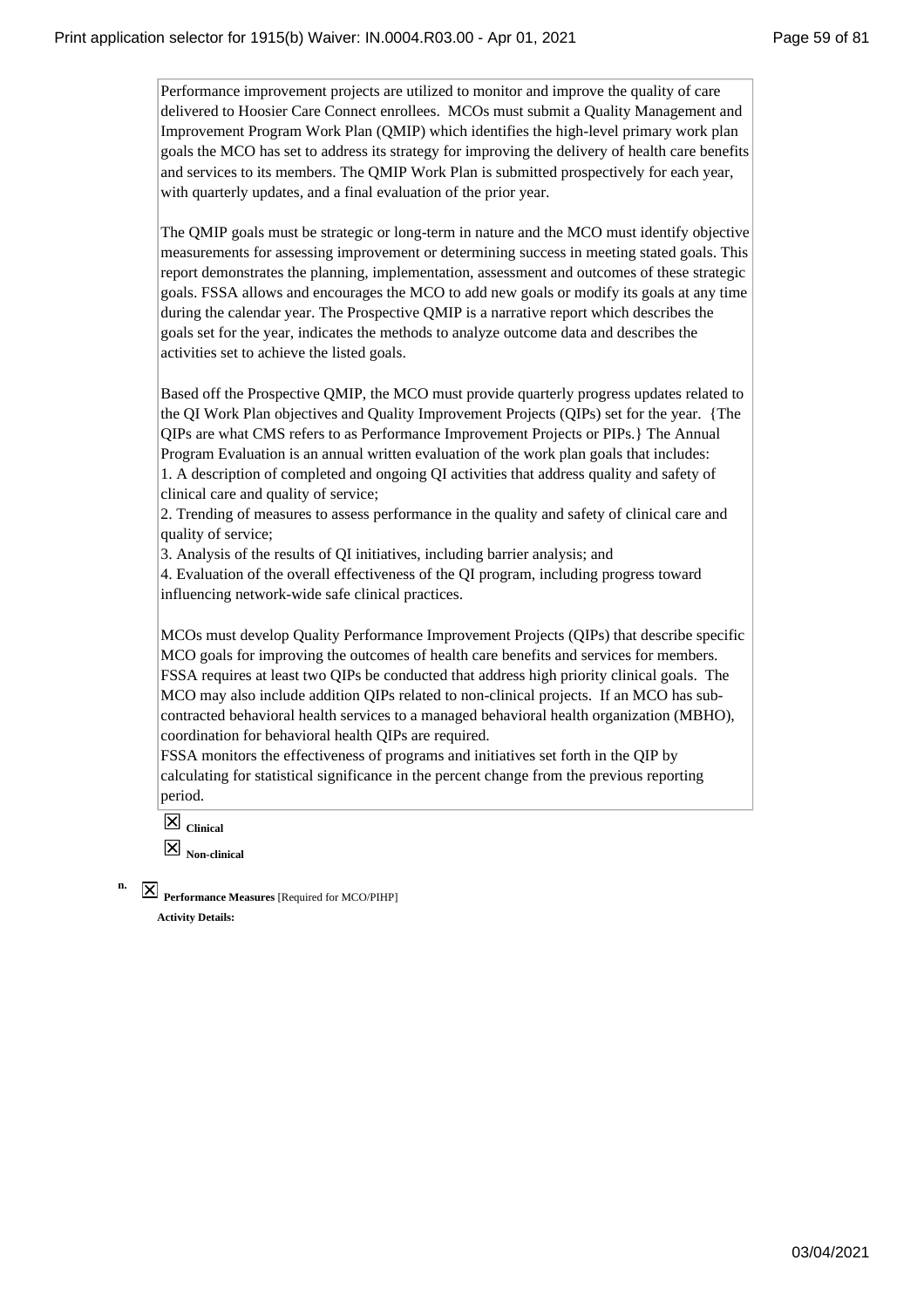Performance improvement projects are utilized to monitor and improve the quality of care delivered to Hoosier Care Connect enrollees. MCOs must submit a Quality Management and Improvement Program Work Plan (QMIP) which identifies the high-level primary work plan goals the MCO has set to address its strategy for improving the delivery of health care benefits and services to its members. The QMIP Work Plan is submitted prospectively for each year, with quarterly updates, and a final evaluation of the prior year.

The QMIP goals must be strategic or long-term in nature and the MCO must identify objective measurements for assessing improvement or determining success in meeting stated goals. This report demonstrates the planning, implementation, assessment and outcomes of these strategic goals. FSSA allows and encourages the MCO to add new goals or modify its goals at any time during the calendar year. The Prospective QMIP is a narrative report which describes the goals set for the year, indicates the methods to analyze outcome data and describes the activities set to achieve the listed goals.

Based off the Prospective QMIP, the MCO must provide quarterly progress updates related to the QI Work Plan objectives and Quality Improvement Projects (QIPs) set for the year. {The QIPs are what CMS refers to as Performance Improvement Projects or PIPs.} The Annual Program Evaluation is an annual written evaluation of the work plan goals that includes:
1. A description of completed and ongoing QI activities that address quality and safety of clinical care and quality of service;
2. Trending of measures to assess performance in the quality and safety of clinical care and quality of service;
3. Analysis of the results of QI initiatives, including barrier analysis; and
4. Evaluation of the overall effectiveness of the QI program, including progress toward influencing network-wide safe clinical practices.

MCOs must develop Quality Performance Improvement Projects (QIPs) that describe specific MCO goals for improving the outcomes of health care benefits and services for members. FSSA requires at least two QIPs be conducted that address high priority clinical goals. The MCO may also include addition QIPs related to non-clinical projects. If an MCO has sub-contracted behavioral health services to a managed behavioral health organization (MBHO), coordination for behavioral health QIPs are required.
FSSA monitors the effectiveness of programs and initiatives set forth in the QIP by calculating for statistical significance in the percent change from the previous reporting period.

☒ **Clinical**

☒ **Non-clinical**

n. ☒ **Performance Measures** [Required for MCO/PIHP]

**Activity Details:**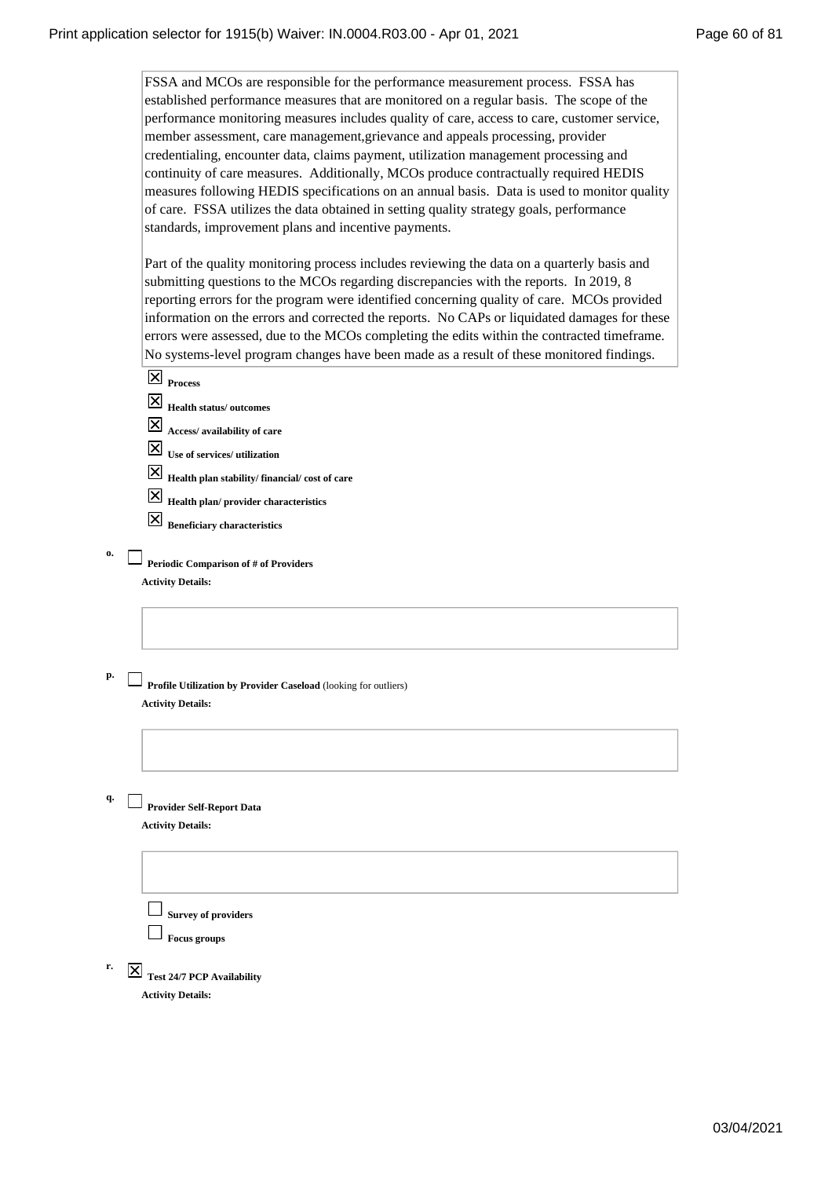FSSA and MCOs are responsible for the performance measurement process. FSSA has established performance measures that are monitored on a regular basis. The scope of the performance monitoring measures includes quality of care, access to care, customer service, member assessment, care management,grievance and appeals processing, provider credentialing, encounter data, claims payment, utilization management processing and continuity of care measures. Additionally, MCOs produce contractually required HEDIS measures following HEDIS specifications on an annual basis. Data is used to monitor quality of care. FSSA utilizes the data obtained in setting quality strategy goals, performance standards, improvement plans and incentive payments.

Part of the quality monitoring process includes reviewing the data on a quarterly basis and submitting questions to the MCOs regarding discrepancies with the reports. In 2019, 8 reporting errors for the program were identified concerning quality of care. MCOs provided information on the errors and corrected the reports. No CAPs or liquidated damages for these errors were assessed, due to the MCOs completing the edits within the contracted timeframe. No systems-level program changes have been made as a result of these monitored findings.

- [x] **Process**
- [x] **Health status/ outcomes**
- [x] **Access/ availability of care**
- [x] **Use of services/ utilization**
- [x] **Health plan stability/ financial/ cost of care**
- [x] **Health plan/ provider characteristics**
- [x] **Beneficiary characteristics**

o. [ ] **Periodic Comparison of # of Providers**

**Activity Details:**

p. [ ] **Profile Utilization by Provider Caseload** (looking for outliers)

**Activity Details:**

q. [ ] **Provider Self-Report Data**

**Activity Details:**

- [ ] **Survey of providers**
- [ ] **Focus groups**

r. [x] **Test 24/7 PCP Availability**

**Activity Details:**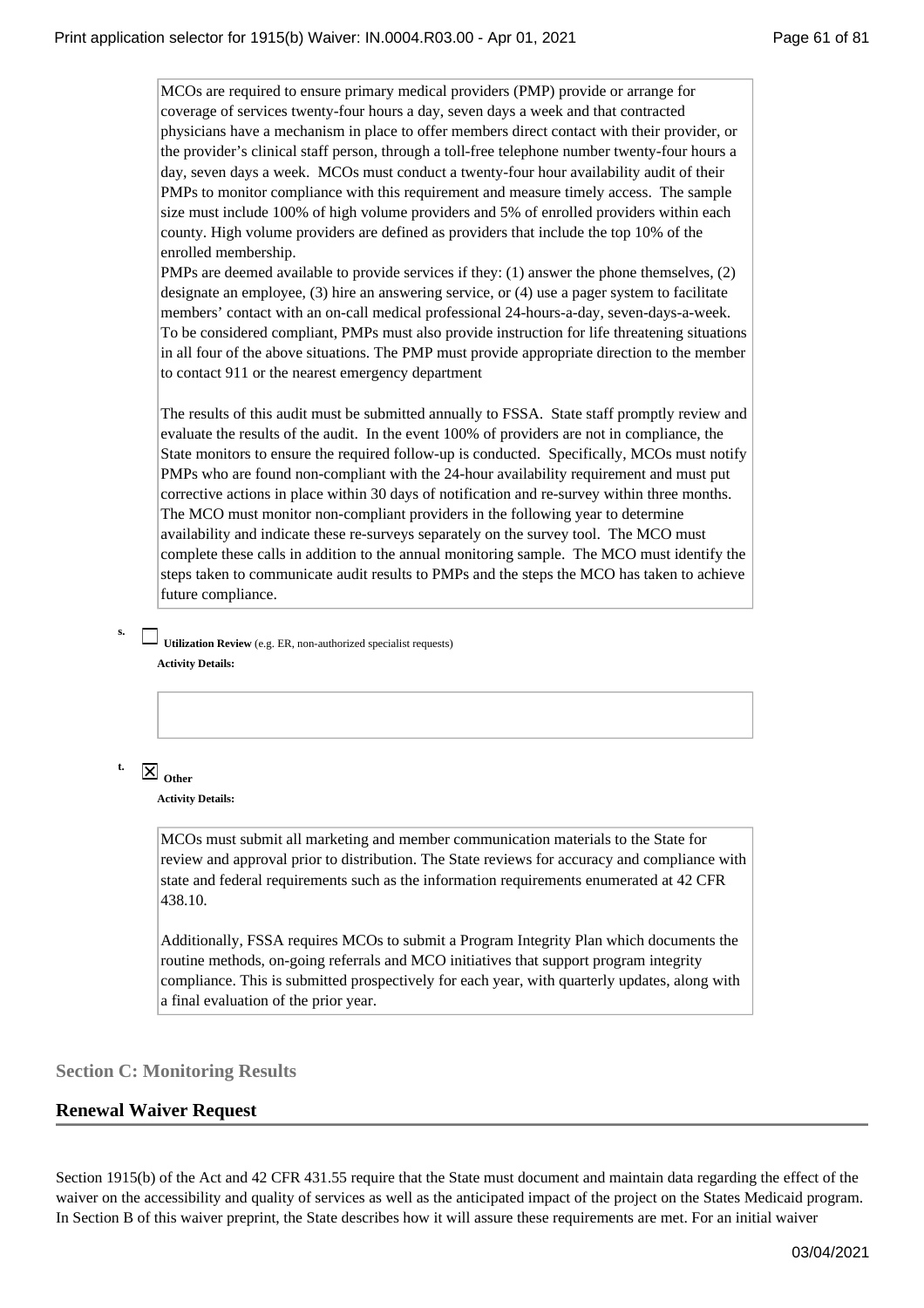MCOs are required to ensure primary medical providers (PMP) provide or arrange for coverage of services twenty-four hours a day, seven days a week and that contracted physicians have a mechanism in place to offer members direct contact with their provider, or the provider's clinical staff person, through a toll-free telephone number twenty-four hours a day, seven days a week. MCOs must conduct a twenty-four hour availability audit of their PMPs to monitor compliance with this requirement and measure timely access. The sample size must include 100% of high volume providers and 5% of enrolled providers within each county. High volume providers are defined as providers that include the top 10% of the enrolled membership.

PMPs are deemed available to provide services if they: (1) answer the phone themselves, (2) designate an employee, (3) hire an answering service, or (4) use a pager system to facilitate members' contact with an on-call medical professional 24-hours-a-day, seven-days-a-week. To be considered compliant, PMPs must also provide instruction for life threatening situations in all four of the above situations. The PMP must provide appropriate direction to the member to contact 911 or the nearest emergency department

The results of this audit must be submitted annually to FSSA. State staff promptly review and evaluate the results of the audit. In the event 100% of providers are not in compliance, the State monitors to ensure the required follow-up is conducted. Specifically, MCOs must notify PMPs who are found non-compliant with the 24-hour availability requirement and must put corrective actions in place within 30 days of notification and re-survey within three months. The MCO must monitor non-compliant providers in the following year to determine availability and indicate these re-surveys separately on the survey tool. The MCO must complete these calls in addition to the annual monitoring sample. The MCO must identify the steps taken to communicate audit results to PMPs and the steps the MCO has taken to achieve future compliance.

s. ☐ **Utilization Review** (e.g. ER, non-authorized specialist requests)

**Activity Details:**

t. ☒ **Other**

**Activity Details:**

MCOs must submit all marketing and member communication materials to the State for review and approval prior to distribution. The State reviews for accuracy and compliance with state and federal requirements such as the information requirements enumerated at 42 CFR 438.10.

Additionally, FSSA requires MCOs to submit a Program Integrity Plan which documents the routine methods, on-going referrals and MCO initiatives that support program integrity compliance. This is submitted prospectively for each year, with quarterly updates, along with a final evaluation of the prior year.

### Section C: Monitoring Results

## Renewal Waiver Request

Section 1915(b) of the Act and 42 CFR 431.55 require that the State must document and maintain data regarding the effect of the waiver on the accessibility and quality of services as well as the anticipated impact of the project on the States Medicaid program. In Section B of this waiver preprint, the State describes how it will assure these requirements are met. For an initial waiver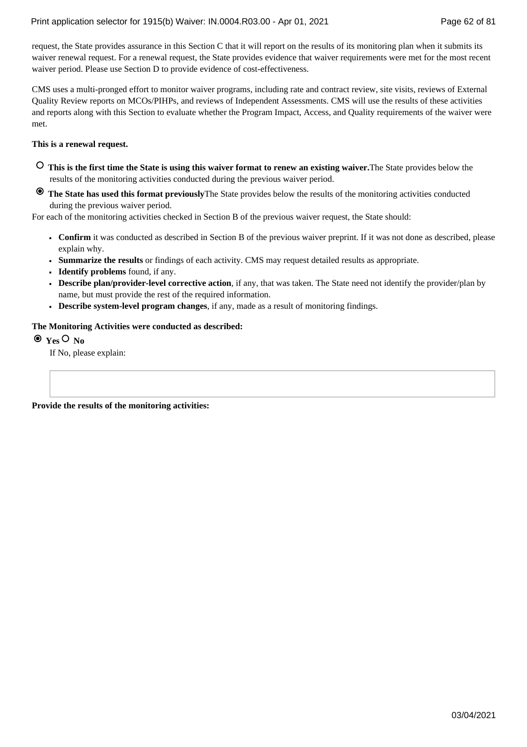request, the State provides assurance in this Section C that it will report on the results of its monitoring plan when it submits its waiver renewal request. For a renewal request, the State provides evidence that waiver requirements were met for the most recent waiver period. Please use Section D to provide evidence of cost-effectiveness.

CMS uses a multi-pronged effort to monitor waiver programs, including rate and contract review, site visits, reviews of External Quality Review reports on MCOs/PIHPs, and reviews of Independent Assessments. CMS will use the results of these activities and reports along with this Section to evaluate whether the Program Impact, Access, and Quality requirements of the waiver were met.

**This is a renewal request.**

- ○ **This is the first time the State is using this waiver format to renew an existing waiver.** The State provides below the results of the monitoring activities conducted during the previous waiver period.
- ◉ **The State has used this format previously** The State provides below the results of the monitoring activities conducted during the previous waiver period.

For each of the monitoring activities checked in Section B of the previous waiver request, the State should:

- **Confirm** it was conducted as described in Section B of the previous waiver preprint. If it was not done as described, please explain why.
- **Summarize the results** or findings of each activity. CMS may request detailed results as appropriate.
- **Identify problems** found, if any.
- **Describe plan/provider-level corrective action**, if any, that was taken. The State need not identify the provider/plan by name, but must provide the rest of the required information.
- **Describe system-level program changes**, if any, made as a result of monitoring findings.

**The Monitoring Activities were conducted as described:**

◉ **Yes** ○ **No**

If No, please explain:

**Provide the results of the monitoring activities:**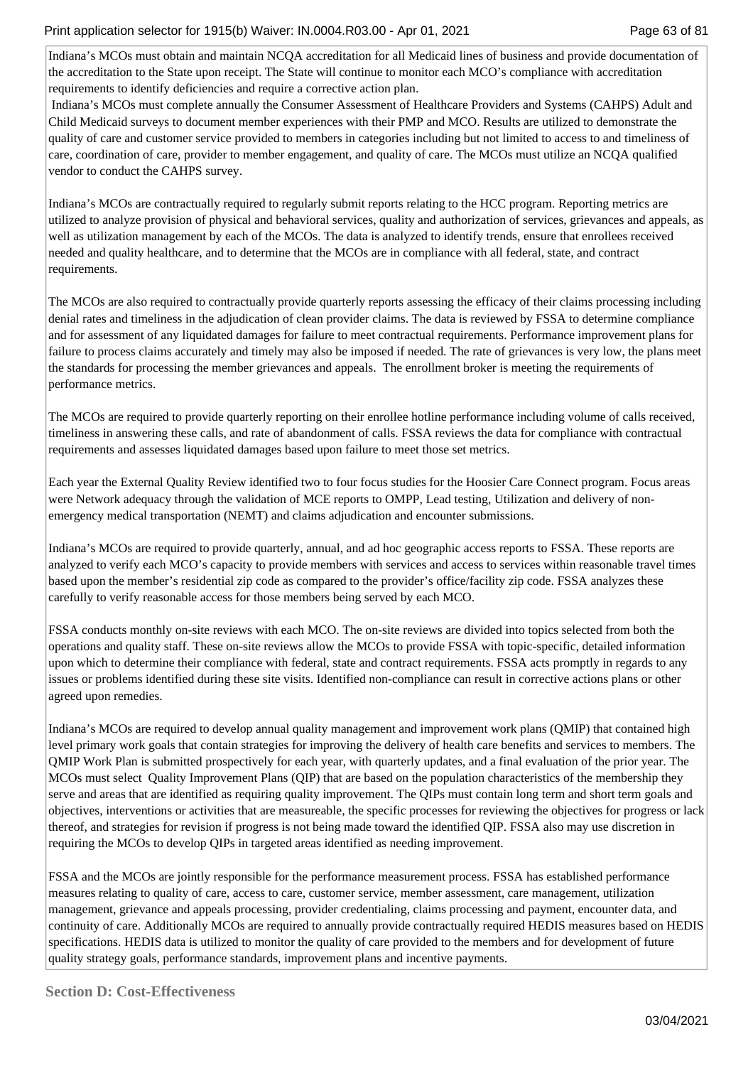Indiana's MCOs must obtain and maintain NCQA accreditation for all Medicaid lines of business and provide documentation of the accreditation to the State upon receipt. The State will continue to monitor each MCO's compliance with accreditation requirements to identify deficiencies and require a corrective action plan.

Indiana's MCOs must complete annually the Consumer Assessment of Healthcare Providers and Systems (CAHPS) Adult and Child Medicaid surveys to document member experiences with their PMP and MCO. Results are utilized to demonstrate the quality of care and customer service provided to members in categories including but not limited to access to and timeliness of care, coordination of care, provider to member engagement, and quality of care. The MCOs must utilize an NCQA qualified vendor to conduct the CAHPS survey.

Indiana's MCOs are contractually required to regularly submit reports relating to the HCC program. Reporting metrics are utilized to analyze provision of physical and behavioral services, quality and authorization of services, grievances and appeals, as well as utilization management by each of the MCOs. The data is analyzed to identify trends, ensure that enrollees received needed and quality healthcare, and to determine that the MCOs are in compliance with all federal, state, and contract requirements.

The MCOs are also required to contractually provide quarterly reports assessing the efficacy of their claims processing including denial rates and timeliness in the adjudication of clean provider claims. The data is reviewed by FSSA to determine compliance and for assessment of any liquidated damages for failure to meet contractual requirements. Performance improvement plans for failure to process claims accurately and timely may also be imposed if needed. The rate of grievances is very low, the plans meet the standards for processing the member grievances and appeals. The enrollment broker is meeting the requirements of performance metrics.

The MCOs are required to provide quarterly reporting on their enrollee hotline performance including volume of calls received, timeliness in answering these calls, and rate of abandonment of calls. FSSA reviews the data for compliance with contractual requirements and assesses liquidated damages based upon failure to meet those set metrics.

Each year the External Quality Review identified two to four focus studies for the Hoosier Care Connect program. Focus areas were Network adequacy through the validation of MCE reports to OMPP, Lead testing, Utilization and delivery of non-emergency medical transportation (NEMT) and claims adjudication and encounter submissions.

Indiana's MCOs are required to provide quarterly, annual, and ad hoc geographic access reports to FSSA. These reports are analyzed to verify each MCO's capacity to provide members with services and access to services within reasonable travel times based upon the member's residential zip code as compared to the provider's office/facility zip code. FSSA analyzes these carefully to verify reasonable access for those members being served by each MCO.

FSSA conducts monthly on-site reviews with each MCO. The on-site reviews are divided into topics selected from both the operations and quality staff. These on-site reviews allow the MCOs to provide FSSA with topic-specific, detailed information upon which to determine their compliance with federal, state and contract requirements. FSSA acts promptly in regards to any issues or problems identified during these site visits. Identified non-compliance can result in corrective actions plans or other agreed upon remedies.

Indiana's MCOs are required to develop annual quality management and improvement work plans (QMIP) that contained high level primary work goals that contain strategies for improving the delivery of health care benefits and services to members. The QMIP Work Plan is submitted prospectively for each year, with quarterly updates, and a final evaluation of the prior year. The MCOs must select Quality Improvement Plans (QIP) that are based on the population characteristics of the membership they serve and areas that are identified as requiring quality improvement. The QIPs must contain long term and short term goals and objectives, interventions or activities that are measureable, the specific processes for reviewing the objectives for progress or lack thereof, and strategies for revision if progress is not being made toward the identified QIP. FSSA also may use discretion in requiring the MCOs to develop QIPs in targeted areas identified as needing improvement.

FSSA and the MCOs are jointly responsible for the performance measurement process. FSSA has established performance measures relating to quality of care, access to care, customer service, member assessment, care management, utilization management, grievance and appeals processing, provider credentialing, claims processing and payment, encounter data, and continuity of care. Additionally MCOs are required to annually provide contractually required HEDIS measures based on HEDIS specifications. HEDIS data is utilized to monitor the quality of care provided to the members and for development of future quality strategy goals, performance standards, improvement plans and incentive payments.

## Section D: Cost-Effectiveness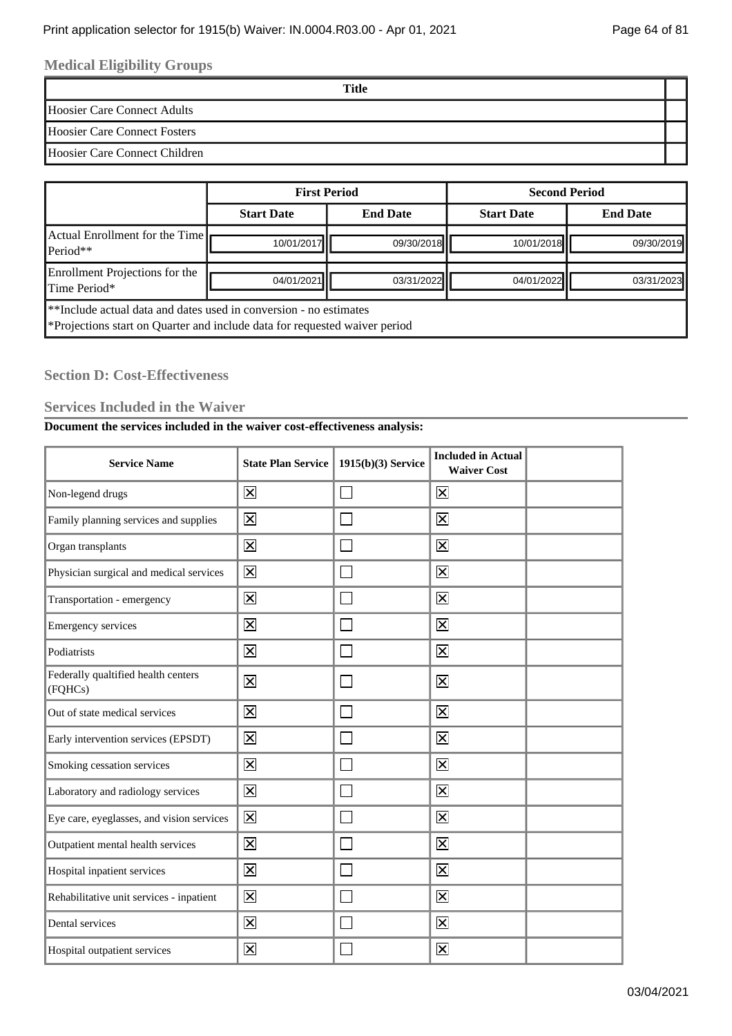### Medical Eligibility Groups

| Title | |
|---|---|
| Hoosier Care Connect Adults | |
| Hoosier Care Connect Fosters | |
| Hoosier Care Connect Children | |

| | First Period | | Second Period | |
|---|---|---|---|---|
| | Start Date | End Date | Start Date | End Date |
| Actual Enrollment for the Time Period** | 10/01/2017 | 09/30/2018 | 10/01/2018 | 09/30/2019 |
| Enrollment Projections for the Time Period* | 04/01/2021 | 03/31/2022 | 04/01/2022 | 03/31/2023 |
| **Include actual data and dates used in conversion - no estimates<br>*Projections start on Quarter and include data for requested waiver period | | | | |

### Section D: Cost-Effectiveness

### Services Included in the Waiver

**Document the services included in the waiver cost-effectiveness analysis:**

| Service Name | State Plan Service | 1915(b)(3) Service | Included in Actual Waiver Cost | |
|---|---|---|---|---|
| Non-legend drugs | ☒ | ☐ | ☒ | |
| Family planning services and supplies | ☒ | ☐ | ☒ | |
| Organ transplants | ☒ | ☐ | ☒ | |
| Physician surgical and medical services | ☒ | ☐ | ☒ | |
| Transportation - emergency | ☒ | ☐ | ☒ | |
| Emergency services | ☒ | ☐ | ☒ | |
| Podiatrists | ☒ | ☐ | ☒ | |
| Federally qualtified health centers (FQHCs) | ☒ | ☐ | ☒ | |
| Out of state medical services | ☒ | ☐ | ☒ | |
| Early intervention services (EPSDT) | ☒ | ☐ | ☒ | |
| Smoking cessation services | ☒ | ☐ | ☒ | |
| Laboratory and radiology services | ☒ | ☐ | ☒ | |
| Eye care, eyeglasses, and vision services | ☒ | ☐ | ☒ | |
| Outpatient mental health services | ☒ | ☐ | ☒ | |
| Hospital inpatient services | ☒ | ☐ | ☒ | |
| Rehabilitative unit services - inpatient | ☒ | ☐ | ☒ | |
| Dental services | ☒ | ☐ | ☒ | |
| Hospital outpatient services | ☒ | ☐ | ☒ | |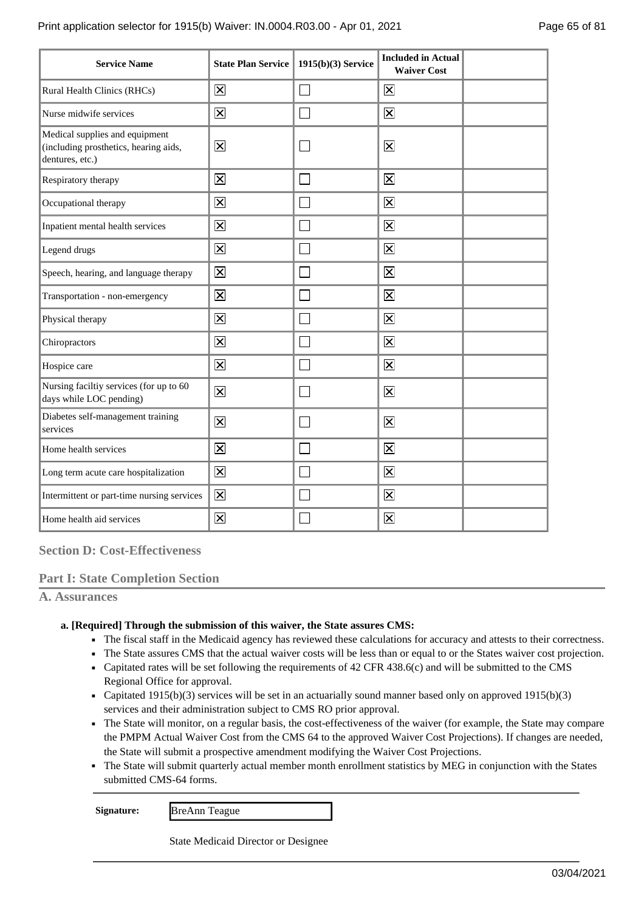| Service Name | State Plan Service | 1915(b)(3) Service | Included in Actual Waiver Cost | |
|---|---|---|---|---|
| Rural Health Clinics (RHCs) | ☒ | ☐ | ☒ | |
| Nurse midwife services | ☒ | ☐ | ☒ | |
| Medical supplies and equipment (including prosthetics, hearing aids, dentures, etc.) | ☒ | ☐ | ☒ | |
| Respiratory therapy | ☒ | ☐ | ☒ | |
| Occupational therapy | ☒ | ☐ | ☒ | |
| Inpatient mental health services | ☒ | ☐ | ☒ | |
| Legend drugs | ☒ | ☐ | ☒ | |
| Speech, hearing, and language therapy | ☒ | ☐ | ☒ | |
| Transportation - non-emergency | ☒ | ☐ | ☒ | |
| Physical therapy | ☒ | ☐ | ☒ | |
| Chiropractors | ☒ | ☐ | ☒ | |
| Hospice care | ☒ | ☐ | ☒ | |
| Nursing faciltiy services (for up to 60 days while LOC pending) | ☒ | ☐ | ☒ | |
| Diabetes self-management training services | ☒ | ☐ | ☒ | |
| Home health services | ☒ | ☐ | ☒ | |
| Long term acute care hospitalization | ☒ | ☐ | ☒ | |
| Intermittent or part-time nursing services | ☒ | ☐ | ☒ | |
| Home health aid services | ☒ | ☐ | ☒ | |

## Section D: Cost-Effectiveness

## Part I: State Completion Section

### A. Assurances

**a. [Required] Through the submission of this waiver, the State assures CMS:**

- The fiscal staff in the Medicaid agency has reviewed these calculations for accuracy and attests to their correctness.
- The State assures CMS that the actual waiver costs will be less than or equal to or the States waiver cost projection.
- Capitated rates will be set following the requirements of 42 CFR 438.6(c) and will be submitted to the CMS Regional Office for approval.
- Capitated 1915(b)(3) services will be set in an actuarially sound manner based only on approved 1915(b)(3) services and their administration subject to CMS RO prior approval.
- The State will monitor, on a regular basis, the cost-effectiveness of the waiver (for example, the State may compare the PMPM Actual Waiver Cost from the CMS 64 to the approved Waiver Cost Projections). If changes are needed, the State will submit a prospective amendment modifying the Waiver Cost Projections.
- The State will submit quarterly actual member month enrollment statistics by MEG in conjunction with the States submitted CMS-64 forms.

**Signature:** BreAnn Teague

State Medicaid Director or Designee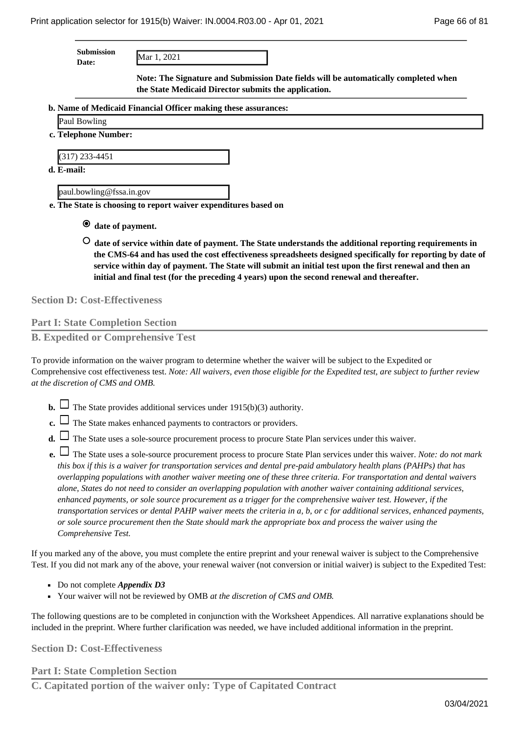**Submission Date:** Mar 1, 2021

**Note: The Signature and Submission Date fields will be automatically completed when the State Medicaid Director submits the application.**

**b. Name of Medicaid Financial Officer making these assurances:**

Paul Bowling

**c. Telephone Number:**

(317) 233-4451

**d. E-mail:**

paul.bowling@fssa.in.gov

**e. The State is choosing to report waiver expenditures based on**

- ◉ **date of payment.**
- ○ **date of service within date of payment. The State understands the additional reporting requirements in the CMS-64 and has used the cost effectiveness spreadsheets designed specifically for reporting by date of service within day of payment. The State will submit an initial test upon the first renewal and then an initial and final test (for the preceding 4 years) upon the second renewal and thereafter.**

## Section D: Cost-Effectiveness

### Part I: State Completion Section

### B. Expedited or Comprehensive Test

To provide information on the waiver program to determine whether the waiver will be subject to the Expedited or Comprehensive cost effectiveness test. *Note: All waivers, even those eligible for the Expedited test, are subject to further review at the discretion of CMS and OMB.*

- **b.** ☐ The State provides additional services under 1915(b)(3) authority.
- **c.** ☐ The State makes enhanced payments to contractors or providers.
- **d.** ☐ The State uses a sole-source procurement process to procure State Plan services under this waiver.
- **e.** ☐ The State uses a sole-source procurement process to procure State Plan services under this waiver. *Note: do not mark this box if this is a waiver for transportation services and dental pre-paid ambulatory health plans (PAHPs) that has overlapping populations with another waiver meeting one of these three criteria. For transportation and dental waivers alone, States do not need to consider an overlapping population with another waiver containing additional services, enhanced payments, or sole source procurement as a trigger for the comprehensive waiver test. However, if the transportation services or dental PAHP waiver meets the criteria in a, b, or c for additional services, enhanced payments, or sole source procurement then the State should mark the appropriate box and process the waiver using the Comprehensive Test.*

If you marked any of the above, you must complete the entire preprint and your renewal waiver is subject to the Comprehensive Test. If you did not mark any of the above, your renewal waiver (not conversion or initial waiver) is subject to the Expedited Test:

- Do not complete ***Appendix D3***
- Your waiver will not be reviewed by OMB *at the discretion of CMS and OMB.*

The following questions are to be completed in conjunction with the Worksheet Appendices. All narrative explanations should be included in the preprint. Where further clarification was needed, we have included additional information in the preprint.

## Section D: Cost-Effectiveness

### Part I: State Completion Section

### C. Capitated portion of the waiver only: Type of Capitated Contract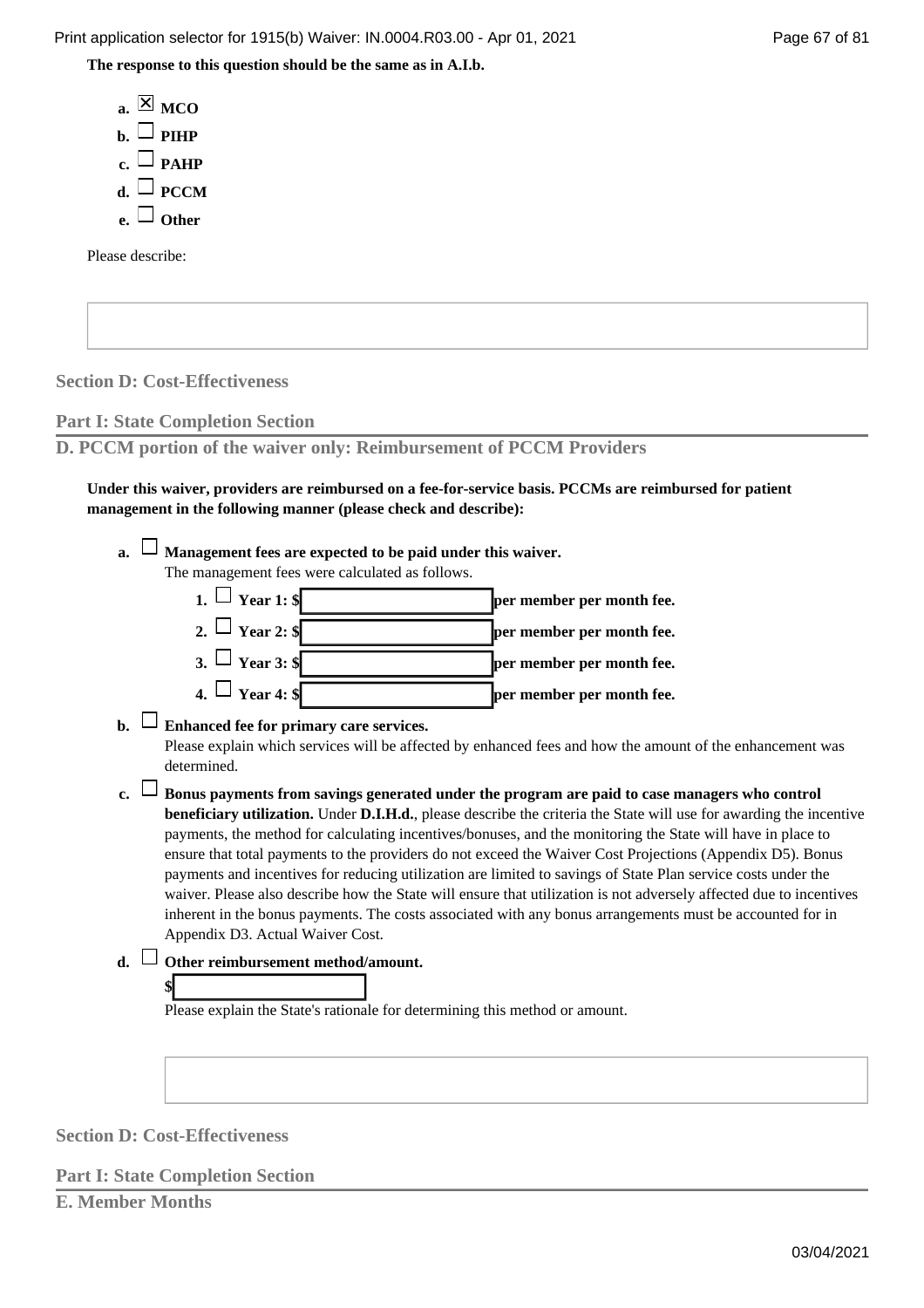**The response to this question should be the same as in A.I.b.**

- **a.** ☒ **MCO**
- **b.** ☐ **PIHP**
- **c.** ☐ **PAHP**
- **d.** ☐ **PCCM**
- **e.** ☐ **Other**

Please describe:

## Section D: Cost-Effectiveness

### Part I: State Completion Section

### D. PCCM portion of the waiver only: Reimbursement of PCCM Providers

**Under this waiver, providers are reimbursed on a fee-for-service basis. PCCMs are reimbursed for patient management in the following manner (please check and describe):**

- **a.** ☐ **Management fees are expected to be paid under this waiver.**
  The management fees were calculated as follows.
  1. ☐ **Year 1: $ ____ per member per month fee.**
  2. ☐ **Year 2: $ ____ per member per month fee.**
  3. ☐ **Year 3: $ ____ per member per month fee.**
  4. ☐ **Year 4: $ ____ per member per month fee.**
- **b.** ☐ **Enhanced fee for primary care services.**
  Please explain which services will be affected by enhanced fees and how the amount of the enhancement was determined.
- **c.** ☐ **Bonus payments from savings generated under the program are paid to case managers who control beneficiary utilization.** Under **D.I.H.d.**, please describe the criteria the State will use for awarding the incentive payments, the method for calculating incentives/bonuses, and the monitoring the State will have in place to ensure that total payments to the providers do not exceed the Waiver Cost Projections (Appendix D5). Bonus payments and incentives for reducing utilization are limited to savings of State Plan service costs under the waiver. Please also describe how the State will ensure that utilization is not adversely affected due to incentives inherent in the bonus payments. The costs associated with any bonus arrangements must be accounted for in Appendix D3. Actual Waiver Cost.
- **d.** ☐ **Other reimbursement method/amount.**
  **$** ____
  Please explain the State's rationale for determining this method or amount.

## Section D: Cost-Effectiveness

### Part I: State Completion Section

### E. Member Months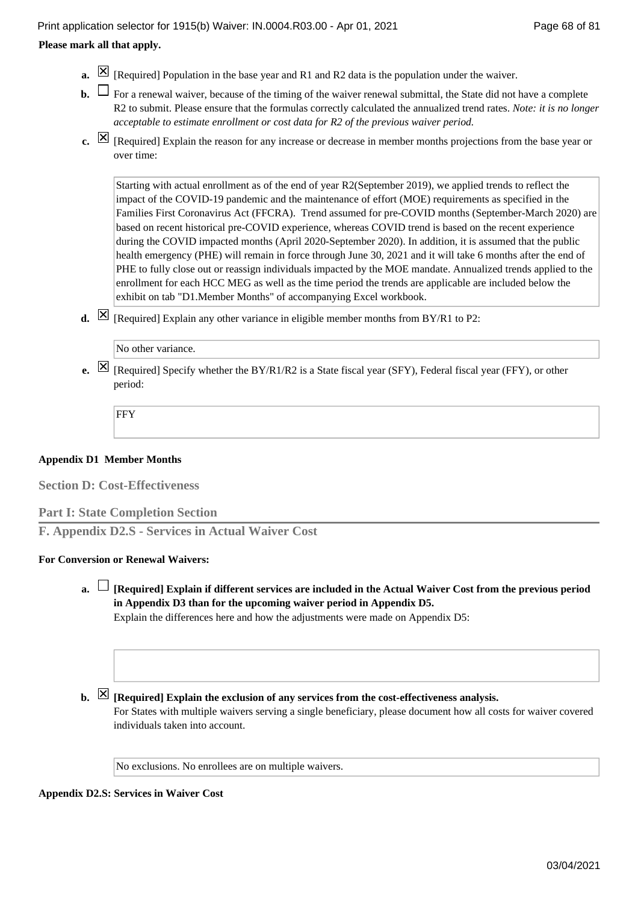**Please mark all that apply.**

- **a.** ☒ [Required] Population in the base year and R1 and R2 data is the population under the waiver.
- **b.** ☐ For a renewal waiver, because of the timing of the waiver renewal submittal, the State did not have a complete R2 to submit. Please ensure that the formulas correctly calculated the annualized trend rates. *Note: it is no longer acceptable to estimate enrollment or cost data for R2 of the previous waiver period.*
- **c.** ☒ [Required] Explain the reason for any increase or decrease in member months projections from the base year or over time:

  Starting with actual enrollment as of the end of year R2(September 2019), we applied trends to reflect the impact of the COVID-19 pandemic and the maintenance of effort (MOE) requirements as specified in the Families First Coronavirus Act (FFCRA). Trend assumed for pre-COVID months (September-March 2020) are based on recent historical pre-COVID experience, whereas COVID trend is based on the recent experience during the COVID impacted months (April 2020-September 2020). In addition, it is assumed that the public health emergency (PHE) will remain in force through June 30, 2021 and it will take 6 months after the end of PHE to fully close out or reassign individuals impacted by the MOE mandate. Annualized trends applied to the enrollment for each HCC MEG as well as the time period the trends are applicable are included below the exhibit on tab "D1.Member Months" of accompanying Excel workbook.

- **d.** ☒ [Required] Explain any other variance in eligible member months from BY/R1 to P2:

  No other variance.

- **e.** ☒ [Required] Specify whether the BY/R1/R2 is a State fiscal year (SFY), Federal fiscal year (FFY), or other period:

  FFY

**Appendix D1 Member Months**

## Section D: Cost-Effectiveness

### Part I: State Completion Section

### F. Appendix D2.S - Services in Actual Waiver Cost

**For Conversion or Renewal Waivers:**

- **a.** ☐ **[Required] Explain if different services are included in the Actual Waiver Cost from the previous period in Appendix D3 than for the upcoming waiver period in Appendix D5.**
  Explain the differences here and how the adjustments were made on Appendix D5:

- **b.** ☒ **[Required] Explain the exclusion of any services from the cost-effectiveness analysis.**
  For States with multiple waivers serving a single beneficiary, please document how all costs for waiver covered individuals taken into account.

  No exclusions. No enrollees are on multiple waivers.

**Appendix D2.S: Services in Waiver Cost**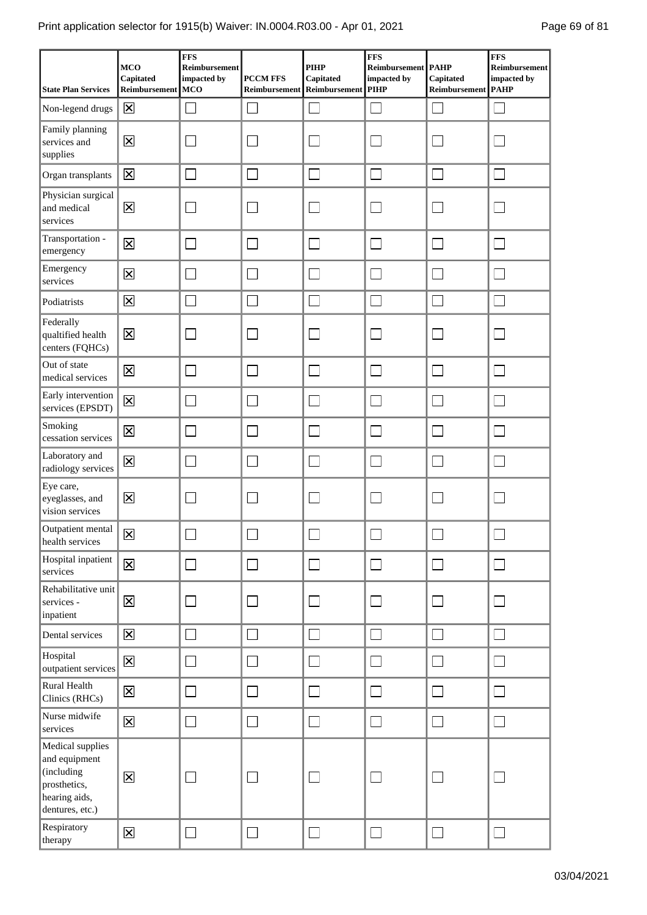| State Plan Services | MCO Capitated Reimbursement | FFS Reimbursement impacted by MCO | PCCM FFS Reimbursement | PIHP Capitated Reimbursement | FFS Reimbursement impacted by PIHP | PAHP Capitated Reimbursement | FFS Reimbursement impacted by PAHP |
|---|---|---|---|---|---|---|---|
| Non-legend drugs | ☒ | ☐ | ☐ | ☐ | ☐ | ☐ | ☐ |
| Family planning services and supplies | ☒ | ☐ | ☐ | ☐ | ☐ | ☐ | ☐ |
| Organ transplants | ☒ | ☐ | ☐ | ☐ | ☐ | ☐ | ☐ |
| Physician surgical and medical services | ☒ | ☐ | ☐ | ☐ | ☐ | ☐ | ☐ |
| Transportation - emergency | ☒ | ☐ | ☐ | ☐ | ☐ | ☐ | ☐ |
| Emergency services | ☒ | ☐ | ☐ | ☐ | ☐ | ☐ | ☐ |
| Podiatrists | ☒ | ☐ | ☐ | ☐ | ☐ | ☐ | ☐ |
| Federally qualtified health centers (FQHCs) | ☒ | ☐ | ☐ | ☐ | ☐ | ☐ | ☐ |
| Out of state medical services | ☒ | ☐ | ☐ | ☐ | ☐ | ☐ | ☐ |
| Early intervention services (EPSDT) | ☒ | ☐ | ☐ | ☐ | ☐ | ☐ | ☐ |
| Smoking cessation services | ☒ | ☐ | ☐ | ☐ | ☐ | ☐ | ☐ |
| Laboratory and radiology services | ☒ | ☐ | ☐ | ☐ | ☐ | ☐ | ☐ |
| Eye care, eyeglasses, and vision services | ☒ | ☐ | ☐ | ☐ | ☐ | ☐ | ☐ |
| Outpatient mental health services | ☒ | ☐ | ☐ | ☐ | ☐ | ☐ | ☐ |
| Hospital inpatient services | ☒ | ☐ | ☐ | ☐ | ☐ | ☐ | ☐ |
| Rehabilitative unit services - inpatient | ☒ | ☐ | ☐ | ☐ | ☐ | ☐ | ☐ |
| Dental services | ☒ | ☐ | ☐ | ☐ | ☐ | ☐ | ☐ |
| Hospital outpatient services | ☒ | ☐ | ☐ | ☐ | ☐ | ☐ | ☐ |
| Rural Health Clinics (RHCs) | ☒ | ☐ | ☐ | ☐ | ☐ | ☐ | ☐ |
| Nurse midwife services | ☒ | ☐ | ☐ | ☐ | ☐ | ☐ | ☐ |
| Medical supplies and equipment (including prosthetics, hearing aids, dentures, etc.) | ☒ | ☐ | ☐ | ☐ | ☐ | ☐ | ☐ |
| Respiratory therapy | ☒ | ☐ | ☐ | ☐ | ☐ | ☐ | ☐ |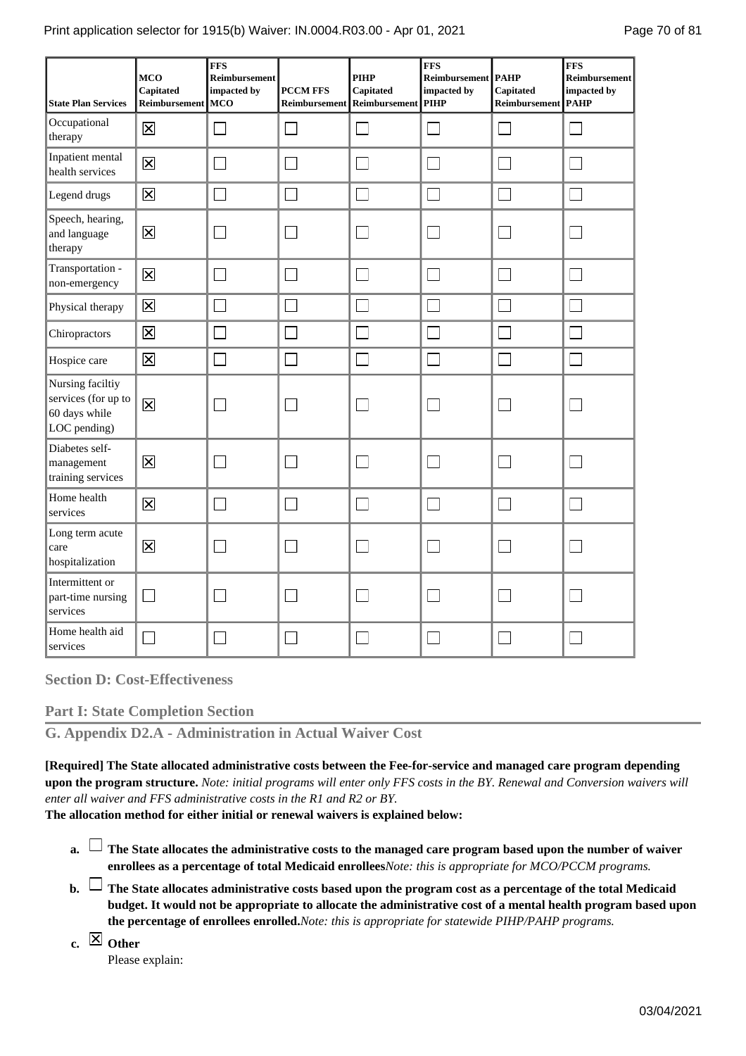| State Plan Services | MCO Capitated Reimbursement | FFS Reimbursement impacted by MCO | PCCM FFS Reimbursement | PIHP Capitated Reimbursement | FFS Reimbursement impacted by PIHP | PAHP Capitated Reimbursement | FFS Reimbursement impacted by PAHP |
|---|---|---|---|---|---|---|---|
| Occupational therapy | ☒ | ☐ | ☐ | ☐ | ☐ | ☐ | ☐ |
| Inpatient mental health services | ☒ | ☐ | ☐ | ☐ | ☐ | ☐ | ☐ |
| Legend drugs | ☒ | ☐ | ☐ | ☐ | ☐ | ☐ | ☐ |
| Speech, hearing, and language therapy | ☒ | ☐ | ☐ | ☐ | ☐ | ☐ | ☐ |
| Transportation - non-emergency | ☒ | ☐ | ☐ | ☐ | ☐ | ☐ | ☐ |
| Physical therapy | ☒ | ☐ | ☐ | ☐ | ☐ | ☐ | ☐ |
| Chiropractors | ☒ | ☐ | ☐ | ☐ | ☐ | ☐ | ☐ |
| Hospice care | ☒ | ☐ | ☐ | ☐ | ☐ | ☐ | ☐ |
| Nursing faciltiy services (for up to 60 days while LOC pending) | ☒ | ☐ | ☐ | ☐ | ☐ | ☐ | ☐ |
| Diabetes self-management training services | ☒ | ☐ | ☐ | ☐ | ☐ | ☐ | ☐ |
| Home health services | ☒ | ☐ | ☐ | ☐ | ☐ | ☐ | ☐ |
| Long term acute care hospitalization | ☒ | ☐ | ☐ | ☐ | ☐ | ☐ | ☐ |
| Intermittent or part-time nursing services | ☐ | ☐ | ☐ | ☐ | ☐ | ☐ | ☐ |
| Home health aid services | ☐ | ☐ | ☐ | ☐ | ☐ | ☐ | ☐ |

## Section D: Cost-Effectiveness

### Part I: State Completion Section

### G. Appendix D2.A - Administration in Actual Waiver Cost

**[Required] The State allocated administrative costs between the Fee-for-service and managed care program depending upon the program structure.** *Note: initial programs will enter only FFS costs in the BY. Renewal and Conversion waivers will enter all waiver and FFS administrative costs in the R1 and R2 or BY.*

**The allocation method for either initial or renewal waivers is explained below:**

**a.** ☐ **The State allocates the administrative costs to the managed care program based upon the number of waiver enrollees as a percentage of total Medicaid enrollees** *Note: this is appropriate for MCO/PCCM programs.*

**b.** ☐ **The State allocates administrative costs based upon the program cost as a percentage of the total Medicaid budget. It would not be appropriate to allocate the administrative cost of a mental health program based upon the percentage of enrollees enrolled.** *Note: this is appropriate for statewide PIHP/PAHP programs.*

**c.** ☒ **Other**

Please explain: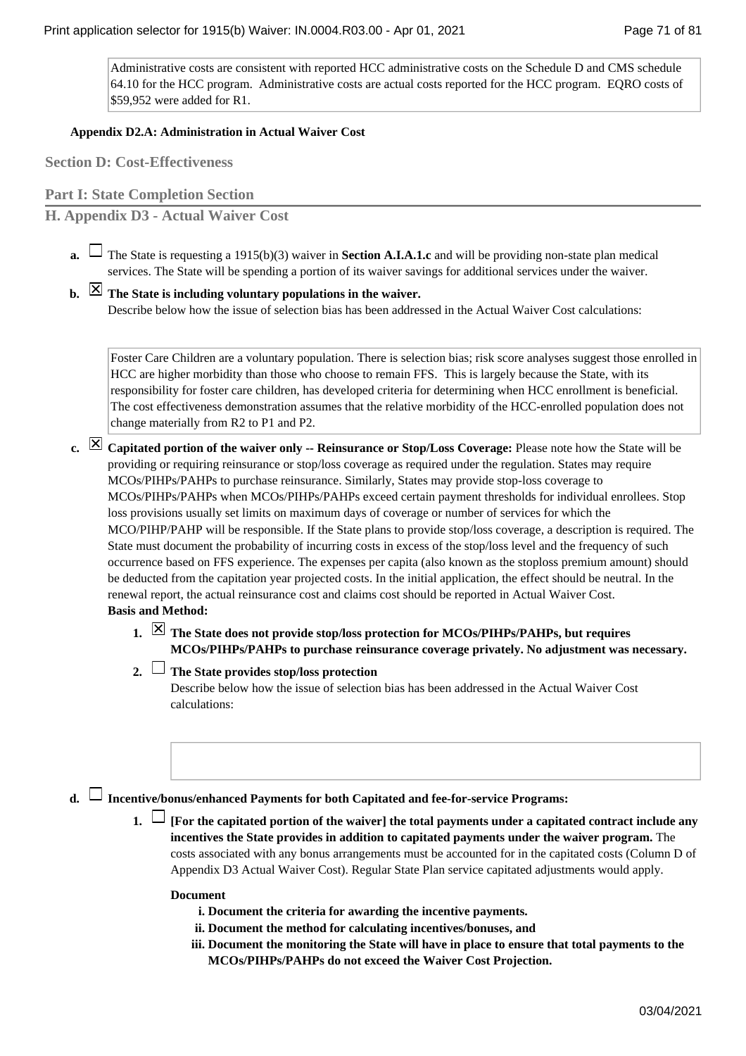Administrative costs are consistent with reported HCC administrative costs on the Schedule D and CMS schedule 64.10 for the HCC program. Administrative costs are actual costs reported for the HCC program. EQRO costs of $59,952 were added for R1.

**Appendix D2.A: Administration in Actual Waiver Cost**

## Section D: Cost-Effectiveness

## Part I: State Completion Section

## H. Appendix D3 - Actual Waiver Cost

**a.** ☐ The State is requesting a 1915(b)(3) waiver in **Section A.I.A.1.c** and will be providing non-state plan medical services. The State will be spending a portion of its waiver savings for additional services under the waiver.

**b.** ☒ **The State is including voluntary populations in the waiver.**
Describe below how the issue of selection bias has been addressed in the Actual Waiver Cost calculations:

> Foster Care Children are a voluntary population. There is selection bias; risk score analyses suggest those enrolled in HCC are higher morbidity than those who choose to remain FFS. This is largely because the State, with its responsibility for foster care children, has developed criteria for determining when HCC enrollment is beneficial. The cost effectiveness demonstration assumes that the relative morbidity of the HCC-enrolled population does not change materially from R2 to P1 and P2.

**c.** ☒ **Capitated portion of the waiver only -- Reinsurance or Stop/Loss Coverage:** Please note how the State will be providing or requiring reinsurance or stop/loss coverage as required under the regulation. States may require MCOs/PIHPs/PAHPs to purchase reinsurance. Similarly, States may provide stop-loss coverage to MCOs/PIHPs/PAHPs when MCOs/PIHPs/PAHPs exceed certain payment thresholds for individual enrollees. Stop loss provisions usually set limits on maximum days of coverage or number of services for which the MCO/PIHP/PAHP will be responsible. If the State plans to provide stop/loss coverage, a description is required. The State must document the probability of incurring costs in excess of the stop/loss level and the frequency of such occurrence based on FFS experience. The expenses per capita (also known as the stoploss premium amount) should be deducted from the capitation year projected costs. In the initial application, the effect should be neutral. In the renewal report, the actual reinsurance cost and claims cost should be reported in Actual Waiver Cost.
**Basis and Method:**

1. ☒ **The State does not provide stop/loss protection for MCOs/PIHPs/PAHPs, but requires MCOs/PIHPs/PAHPs to purchase reinsurance coverage privately. No adjustment was necessary.**
2. ☐ **The State provides stop/loss protection**
   Describe below how the issue of selection bias has been addressed in the Actual Waiver Cost calculations:

**d.** ☐ **Incentive/bonus/enhanced Payments for both Capitated and fee-for-service Programs:**

1. ☐ **[For the capitated portion of the waiver] the total payments under a capitated contract include any incentives the State provides in addition to capitated payments under the waiver program.** The costs associated with any bonus arrangements must be accounted for in the capitated costs (Column D of Appendix D3 Actual Waiver Cost). Regular State Plan service capitated adjustments would apply.

   **Document**

   **i. Document the criteria for awarding the incentive payments.**
   **ii. Document the method for calculating incentives/bonuses, and**
   **iii. Document the monitoring the State will have in place to ensure that total payments to the MCOs/PIHPs/PAHPs do not exceed the Waiver Cost Projection.**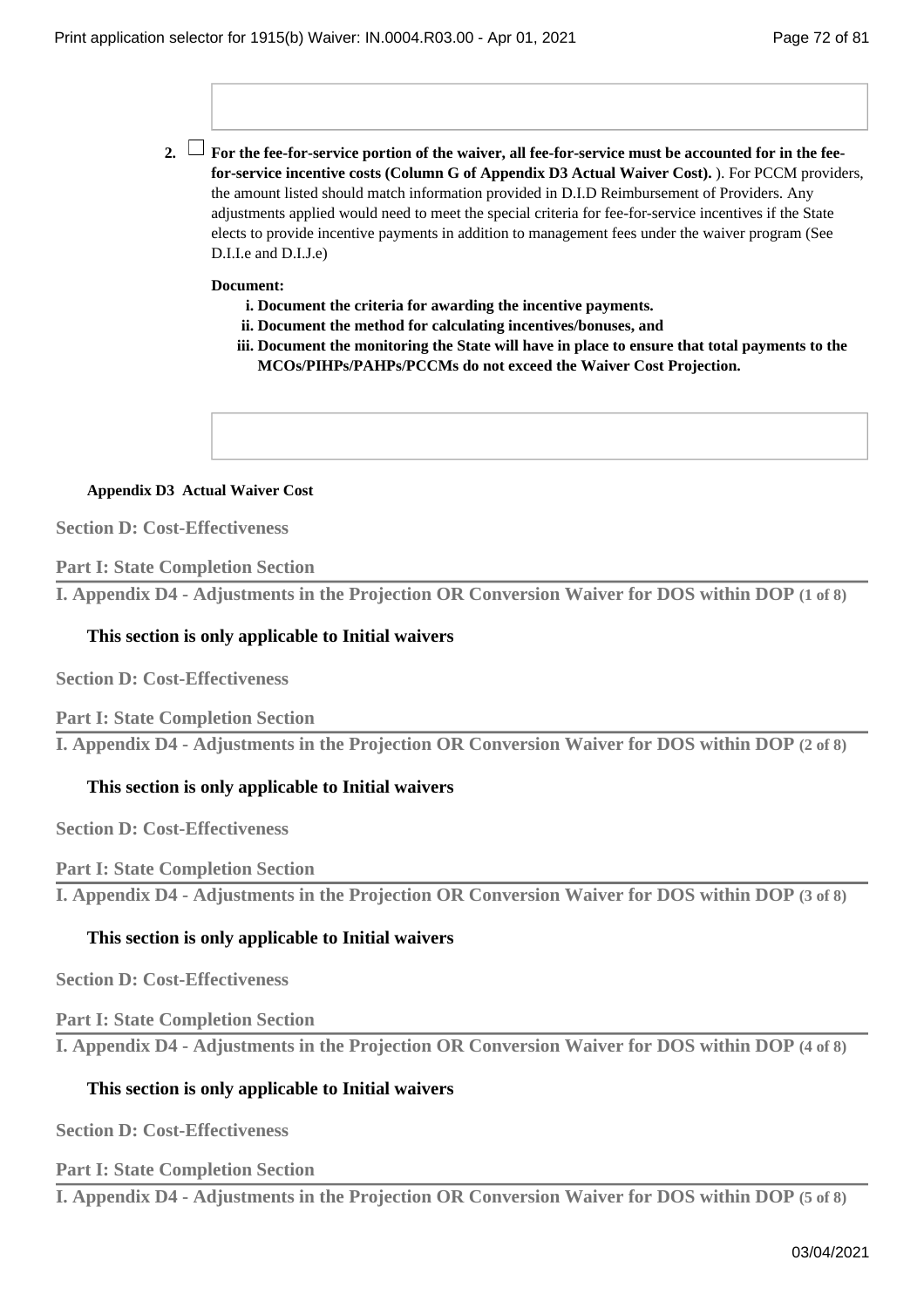2. ☐ **For the fee-for-service portion of the waiver, all fee-for-service must be accounted for in the fee-for-service incentive costs (Column G of Appendix D3 Actual Waiver Cost).** ). For PCCM providers, the amount listed should match information provided in D.I.D Reimbursement of Providers. Any adjustments applied would need to meet the special criteria for fee-for-service incentives if the State elects to provide incentive payments in addition to management fees under the waiver program (See D.I.I.e and D.I.J.e)

**Document:**

- **i. Document the criteria for awarding the incentive payments.**
- **ii. Document the method for calculating incentives/bonuses, and**
- **iii. Document the monitoring the State will have in place to ensure that total payments to the MCOs/PIHPs/PAHPs/PCCMs do not exceed the Waiver Cost Projection.**

**Appendix D3 Actual Waiver Cost**

**Section D: Cost-Effectiveness**

**Part I: State Completion Section**

## I. Appendix D4 - Adjustments in the Projection OR Conversion Waiver for DOS within DOP (1 of 8)

**This section is only applicable to Initial waivers**

**Section D: Cost-Effectiveness**

**Part I: State Completion Section**

## I. Appendix D4 - Adjustments in the Projection OR Conversion Waiver for DOS within DOP (2 of 8)

**This section is only applicable to Initial waivers**

**Section D: Cost-Effectiveness**

**Part I: State Completion Section**

## I. Appendix D4 - Adjustments in the Projection OR Conversion Waiver for DOS within DOP (3 of 8)

**This section is only applicable to Initial waivers**

**Section D: Cost-Effectiveness**

**Part I: State Completion Section**

## I. Appendix D4 - Adjustments in the Projection OR Conversion Waiver for DOS within DOP (4 of 8)

**This section is only applicable to Initial waivers**

**Section D: Cost-Effectiveness**

**Part I: State Completion Section**

## I. Appendix D4 - Adjustments in the Projection OR Conversion Waiver for DOS within DOP (5 of 8)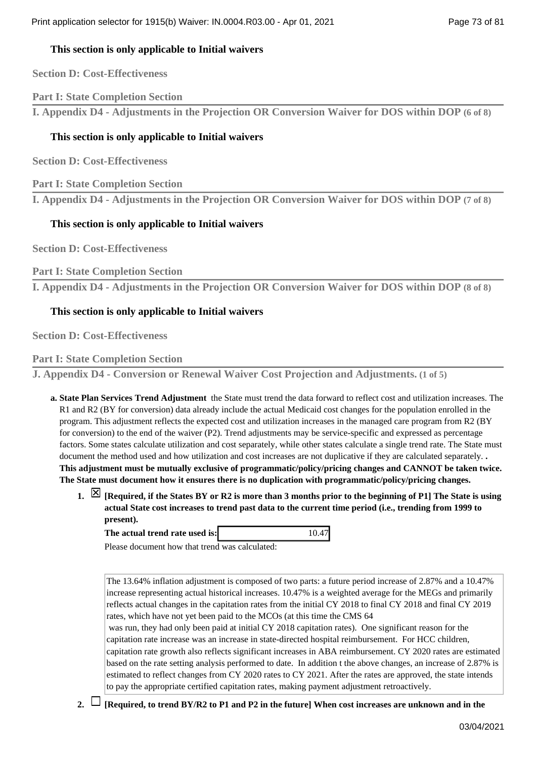**This section is only applicable to Initial waivers**

**Section D: Cost-Effectiveness**

**Part I: State Completion Section**

## I. Appendix D4 - Adjustments in the Projection OR Conversion Waiver for DOS within DOP (6 of 8)

**This section is only applicable to Initial waivers**

**Section D: Cost-Effectiveness**

**Part I: State Completion Section**

## I. Appendix D4 - Adjustments in the Projection OR Conversion Waiver for DOS within DOP (7 of 8)

**This section is only applicable to Initial waivers**

**Section D: Cost-Effectiveness**

**Part I: State Completion Section**

## I. Appendix D4 - Adjustments in the Projection OR Conversion Waiver for DOS within DOP (8 of 8)

**This section is only applicable to Initial waivers**

**Section D: Cost-Effectiveness**

**Part I: State Completion Section**

## J. Appendix D4 - Conversion or Renewal Waiver Cost Projection and Adjustments. (1 of 5)

**a. State Plan Services Trend Adjustment** the State must trend the data forward to reflect cost and utilization increases. The R1 and R2 (BY for conversion) data already include the actual Medicaid cost changes for the population enrolled in the program. This adjustment reflects the expected cost and utilization increases in the managed care program from R2 (BY for conversion) to the end of the waiver (P2). Trend adjustments may be service-specific and expressed as percentage factors. Some states calculate utilization and cost separately, while other states calculate a single trend rate. The State must document the method used and how utilization and cost increases are not duplicative if they are calculated separately. **. This adjustment must be mutually exclusive of programmatic/policy/pricing changes and CANNOT be taken twice. The State must document how it ensures there is no duplication with programmatic/policy/pricing changes.**

1. ☒ **[Required, if the States BY or R2 is more than 3 months prior to the beginning of P1] The State is using actual State cost increases to trend past data to the current time period (i.e., trending from 1999 to present).**

   **The actual trend rate used is:** 10.47

   Please document how that trend was calculated:

   The 13.64% inflation adjustment is composed of two parts: a future period increase of 2.87% and a 10.47% increase representing actual historical increases. 10.47% is a weighted average for the MEGs and primarily reflects actual changes in the capitation rates from the initial CY 2018 to final CY 2018 and final CY 2019 rates, which have not yet been paid to the MCOs (at this time the CMS 64 was run, they had only been paid at initial CY 2018 capitation rates). One significant reason for the capitation rate increase was an increase in state-directed hospital reimbursement. For HCC children, capitation rate growth also reflects significant increases in ABA reimbursement. CY 2020 rates are estimated based on the rate setting analysis performed to date. In addition t the above changes, an increase of 2.87% is estimated to reflect changes from CY 2020 rates to CY 2021. After the rates are approved, the state intends to pay the appropriate certified capitation rates, making payment adjustment retroactively.

2. ☐ **[Required, to trend BY/R2 to P1 and P2 in the future] When cost increases are unknown and in the**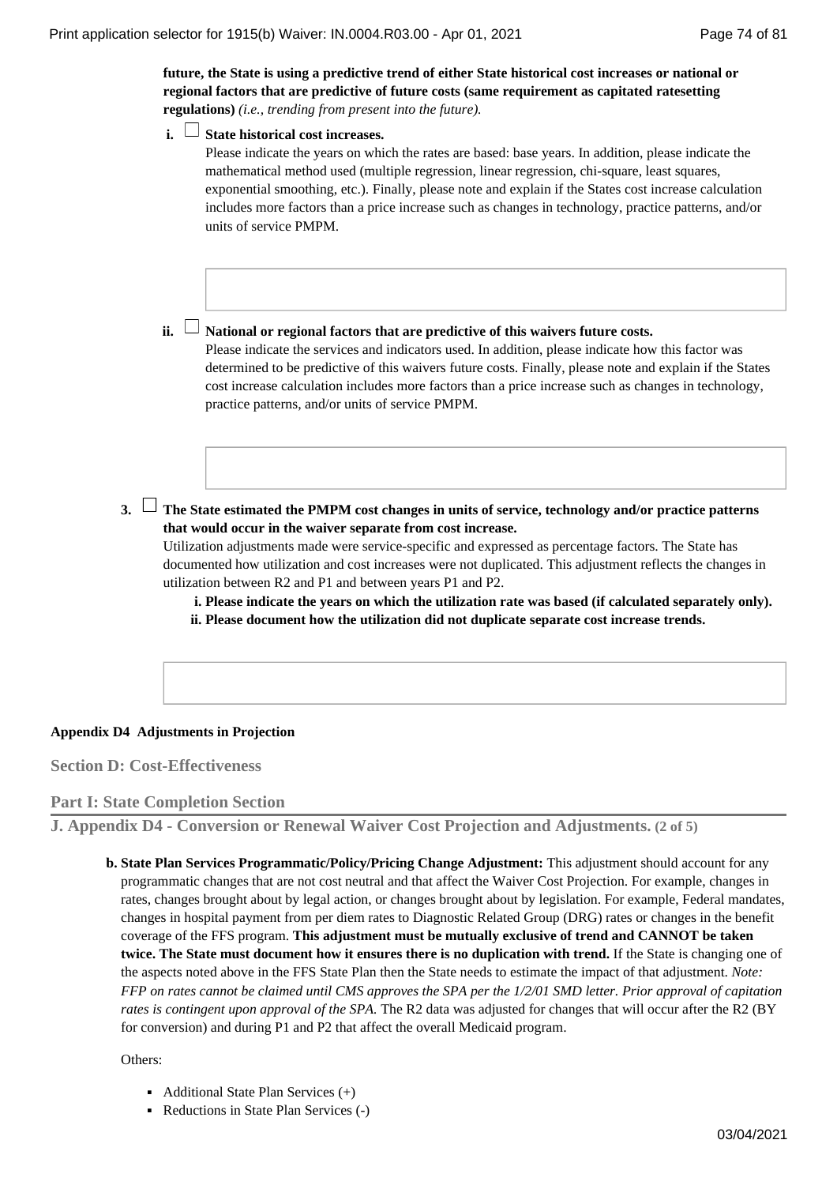**future, the State is using a predictive trend of either State historical cost increases or national or regional factors that are predictive of future costs (same requirement as capitated ratesetting regulations)** *(i.e., trending from present into the future).*

**i.** ☐ **State historical cost increases.**
Please indicate the years on which the rates are based: base years. In addition, please indicate the mathematical method used (multiple regression, linear regression, chi-square, least squares, exponential smoothing, etc.). Finally, please note and explain if the States cost increase calculation includes more factors than a price increase such as changes in technology, practice patterns, and/or units of service PMPM.

**ii.** ☐ **National or regional factors that are predictive of this waivers future costs.**
Please indicate the services and indicators used. In addition, please indicate how this factor was determined to be predictive of this waivers future costs. Finally, please note and explain if the States cost increase calculation includes more factors than a price increase such as changes in technology, practice patterns, and/or units of service PMPM.

**3.** ☐ **The State estimated the PMPM cost changes in units of service, technology and/or practice patterns that would occur in the waiver separate from cost increase.**
Utilization adjustments made were service-specific and expressed as percentage factors. The State has documented how utilization and cost increases were not duplicated. This adjustment reflects the changes in utilization between R2 and P1 and between years P1 and P2.

**i. Please indicate the years on which the utilization rate was based (if calculated separately only).**
**ii. Please document how the utilization did not duplicate separate cost increase trends.**

**Appendix D4 Adjustments in Projection**

## Section D: Cost-Effectiveness

## Part I: State Completion Section

## J. Appendix D4 - Conversion or Renewal Waiver Cost Projection and Adjustments. (2 of 5)

**b. State Plan Services Programmatic/Policy/Pricing Change Adjustment:** This adjustment should account for any programmatic changes that are not cost neutral and that affect the Waiver Cost Projection. For example, changes in rates, changes brought about by legal action, or changes brought about by legislation. For example, Federal mandates, changes in hospital payment from per diem rates to Diagnostic Related Group (DRG) rates or changes in the benefit coverage of the FFS program. **This adjustment must be mutually exclusive of trend and CANNOT be taken twice. The State must document how it ensures there is no duplication with trend.** If the State is changing one of the aspects noted above in the FFS State Plan then the State needs to estimate the impact of that adjustment. *Note: FFP on rates cannot be claimed until CMS approves the SPA per the 1/2/01 SMD letter. Prior approval of capitation rates is contingent upon approval of the SPA.* The R2 data was adjusted for changes that will occur after the R2 (BY for conversion) and during P1 and P2 that affect the overall Medicaid program.

Others:

- Additional State Plan Services (+)
- Reductions in State Plan Services (-)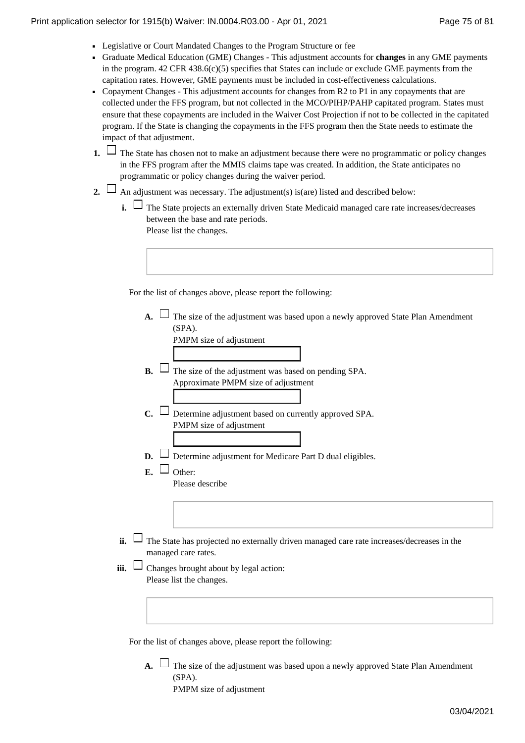- Legislative or Court Mandated Changes to the Program Structure or fee
- Graduate Medical Education (GME) Changes - This adjustment accounts for **changes** in any GME payments in the program. 42 CFR 438.6(c)(5) specifies that States can include or exclude GME payments from the capitation rates. However, GME payments must be included in cost-effectiveness calculations.
- Copayment Changes - This adjustment accounts for changes from R2 to P1 in any copayments that are collected under the FFS program, but not collected in the MCO/PIHP/PAHP capitated program. States must ensure that these copayments are included in the Waiver Cost Projection if not to be collected in the capitated program. If the State is changing the copayments in the FFS program then the State needs to estimate the impact of that adjustment.

**1.** ☐ The State has chosen not to make an adjustment because there were no programmatic or policy changes in the FFS program after the MMIS claims tape was created. In addition, the State anticipates no programmatic or policy changes during the waiver period.

**2.** ☐ An adjustment was necessary. The adjustment(s) is(are) listed and described below:

**i.** ☐ The State projects an externally driven State Medicaid managed care rate increases/decreases between the base and rate periods.
Please list the changes.

For the list of changes above, please report the following:

**A.** ☐ The size of the adjustment was based upon a newly approved State Plan Amendment (SPA).
PMPM size of adjustment

**B.** ☐ The size of the adjustment was based on pending SPA.
Approximate PMPM size of adjustment

**C.** ☐ Determine adjustment based on currently approved SPA.
PMPM size of adjustment

**D.** ☐ Determine adjustment for Medicare Part D dual eligibles.

**E.** ☐ Other:
Please describe

**ii.** ☐ The State has projected no externally driven managed care rate increases/decreases in the managed care rates.

**iii.** ☐ Changes brought about by legal action:
Please list the changes.

For the list of changes above, please report the following:

**A.** ☐ The size of the adjustment was based upon a newly approved State Plan Amendment (SPA).
PMPM size of adjustment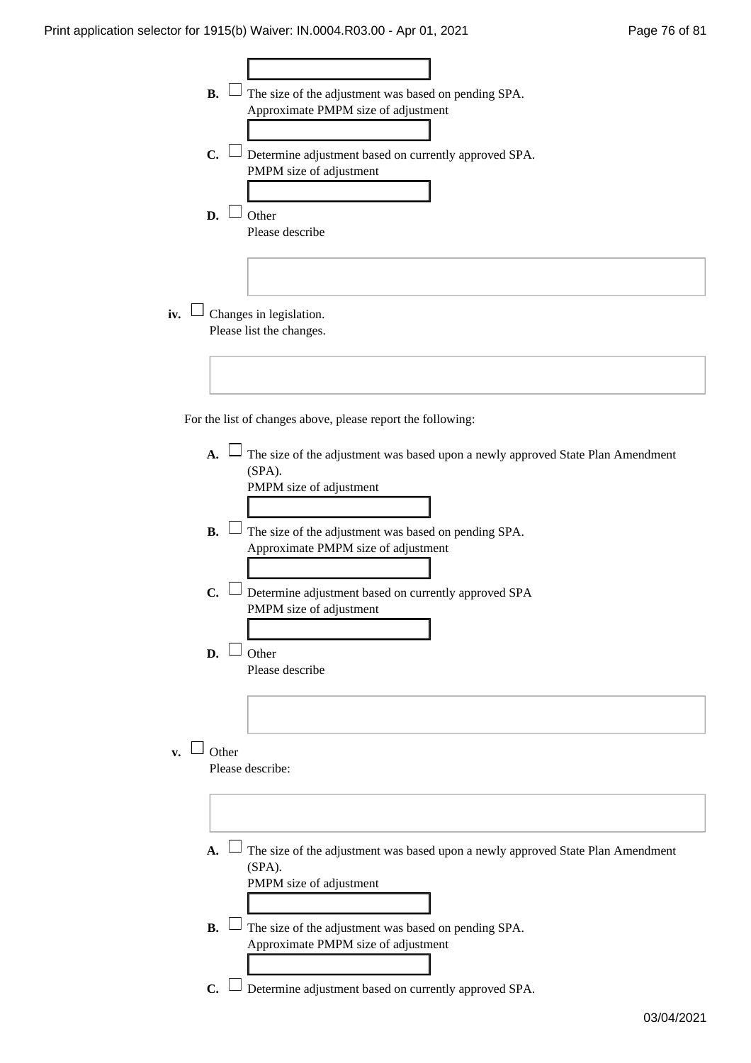- **B.** ☐ The size of the adjustment was based on pending SPA.
  Approximate PMPM size of adjustment

- **C.** ☐ Determine adjustment based on currently approved SPA.
  PMPM size of adjustment

- **D.** ☐ Other
  Please describe

**iv.** ☐ Changes in legislation.
Please list the changes.

For the list of changes above, please report the following:

- **A.** ☐ The size of the adjustment was based upon a newly approved State Plan Amendment (SPA).
  PMPM size of adjustment

- **B.** ☐ The size of the adjustment was based on pending SPA.
  Approximate PMPM size of adjustment

- **C.** ☐ Determine adjustment based on currently approved SPA
  PMPM size of adjustment

- **D.** ☐ Other
  Please describe

**v.** ☐ Other
Please describe:

- **A.** ☐ The size of the adjustment was based upon a newly approved State Plan Amendment (SPA).
  PMPM size of adjustment

- **B.** ☐ The size of the adjustment was based on pending SPA.
  Approximate PMPM size of adjustment

- **C.** ☐ Determine adjustment based on currently approved SPA.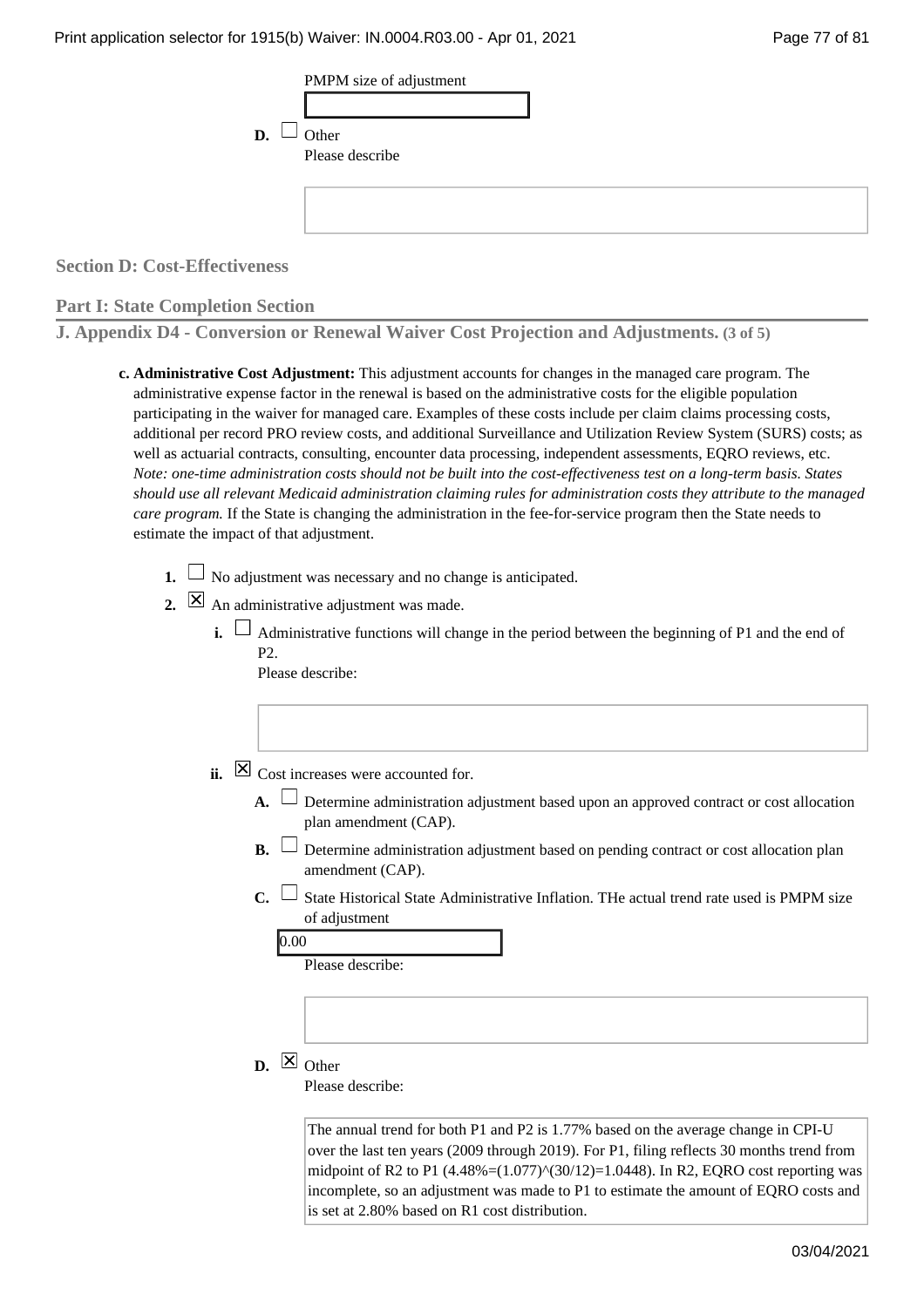PMPM size of adjustment

[ ]

**D.** ☐ Other
Please describe

[ ]

### Section D: Cost-Effectiveness

### Part I: State Completion Section

## J. Appendix D4 - Conversion or Renewal Waiver Cost Projection and Adjustments. (3 of 5)

**c. Administrative Cost Adjustment:** This adjustment accounts for changes in the managed care program. The administrative expense factor in the renewal is based on the administrative costs for the eligible population participating in the waiver for managed care. Examples of these costs include per claim claims processing costs, additional per record PRO review costs, and additional Surveillance and Utilization Review System (SURS) costs; as well as actuarial contracts, consulting, encounter data processing, independent assessments, EQRO reviews, etc. *Note: one-time administration costs should not be built into the cost-effectiveness test on a long-term basis. States should use all relevant Medicaid administration claiming rules for administration costs they attribute to the managed care program.* If the State is changing the administration in the fee-for-service program then the State needs to estimate the impact of that adjustment.

**1.** ☐ No adjustment was necessary and no change is anticipated.

**2.** ☒ An administrative adjustment was made.

**i.** ☐ Administrative functions will change in the period between the beginning of P1 and the end of P2.
Please describe:

[ ]

**ii.** ☒ Cost increases were accounted for.

**A.** ☐ Determine administration adjustment based upon an approved contract or cost allocation plan amendment (CAP).

**B.** ☐ Determine administration adjustment based on pending contract or cost allocation plan amendment (CAP).

**C.** ☐ State Historical State Administrative Inflation. THe actual trend rate used is PMPM size of adjustment

0.00

Please describe:

[ ]

**D.** ☒ Other
Please describe:

The annual trend for both P1 and P2 is 1.77% based on the average change in CPI-U over the last ten years (2009 through 2019). For P1, filing reflects 30 months trend from midpoint of R2 to P1 (4.48%=(1.077)^(30/12)=1.0448). In R2, EQRO cost reporting was incomplete, so an adjustment was made to P1 to estimate the amount of EQRO costs and is set at 2.80% based on R1 cost distribution.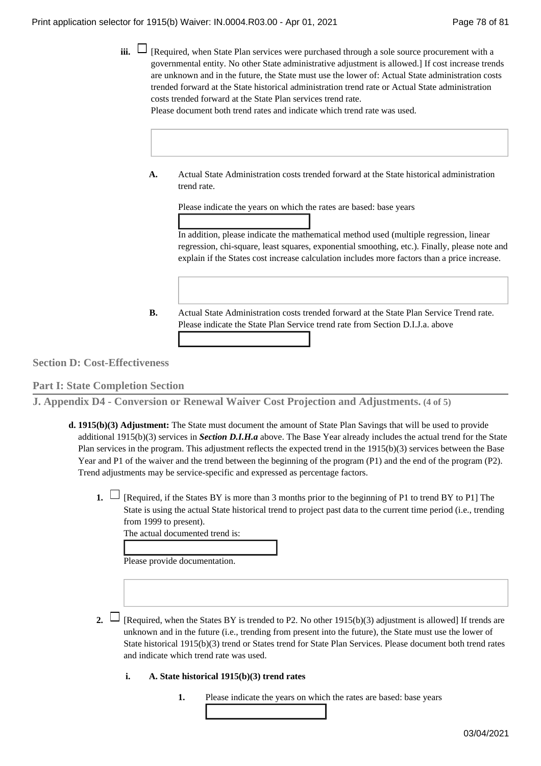iii. ☐ [Required, when State Plan services were purchased through a sole source procurement with a governmental entity. No other State administrative adjustment is allowed.] If cost increase trends are unknown and in the future, the State must use the lower of: Actual State administration costs trended forward at the State historical administration trend rate or Actual State administration costs trended forward at the State Plan services trend rate.
Please document both trend rates and indicate which trend rate was used.

**A.** Actual State Administration costs trended forward at the State historical administration trend rate.

Please indicate the years on which the rates are based: base years

In addition, please indicate the mathematical method used (multiple regression, linear regression, chi-square, least squares, exponential smoothing, etc.). Finally, please note and explain if the States cost increase calculation includes more factors than a price increase.

**B.** Actual State Administration costs trended forward at the State Plan Service Trend rate. Please indicate the State Plan Service trend rate from Section D.I.J.a. above

## Section D: Cost-Effectiveness

## Part I: State Completion Section

## J. Appendix D4 - Conversion or Renewal Waiver Cost Projection and Adjustments. (4 of 5)

**d. 1915(b)(3) Adjustment:** The State must document the amount of State Plan Savings that will be used to provide additional 1915(b)(3) services in ***Section D.I.H.a*** above. The Base Year already includes the actual trend for the State Plan services in the program. This adjustment reflects the expected trend in the 1915(b)(3) services between the Base Year and P1 of the waiver and the trend between the beginning of the program (P1) and the end of the program (P2). Trend adjustments may be service-specific and expressed as percentage factors.

1. ☐ [Required, if the States BY is more than 3 months prior to the beginning of P1 to trend BY to P1] The State is using the actual State historical trend to project past data to the current time period (i.e., trending from 1999 to present).
The actual documented trend is:

Please provide documentation.

2. ☐ [Required, when the States BY is trended to P2. No other 1915(b)(3) adjustment is allowed] If trends are unknown and in the future (i.e., trending from present into the future), the State must use the lower of State historical 1915(b)(3) trend or States trend for State Plan Services. Please document both trend rates and indicate which trend rate was used.

**i. A. State historical 1915(b)(3) trend rates**

1. Please indicate the years on which the rates are based: base years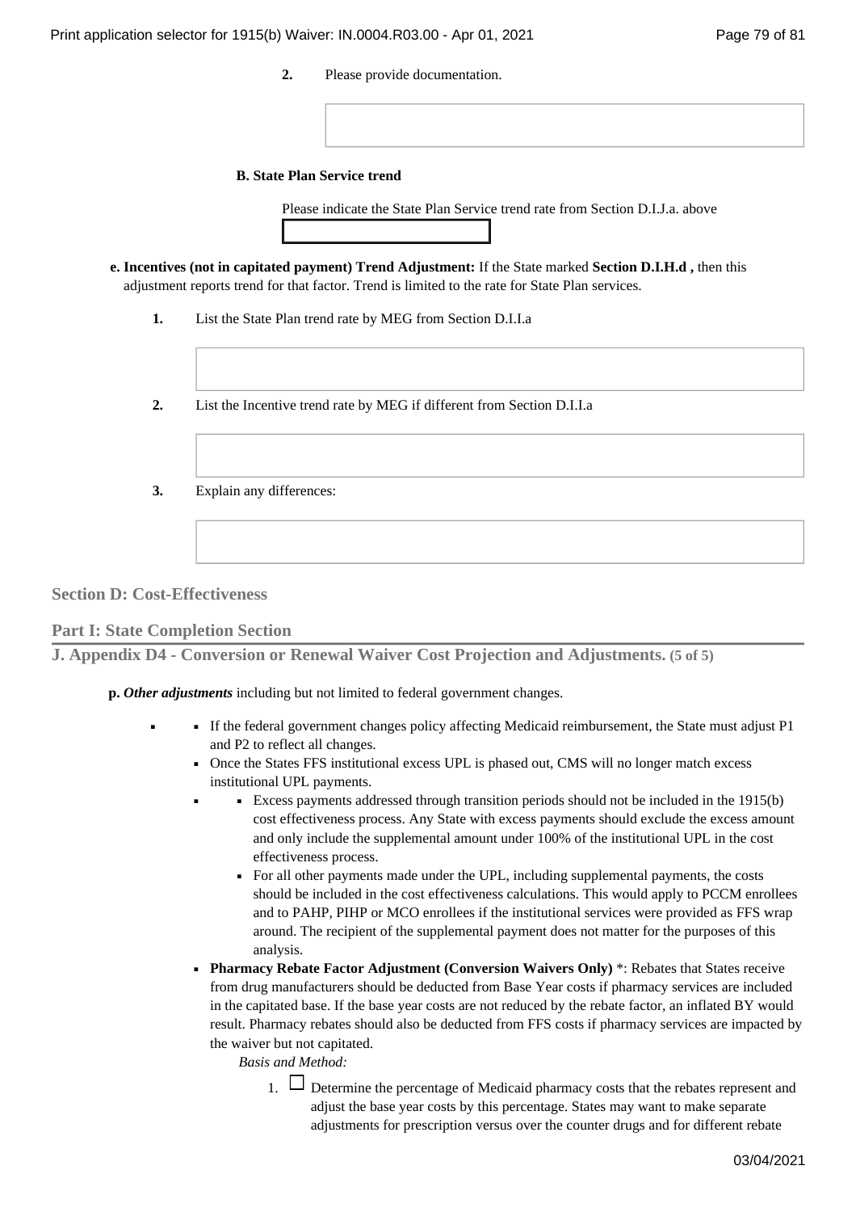2. Please provide documentation.

**B. State Plan Service trend**

Please indicate the State Plan Service trend rate from Section D.I.J.a. above

**e. Incentives (not in capitated payment) Trend Adjustment:** If the State marked **Section D.I.H.d ,** then this adjustment reports trend for that factor. Trend is limited to the rate for State Plan services.

1. List the State Plan trend rate by MEG from Section D.I.I.a

2. List the Incentive trend rate by MEG if different from Section D.I.I.a

3. Explain any differences:

## Section D: Cost-Effectiveness

### Part I: State Completion Section

### J. Appendix D4 - Conversion or Renewal Waiver Cost Projection and Adjustments. (5 of 5)

**p.** ***Other adjustments*** including but not limited to federal government changes.

- If the federal government changes policy affecting Medicaid reimbursement, the State must adjust P1 and P2 to reflect all changes.
- Once the States FFS institutional excess UPL is phased out, CMS will no longer match excess institutional UPL payments.
  - Excess payments addressed through transition periods should not be included in the 1915(b) cost effectiveness process. Any State with excess payments should exclude the excess amount and only include the supplemental amount under 100% of the institutional UPL in the cost effectiveness process.
  - For all other payments made under the UPL, including supplemental payments, the costs should be included in the cost effectiveness calculations. This would apply to PCCM enrollees and to PAHP, PIHP or MCO enrollees if the institutional services were provided as FFS wrap around. The recipient of the supplemental payment does not matter for the purposes of this analysis.
- **Pharmacy Rebate Factor Adjustment (Conversion Waivers Only)** *: Rebates that States receive from drug manufacturers should be deducted from Base Year costs if pharmacy services are included in the capitated base. If the base year costs are not reduced by the rebate factor, an inflated BY would result. Pharmacy rebates should also be deducted from FFS costs if pharmacy services are impacted by the waiver but not capitated.

  *Basis and Method:*

  1. ☐ Determine the percentage of Medicaid pharmacy costs that the rebates represent and adjust the base year costs by this percentage. States may want to make separate adjustments for prescription versus over the counter drugs and for different rebate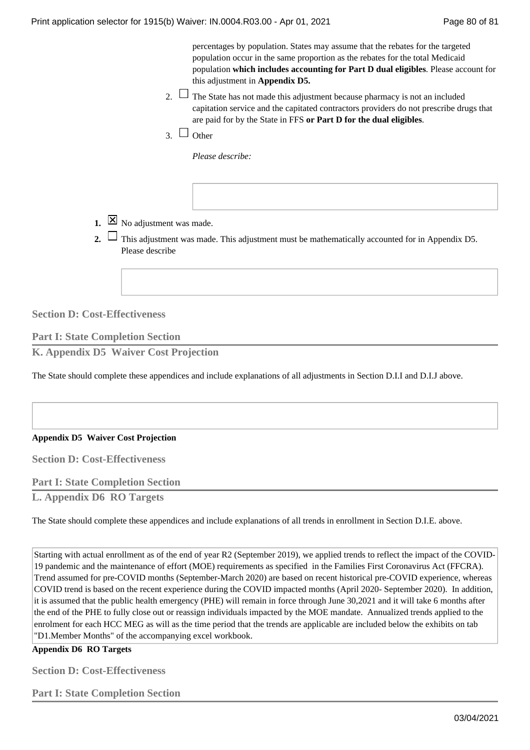percentages by population. States may assume that the rebates for the targeted population occur in the same proportion as the rebates for the total Medicaid population **which includes accounting for Part D dual eligibles**. Please account for this adjustment in **Appendix D5.**

2. ☐ The State has not made this adjustment because pharmacy is not an included capitation service and the capitated contractors providers do not prescribe drugs that are paid for by the State in FFS **or Part D for the dual eligibles**.

3. ☐ Other

*Please describe:*

**1.** ☒ No adjustment was made.

**2.** ☐ This adjustment was made. This adjustment must be mathematically accounted for in Appendix D5. Please describe

## Section D: Cost-Effectiveness

### Part I: State Completion Section

### K. Appendix D5 Waiver Cost Projection

The State should complete these appendices and include explanations of all adjustments in Section D.I.I and D.I.J above.

**Appendix D5 Waiver Cost Projection**

## Section D: Cost-Effectiveness

### Part I: State Completion Section

### L. Appendix D6 RO Targets

The State should complete these appendices and include explanations of all trends in enrollment in Section D.I.E. above.

Starting with actual enrollment as of the end of year R2 (September 2019), we applied trends to reflect the impact of the COVID-19 pandemic and the maintenance of effort (MOE) requirements as specified in the Families First Coronavirus Act (FFCRA). Trend assumed for pre-COVID months (September-March 2020) are based on recent historical pre-COVID experience, whereas COVID trend is based on the recent experience during the COVID impacted months (April 2020- September 2020). In addition, it is assumed that the public health emergency (PHE) will remain in force through June 30,2021 and it will take 6 months after the end of the PHE to fully close out or reassign individuals impacted by the MOE mandate. Annualized trends applied to the enrolment for each HCC MEG as will as the time period that the trends are applicable are included below the exhibits on tab "D1.Member Months" of the accompanying excel workbook.

**Appendix D6 RO Targets**

## Section D: Cost-Effectiveness

### Part I: State Completion Section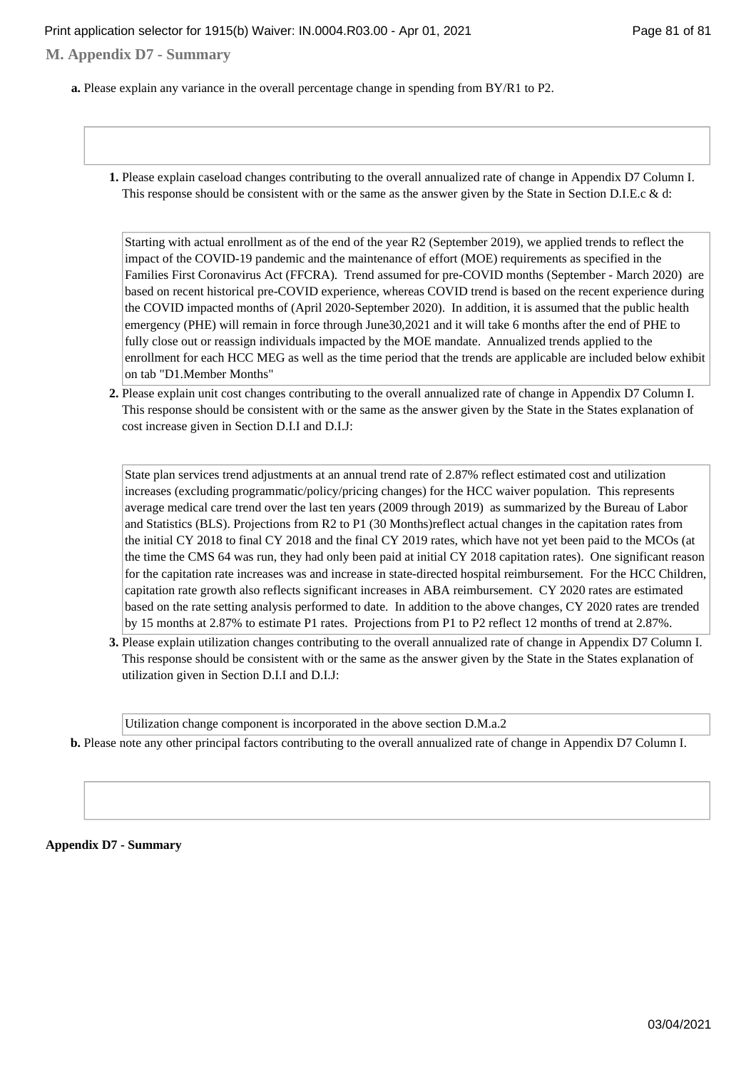## M. Appendix D7 - Summary

**a.** Please explain any variance in the overall percentage change in spending from BY/R1 to P2.

**1.** Please explain caseload changes contributing to the overall annualized rate of change in Appendix D7 Column I. This response should be consistent with or the same as the answer given by the State in Section D.I.E.c & d:

> Starting with actual enrollment as of the end of the year R2 (September 2019), we applied trends to reflect the impact of the COVID-19 pandemic and the maintenance of effort (MOE) requirements as specified in the Families First Coronavirus Act (FFCRA). Trend assumed for pre-COVID months (September - March 2020) are based on recent historical pre-COVID experience, whereas COVID trend is based on the recent experience during the COVID impacted months of (April 2020-September 2020). In addition, it is assumed that the public health emergency (PHE) will remain in force through June30,2021 and it will take 6 months after the end of PHE to fully close out or reassign individuals impacted by the MOE mandate. Annualized trends applied to the enrollment for each HCC MEG as well as the time period that the trends are applicable are included below exhibit on tab "D1.Member Months"

**2.** Please explain unit cost changes contributing to the overall annualized rate of change in Appendix D7 Column I. This response should be consistent with or the same as the answer given by the State in the States explanation of cost increase given in Section D.I.I and D.I.J:

> State plan services trend adjustments at an annual trend rate of 2.87% reflect estimated cost and utilization increases (excluding programmatic/policy/pricing changes) for the HCC waiver population. This represents average medical care trend over the last ten years (2009 through 2019) as summarized by the Bureau of Labor and Statistics (BLS). Projections from R2 to P1 (30 Months)reflect actual changes in the capitation rates from the initial CY 2018 to final CY 2018 and the final CY 2019 rates, which have not yet been paid to the MCOs (at the time the CMS 64 was run, they had only been paid at initial CY 2018 capitation rates). One significant reason for the capitation rate increases was and increase in state-directed hospital reimbursement. For the HCC Children, capitation rate growth also reflects significant increases in ABA reimbursement. CY 2020 rates are estimated based on the rate setting analysis performed to date. In addition to the above changes, CY 2020 rates are trended by 15 months at 2.87% to estimate P1 rates. Projections from P1 to P2 reflect 12 months of trend at 2.87%.

**3.** Please explain utilization changes contributing to the overall annualized rate of change in Appendix D7 Column I. This response should be consistent with or the same as the answer given by the State in the States explanation of utilization given in Section D.I.I and D.I.J:

> Utilization change component is incorporated in the above section D.M.a.2

**b.** Please note any other principal factors contributing to the overall annualized rate of change in Appendix D7 Column I.

**Appendix D7 - Summary**